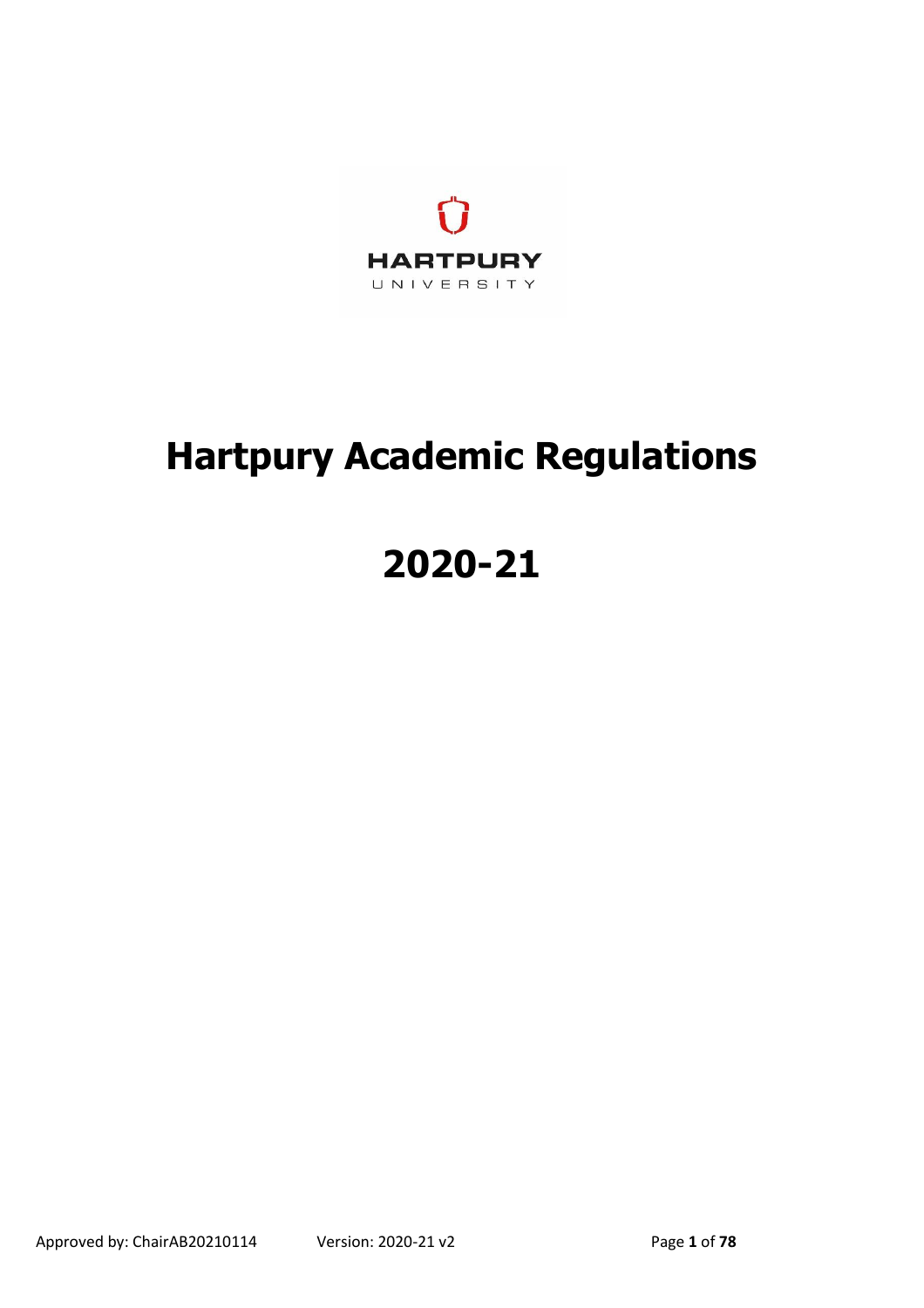HARTPURY

UNIVERSITY

# Hartpury Academic Regulations

# 2020-21

Approved by: ChairAB20210114 Version: 2020-21 v2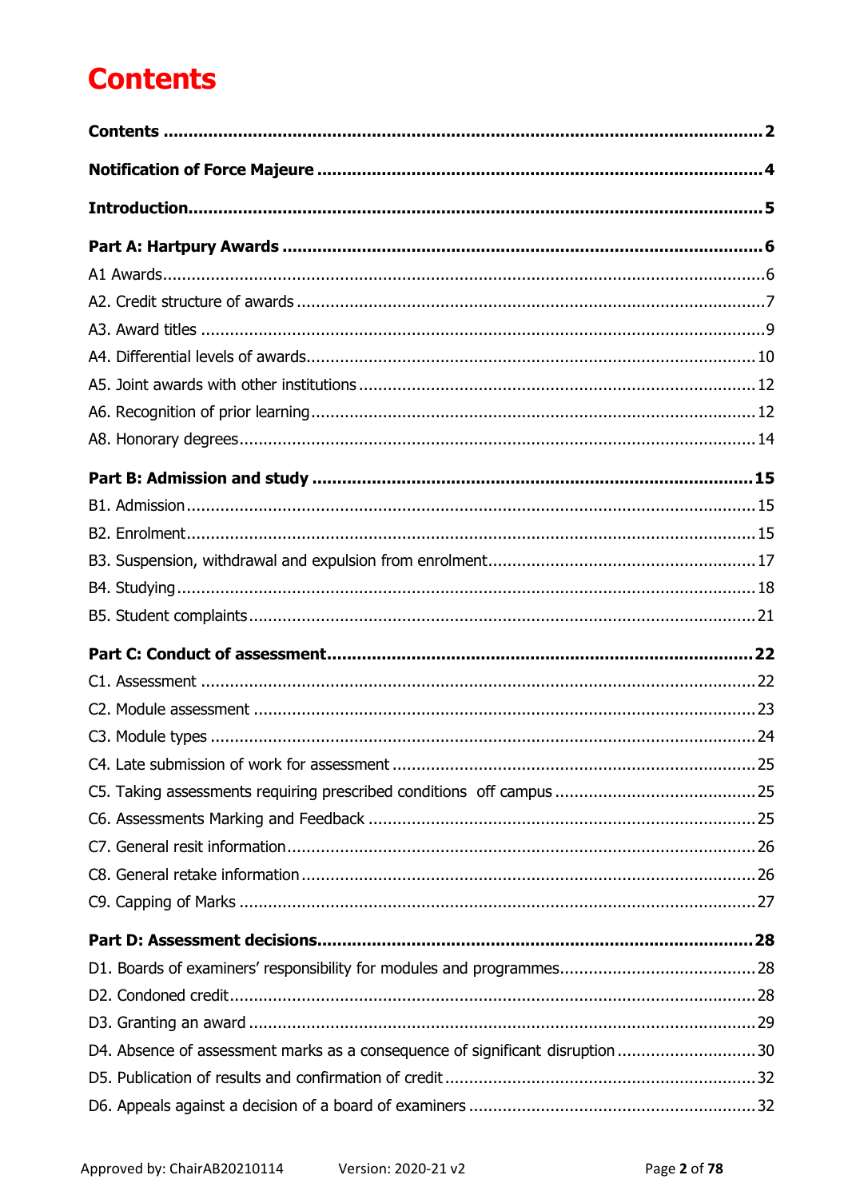# Contents

**Contents** .......... **2**

**Notification of Force Majeure** .......... **4**

**Introduction** .......... **5**

**Part A: Hartpury Awards** .......... **6**

A1 Awards .......... 6

A2. Credit structure of awards .......... 7

A3. Award titles .......... 9

A4. Differential levels of awards .......... 10

A5. Joint awards with other institutions .......... 12

A6. Recognition of prior learning .......... 12

A8. Honorary degrees .......... 14

**Part B: Admission and study** .......... **15**

B1. Admission .......... 15

B2. Enrolment .......... 15

B3. Suspension, withdrawal and expulsion from enrolment .......... 17

B4. Studying .......... 18

B5. Student complaints .......... 21

**Part C: Conduct of assessment** .......... **22**

C1. Assessment .......... 22

C2. Module assessment .......... 23

C3. Module types .......... 24

C4. Late submission of work for assessment .......... 25

C5. Taking assessments requiring prescribed conditions off campus .......... 25

C6. Assessments Marking and Feedback .......... 25

C7. General resit information .......... 26

C8. General retake information .......... 26

C9. Capping of Marks .......... 27

**Part D: Assessment decisions** .......... **28**

D1. Boards of examiners' responsibility for modules and programmes .......... 28

D2. Condoned credit .......... 28

D3. Granting an award .......... 29

D4. Absence of assessment marks as a consequence of significant disruption .......... 30

D5. Publication of results and confirmation of credit .......... 32

D6. Appeals against a decision of a board of examiners .......... 32

Approved by: ChairAB20210114 Version: 2020-21 v2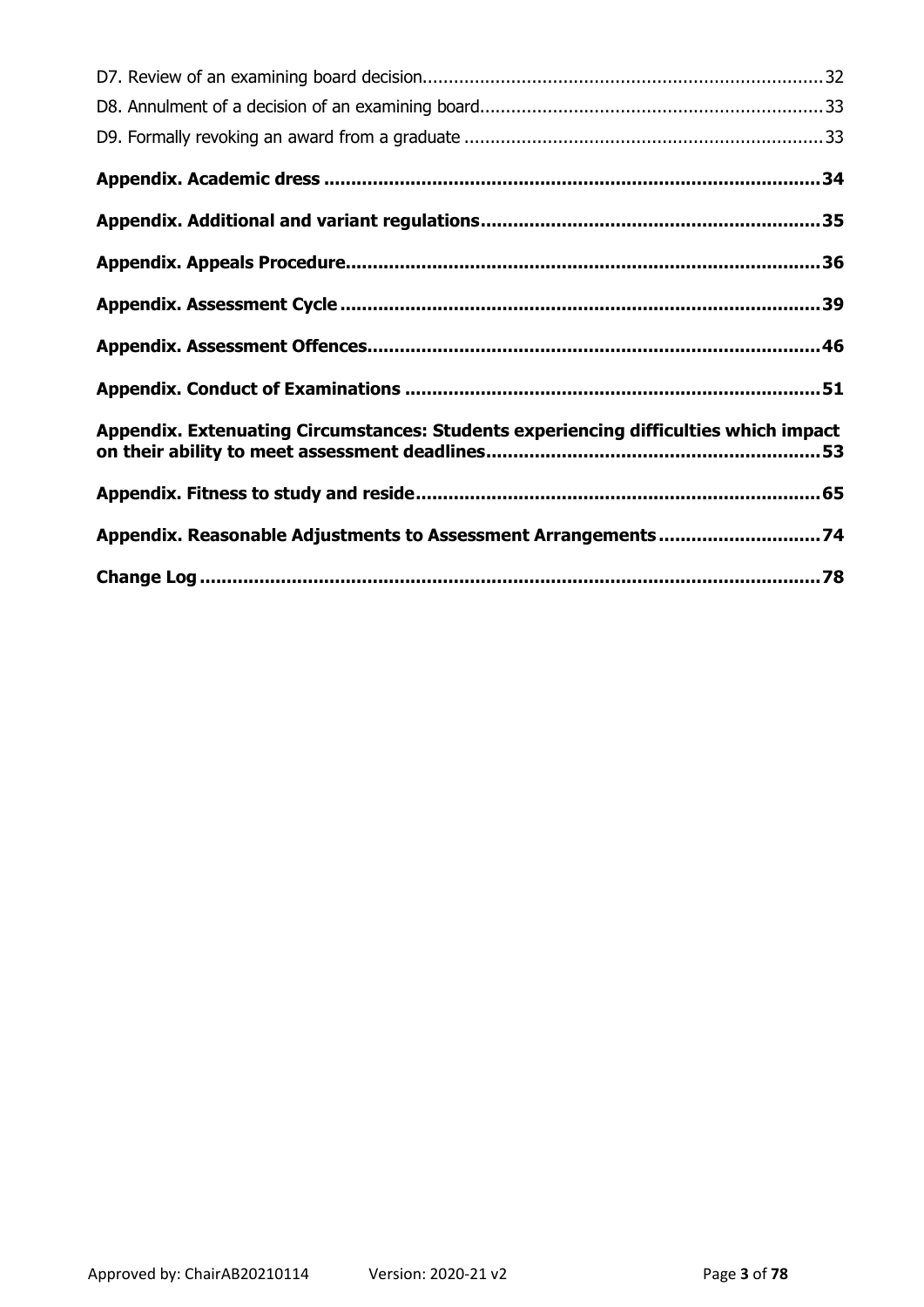D7. Review of an examining board decision ........ 32

D8. Annulment of a decision of an examining board ........ 33

D9. Formally revoking an award from a graduate ........ 33

**Appendix. Academic dress ........ 34**

**Appendix. Additional and variant regulations ........ 35**

**Appendix. Appeals Procedure ........ 36**

**Appendix. Assessment Cycle ........ 39**

**Appendix. Assessment Offences ........ 46**

**Appendix. Conduct of Examinations ........ 51**

**Appendix. Extenuating Circumstances: Students experiencing difficulties which impact on their ability to meet assessment deadlines ........ 53**

**Appendix. Fitness to study and reside ........ 65**

**Appendix. Reasonable Adjustments to Assessment Arrangements ........ 74**

**Change Log ........ 78**

Approved by: ChairAB20210114 Version: 2020-21 v2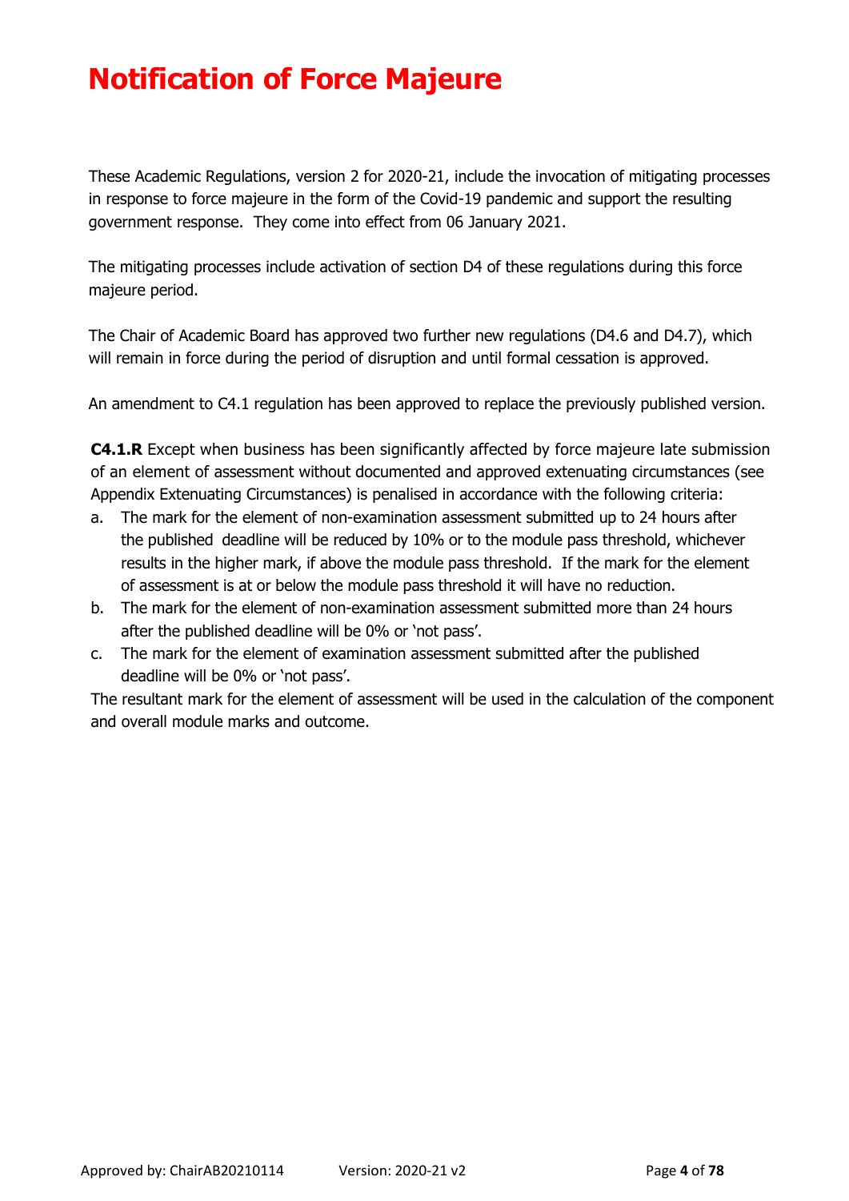# Notification of Force Majeure

These Academic Regulations, version 2 for 2020-21, include the invocation of mitigating processes in response to force majeure in the form of the Covid-19 pandemic and support the resulting government response. They come into effect from 06 January 2021.

The mitigating processes include activation of section D4 of these regulations during this force majeure period.

The Chair of Academic Board has approved two further new regulations (D4.6 and D4.7), which will remain in force during the period of disruption and until formal cessation is approved.

An amendment to C4.1 regulation has been approved to replace the previously published version.

**C4.1.R** Except when business has been significantly affected by force majeure late submission of an element of assessment without documented and approved extenuating circumstances (see Appendix Extenuating Circumstances) is penalised in accordance with the following criteria:

a. The mark for the element of non-examination assessment submitted up to 24 hours after the published deadline will be reduced by 10% or to the module pass threshold, whichever results in the higher mark, if above the module pass threshold. If the mark for the element of assessment is at or below the module pass threshold it will have no reduction.
b. The mark for the element of non-examination assessment submitted more than 24 hours after the published deadline will be 0% or 'not pass'.
c. The mark for the element of examination assessment submitted after the published deadline will be 0% or 'not pass'.

The resultant mark for the element of assessment will be used in the calculation of the component and overall module marks and outcome.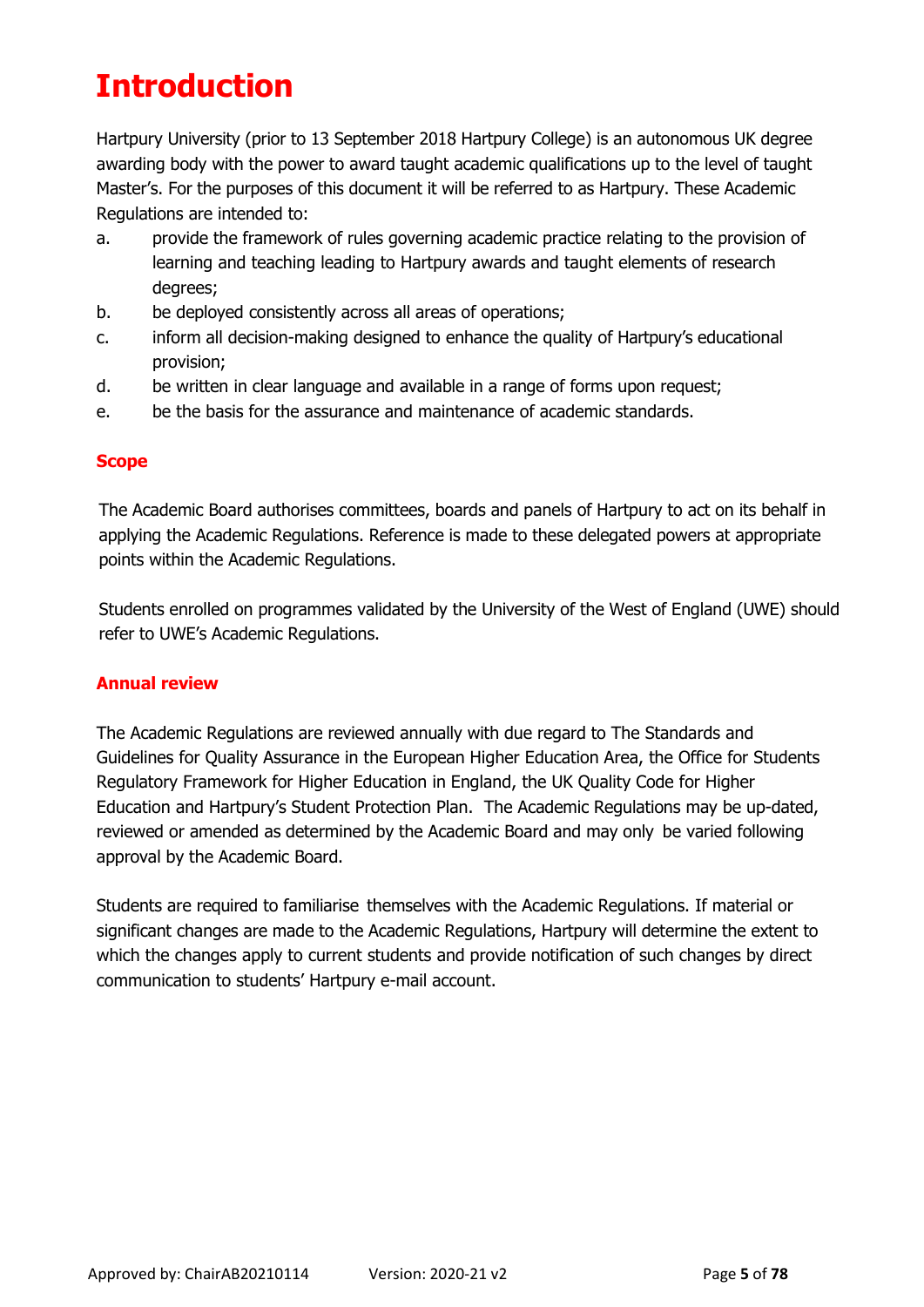# Introduction

Hartpury University (prior to 13 September 2018 Hartpury College) is an autonomous UK degree awarding body with the power to award taught academic qualifications up to the level of taught Master's. For the purposes of this document it will be referred to as Hartpury. These Academic Regulations are intended to:

a. provide the framework of rules governing academic practice relating to the provision of learning and teaching leading to Hartpury awards and taught elements of research degrees;
b. be deployed consistently across all areas of operations;
c. inform all decision-making designed to enhance the quality of Hartpury's educational provision;
d. be written in clear language and available in a range of forms upon request;
e. be the basis for the assurance and maintenance of academic standards.

## Scope

The Academic Board authorises committees, boards and panels of Hartpury to act on its behalf in applying the Academic Regulations. Reference is made to these delegated powers at appropriate points within the Academic Regulations.

Students enrolled on programmes validated by the University of the West of England (UWE) should refer to UWE's Academic Regulations.

## Annual review

The Academic Regulations are reviewed annually with due regard to The Standards and Guidelines for Quality Assurance in the European Higher Education Area, the Office for Students Regulatory Framework for Higher Education in England, the UK Quality Code for Higher Education and Hartpury's Student Protection Plan. The Academic Regulations may be up-dated, reviewed or amended as determined by the Academic Board and may only be varied following approval by the Academic Board.

Students are required to familiarise themselves with the Academic Regulations. If material or significant changes are made to the Academic Regulations, Hartpury will determine the extent to which the changes apply to current students and provide notification of such changes by direct communication to students' Hartpury e-mail account.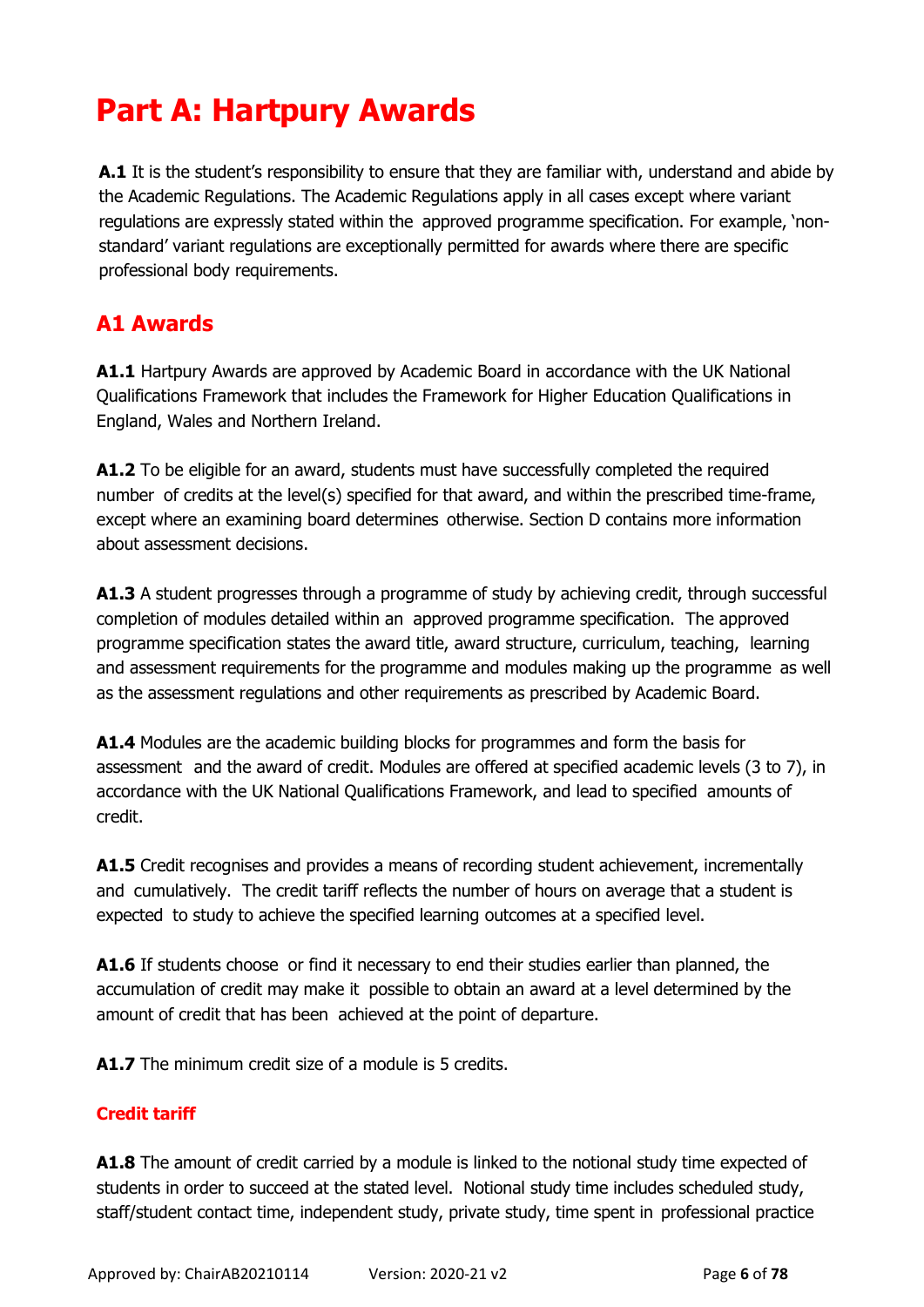# Part A: Hartpury Awards

**A.1** It is the student's responsibility to ensure that they are familiar with, understand and abide by the Academic Regulations. The Academic Regulations apply in all cases except where variant regulations are expressly stated within the approved programme specification. For example, 'non-standard' variant regulations are exceptionally permitted for awards where there are specific professional body requirements.

## A1 Awards

**A1.1** Hartpury Awards are approved by Academic Board in accordance with the UK National Qualifications Framework that includes the Framework for Higher Education Qualifications in England, Wales and Northern Ireland.

**A1.2** To be eligible for an award, students must have successfully completed the required number of credits at the level(s) specified for that award, and within the prescribed time-frame, except where an examining board determines otherwise. Section D contains more information about assessment decisions.

**A1.3** A student progresses through a programme of study by achieving credit, through successful completion of modules detailed within an approved programme specification. The approved programme specification states the award title, award structure, curriculum, teaching, learning and assessment requirements for the programme and modules making up the programme as well as the assessment regulations and other requirements as prescribed by Academic Board.

**A1.4** Modules are the academic building blocks for programmes and form the basis for assessment and the award of credit. Modules are offered at specified academic levels (3 to 7), in accordance with the UK National Qualifications Framework, and lead to specified amounts of credit.

**A1.5** Credit recognises and provides a means of recording student achievement, incrementally and cumulatively. The credit tariff reflects the number of hours on average that a student is expected to study to achieve the specified learning outcomes at a specified level.

**A1.6** If students choose or find it necessary to end their studies earlier than planned, the accumulation of credit may make it possible to obtain an award at a level determined by the amount of credit that has been achieved at the point of departure.

**A1.7** The minimum credit size of a module is 5 credits.

### Credit tariff

**A1.8** The amount of credit carried by a module is linked to the notional study time expected of students in order to succeed at the stated level. Notional study time includes scheduled study, staff/student contact time, independent study, private study, time spent in professional practice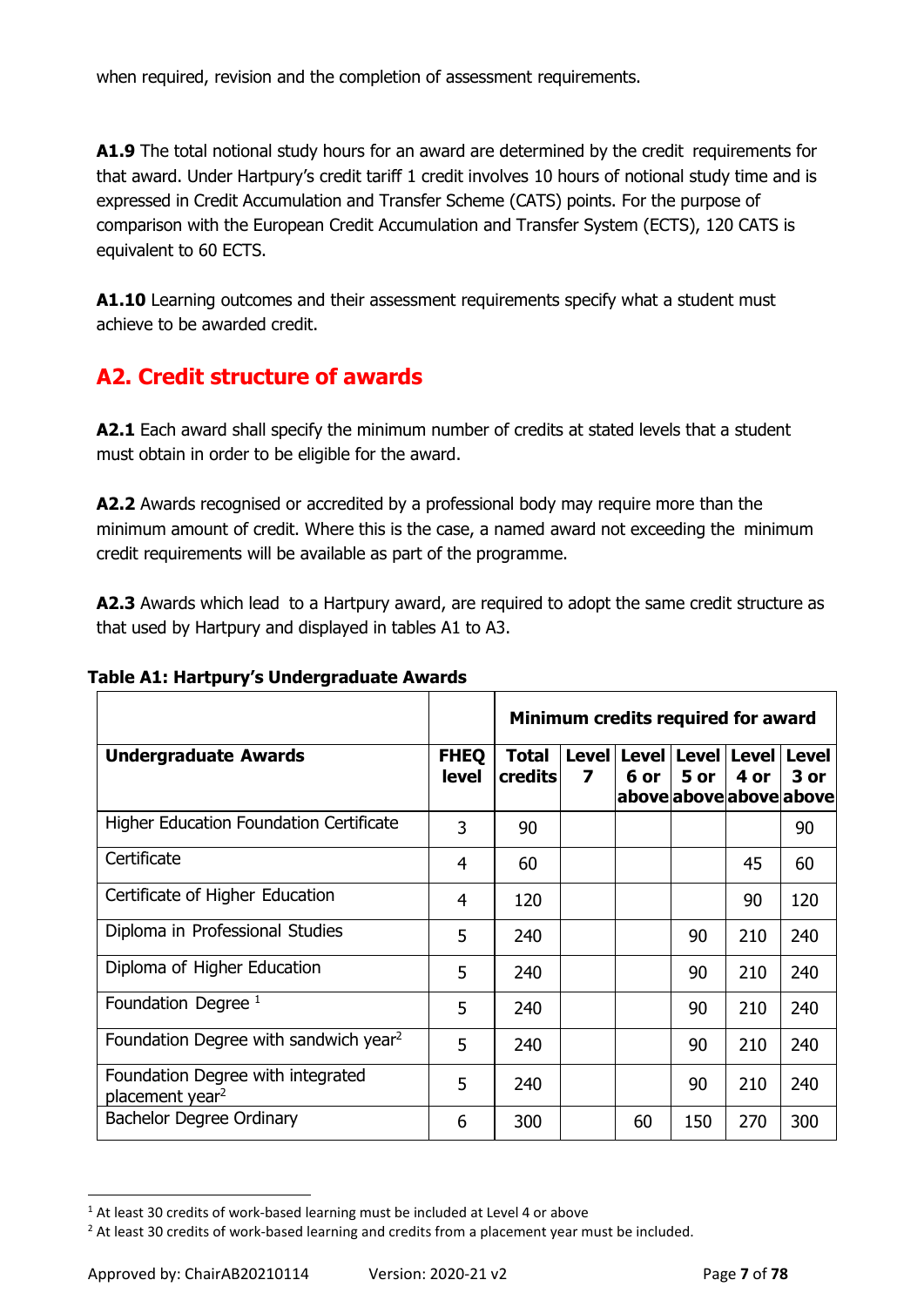when required, revision and the completion of assessment requirements.

**A1.9** The total notional study hours for an award are determined by the credit requirements for that award. Under Hartpury's credit tariff 1 credit involves 10 hours of notional study time and is expressed in Credit Accumulation and Transfer Scheme (CATS) points. For the purpose of comparison with the European Credit Accumulation and Transfer System (ECTS), 120 CATS is equivalent to 60 ECTS.

**A1.10** Learning outcomes and their assessment requirements specify what a student must achieve to be awarded credit.

## A2. Credit structure of awards

**A2.1** Each award shall specify the minimum number of credits at stated levels that a student must obtain in order to be eligible for the award.

**A2.2** Awards recognised or accredited by a professional body may require more than the minimum amount of credit. Where this is the case, a named award not exceeding the minimum credit requirements will be available as part of the programme.

**A2.3** Awards which lead to a Hartpury award, are required to adopt the same credit structure as that used by Hartpury and displayed in tables A1 to A3.

**Table A1: Hartpury's Undergraduate Awards**

| | | Minimum credits required for award | | | | | |
|---|---|---|---|---|---|---|---|
| **Undergraduate Awards** | **FHEQ level** | **Total credits** | **Level 7** | **Level 6 or above** | **Level 5 or above** | **Level 4 or above** | **Level 3 or above** |
| Higher Education Foundation Certificate | 3 | 90 | | | | | 90 |
| Certificate | 4 | 60 | | | | 45 | 60 |
| Certificate of Higher Education | 4 | 120 | | | | 90 | 120 |
| Diploma in Professional Studies | 5 | 240 | | | 90 | 210 | 240 |
| Diploma of Higher Education | 5 | 240 | | | 90 | 210 | 240 |
| Foundation Degree [1] | 5 | 240 | | | 90 | 210 | 240 |
| Foundation Degree with sandwich year[2] | 5 | 240 | | | 90 | 210 | 240 |
| Foundation Degree with integrated placement year[2] | 5 | 240 | | | 90 | 210 | 240 |
| Bachelor Degree Ordinary | 6 | 300 | | 60 | 150 | 270 | 300 |

[1] At least 30 credits of work-based learning must be included at Level 4 or above

[2] At least 30 credits of work-based learning and credits from a placement year must be included.

Approved by: ChairAB20210114 Version: 2020-21 v2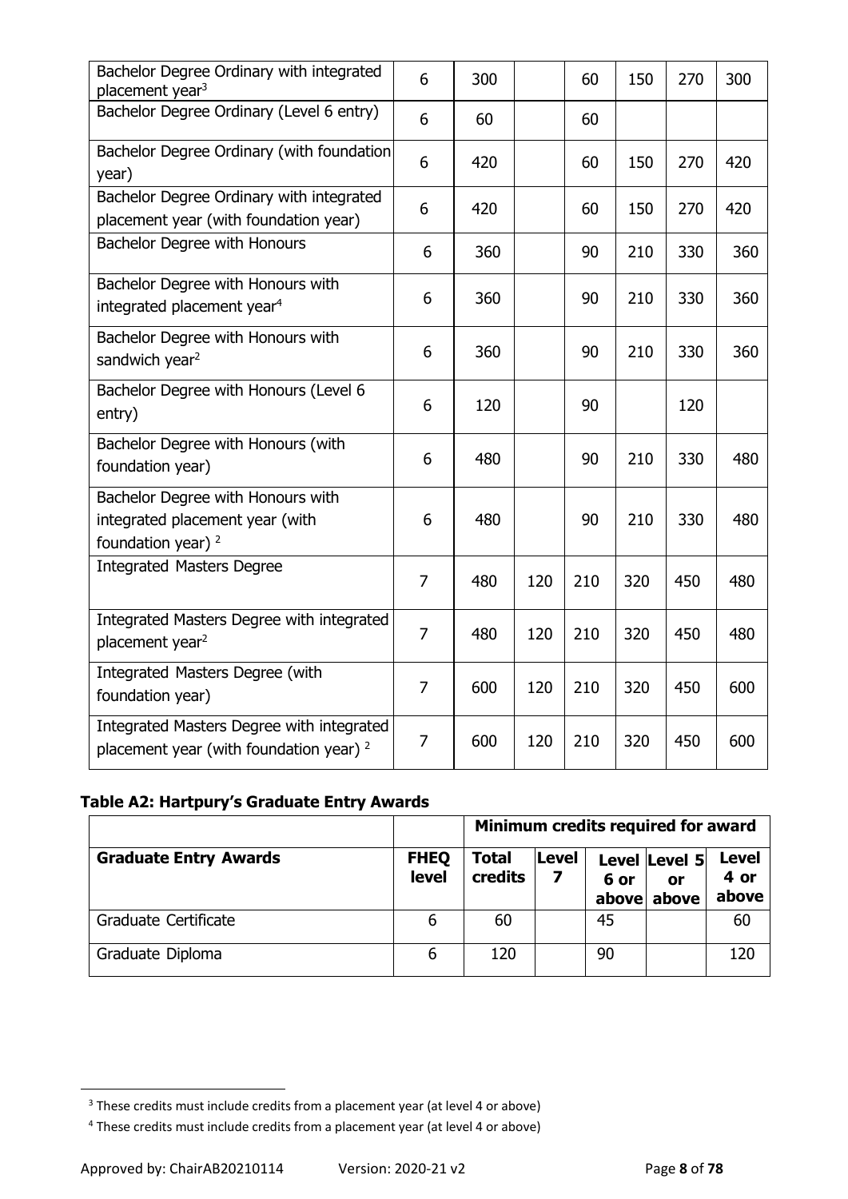| | | | | | | | |
|---|---|---|---|---|---|---|---|
| Bachelor Degree Ordinary with integrated placement year[3] | 6 | 300 | | 60 | 150 | 270 | 300 |
| Bachelor Degree Ordinary (Level 6 entry) | 6 | 60 | | 60 | | | |
| Bachelor Degree Ordinary (with foundation year) | 6 | 420 | | 60 | 150 | 270 | 420 |
| Bachelor Degree Ordinary with integrated placement year (with foundation year) | 6 | 420 | | 60 | 150 | 270 | 420 |
| Bachelor Degree with Honours | 6 | 360 | | 90 | 210 | 330 | 360 |
| Bachelor Degree with Honours with integrated placement year[4] | 6 | 360 | | 90 | 210 | 330 | 360 |
| Bachelor Degree with Honours with sandwich year[2] | 6 | 360 | | 90 | 210 | 330 | 360 |
| Bachelor Degree with Honours (Level 6 entry) | 6 | 120 | | 90 | | 120 | |
| Bachelor Degree with Honours (with foundation year) | 6 | 480 | | 90 | 210 | 330 | 480 |
| Bachelor Degree with Honours with integrated placement year (with foundation year) [2] | 6 | 480 | | 90 | 210 | 330 | 480 |
| Integrated Masters Degree | 7 | 480 | 120 | 210 | 320 | 450 | 480 |
| Integrated Masters Degree with integrated placement year[2] | 7 | 480 | 120 | 210 | 320 | 450 | 480 |
| Integrated Masters Degree (with foundation year) | 7 | 600 | 120 | 210 | 320 | 450 | 600 |
| Integrated Masters Degree with integrated placement year (with foundation year) [2] | 7 | 600 | 120 | 210 | 320 | 450 | 600 |

**Table A2: Hartpury's Graduate Entry Awards**

| | | Minimum credits required for award | | | | |
|---|---|---|---|---|---|---|
| **Graduate Entry Awards** | **FHEQ level** | **Total credits** | **Level 7** | **Level 6 or above** | **Level 5 or above** | **Level 4 or above** |
| Graduate Certificate | 6 | 60 | | 45 | | 60 |
| Graduate Diploma | 6 | 120 | | 90 | | 120 |

[3] These credits must include credits from a placement year (at level 4 or above)

[4] These credits must include credits from a placement year (at level 4 or above)

Approved by: ChairAB20210114 Version: 2020-21 v2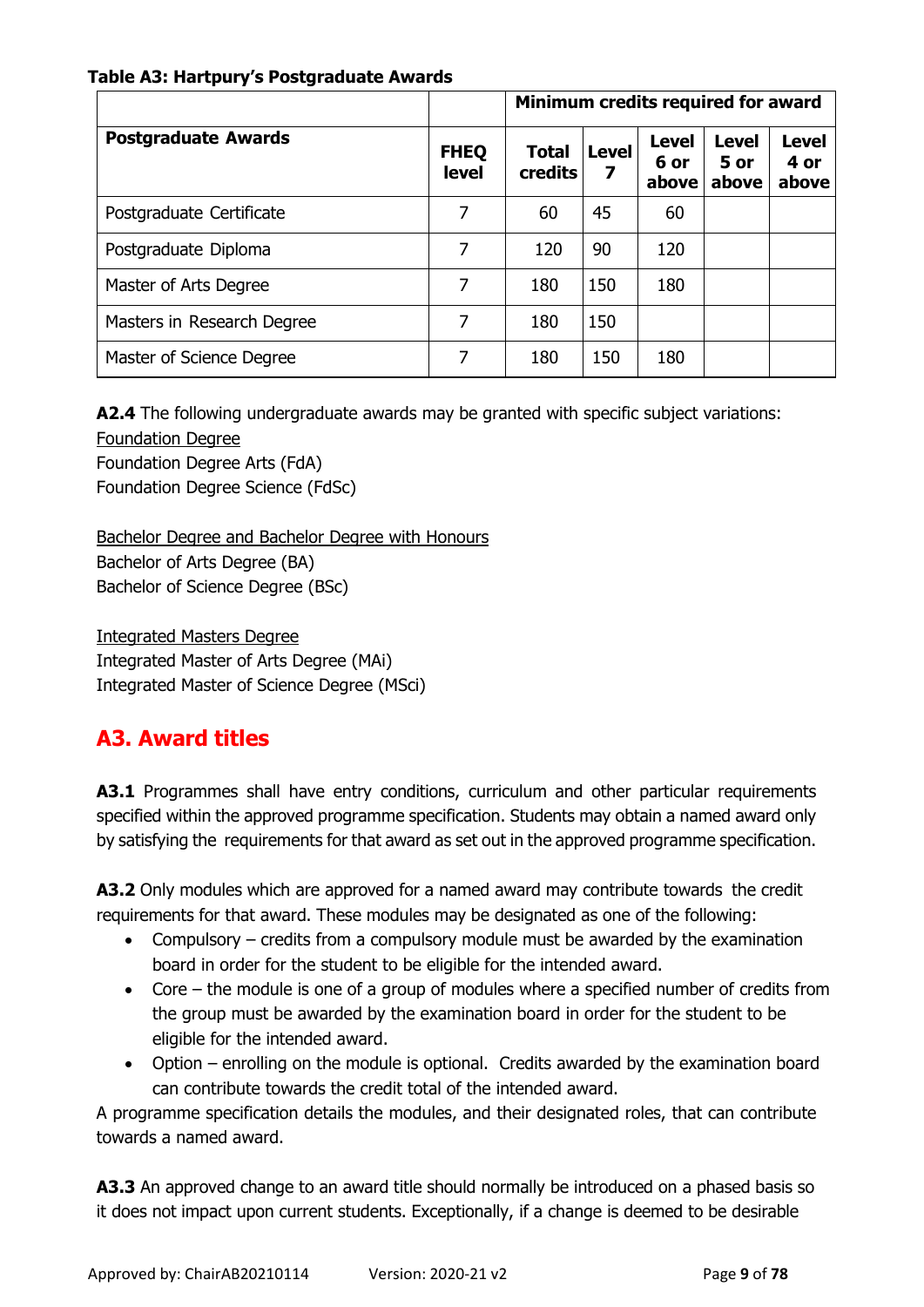**Table A3: Hartpury's Postgraduate Awards**

| | | Minimum credits required for award | | | | |
|---|---|---|---|---|---|---|
| **Postgraduate Awards** | **FHEQ level** | **Total credits** | **Level 7** | **Level 6 or above** | **Level 5 or above** | **Level 4 or above** |
| Postgraduate Certificate | 7 | 60 | 45 | 60 | | |
| Postgraduate Diploma | 7 | 120 | 90 | 120 | | |
| Master of Arts Degree | 7 | 180 | 150 | 180 | | |
| Masters in Research Degree | 7 | 180 | 150 | | | |
| Master of Science Degree | 7 | 180 | 150 | 180 | | |

**A2.4** The following undergraduate awards may be granted with specific subject variations:

Foundation Degree
Foundation Degree Arts (FdA)
Foundation Degree Science (FdSc)

Bachelor Degree and Bachelor Degree with Honours
Bachelor of Arts Degree (BA)
Bachelor of Science Degree (BSc)

Integrated Masters Degree
Integrated Master of Arts Degree (MAi)
Integrated Master of Science Degree (MSci)

## A3. Award titles

**A3.1** Programmes shall have entry conditions, curriculum and other particular requirements specified within the approved programme specification. Students may obtain a named award only by satisfying the requirements for that award as set out in the approved programme specification.

**A3.2** Only modules which are approved for a named award may contribute towards the credit requirements for that award. These modules may be designated as one of the following:

- Compulsory – credits from a compulsory module must be awarded by the examination board in order for the student to be eligible for the intended award.
- Core – the module is one of a group of modules where a specified number of credits from the group must be awarded by the examination board in order for the student to be eligible for the intended award.
- Option – enrolling on the module is optional. Credits awarded by the examination board can contribute towards the credit total of the intended award.

A programme specification details the modules, and their designated roles, that can contribute towards a named award.

**A3.3** An approved change to an award title should normally be introduced on a phased basis so it does not impact upon current students. Exceptionally, if a change is deemed to be desirable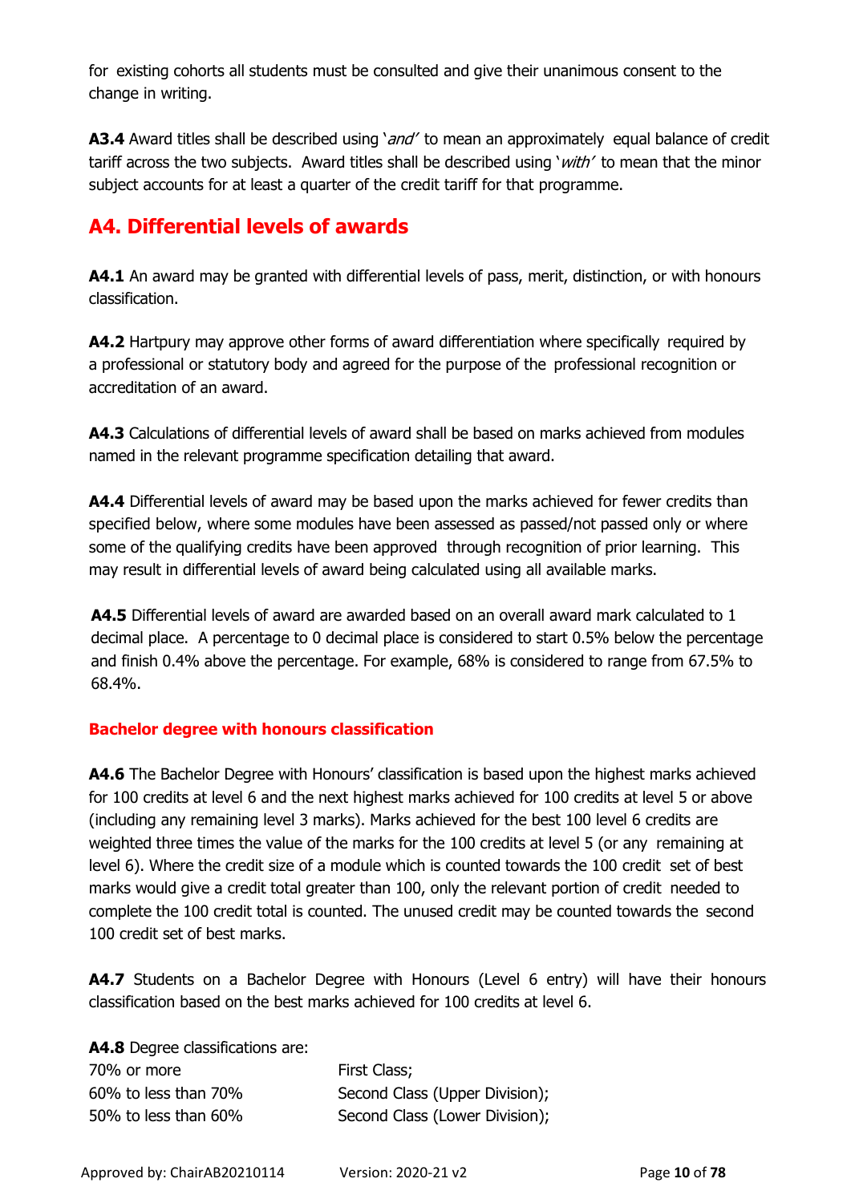for existing cohorts all students must be consulted and give their unanimous consent to the change in writing.

**A3.4** Award titles shall be described using '*and'* to mean an approximately equal balance of credit tariff across the two subjects. Award titles shall be described using '*with'* to mean that the minor subject accounts for at least a quarter of the credit tariff for that programme.

## A4. Differential levels of awards

**A4.1** An award may be granted with differential levels of pass, merit, distinction, or with honours classification.

**A4.2** Hartpury may approve other forms of award differentiation where specifically required by a professional or statutory body and agreed for the purpose of the professional recognition or accreditation of an award.

**A4.3** Calculations of differential levels of award shall be based on marks achieved from modules named in the relevant programme specification detailing that award.

**A4.4** Differential levels of award may be based upon the marks achieved for fewer credits than specified below, where some modules have been assessed as passed/not passed only or where some of the qualifying credits have been approved through recognition of prior learning. This may result in differential levels of award being calculated using all available marks.

**A4.5** Differential levels of award are awarded based on an overall award mark calculated to 1 decimal place. A percentage to 0 decimal place is considered to start 0.5% below the percentage and finish 0.4% above the percentage. For example, 68% is considered to range from 67.5% to 68.4%.

### Bachelor degree with honours classification

**A4.6** The Bachelor Degree with Honours' classification is based upon the highest marks achieved for 100 credits at level 6 and the next highest marks achieved for 100 credits at level 5 or above (including any remaining level 3 marks). Marks achieved for the best 100 level 6 credits are weighted three times the value of the marks for the 100 credits at level 5 (or any remaining at level 6). Where the credit size of a module which is counted towards the 100 credit set of best marks would give a credit total greater than 100, only the relevant portion of credit needed to complete the 100 credit total is counted. The unused credit may be counted towards the second 100 credit set of best marks.

**A4.7** Students on a Bachelor Degree with Honours (Level 6 entry) will have their honours classification based on the best marks achieved for 100 credits at level 6.

**A4.8** Degree classifications are:

| | |
|---|---|
| 70% or more | First Class; |
| 60% to less than 70% | Second Class (Upper Division); |
| 50% to less than 60% | Second Class (Lower Division); |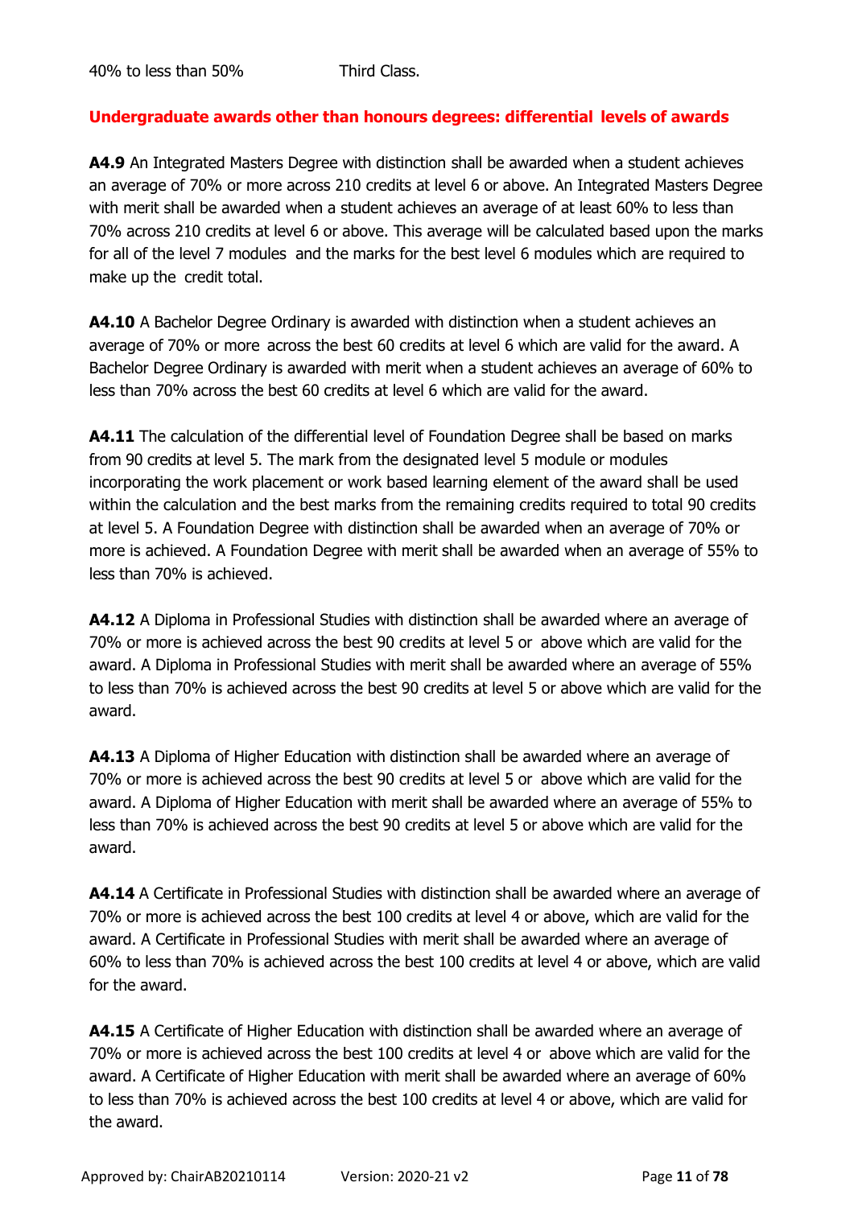40% to less than 50%    Third Class.

### Undergraduate awards other than honours degrees: differential levels of awards

**A4.9** An Integrated Masters Degree with distinction shall be awarded when a student achieves an average of 70% or more across 210 credits at level 6 or above. An Integrated Masters Degree with merit shall be awarded when a student achieves an average of at least 60% to less than 70% across 210 credits at level 6 or above. This average will be calculated based upon the marks for all of the level 7 modules and the marks for the best level 6 modules which are required to make up the credit total.

**A4.10** A Bachelor Degree Ordinary is awarded with distinction when a student achieves an average of 70% or more across the best 60 credits at level 6 which are valid for the award. A Bachelor Degree Ordinary is awarded with merit when a student achieves an average of 60% to less than 70% across the best 60 credits at level 6 which are valid for the award.

**A4.11** The calculation of the differential level of Foundation Degree shall be based on marks from 90 credits at level 5. The mark from the designated level 5 module or modules incorporating the work placement or work based learning element of the award shall be used within the calculation and the best marks from the remaining credits required to total 90 credits at level 5. A Foundation Degree with distinction shall be awarded when an average of 70% or more is achieved. A Foundation Degree with merit shall be awarded when an average of 55% to less than 70% is achieved.

**A4.12** A Diploma in Professional Studies with distinction shall be awarded where an average of 70% or more is achieved across the best 90 credits at level 5 or above which are valid for the award. A Diploma in Professional Studies with merit shall be awarded where an average of 55% to less than 70% is achieved across the best 90 credits at level 5 or above which are valid for the award.

**A4.13** A Diploma of Higher Education with distinction shall be awarded where an average of 70% or more is achieved across the best 90 credits at level 5 or above which are valid for the award. A Diploma of Higher Education with merit shall be awarded where an average of 55% to less than 70% is achieved across the best 90 credits at level 5 or above which are valid for the award.

**A4.14** A Certificate in Professional Studies with distinction shall be awarded where an average of 70% or more is achieved across the best 100 credits at level 4 or above, which are valid for the award. A Certificate in Professional Studies with merit shall be awarded where an average of 60% to less than 70% is achieved across the best 100 credits at level 4 or above, which are valid for the award.

**A4.15** A Certificate of Higher Education with distinction shall be awarded where an average of 70% or more is achieved across the best 100 credits at level 4 or above which are valid for the award. A Certificate of Higher Education with merit shall be awarded where an average of 60% to less than 70% is achieved across the best 100 credits at level 4 or above, which are valid for the award.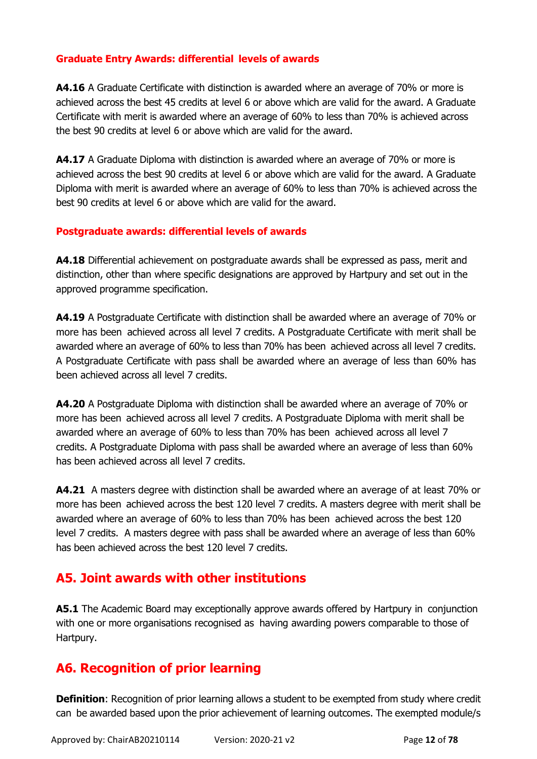### Graduate Entry Awards: differential levels of awards

**A4.16** A Graduate Certificate with distinction is awarded where an average of 70% or more is achieved across the best 45 credits at level 6 or above which are valid for the award. A Graduate Certificate with merit is awarded where an average of 60% to less than 70% is achieved across the best 90 credits at level 6 or above which are valid for the award.

**A4.17** A Graduate Diploma with distinction is awarded where an average of 70% or more is achieved across the best 90 credits at level 6 or above which are valid for the award. A Graduate Diploma with merit is awarded where an average of 60% to less than 70% is achieved across the best 90 credits at level 6 or above which are valid for the award.

### Postgraduate awards: differential levels of awards

**A4.18** Differential achievement on postgraduate awards shall be expressed as pass, merit and distinction, other than where specific designations are approved by Hartpury and set out in the approved programme specification.

**A4.19** A Postgraduate Certificate with distinction shall be awarded where an average of 70% or more has been achieved across all level 7 credits. A Postgraduate Certificate with merit shall be awarded where an average of 60% to less than 70% has been achieved across all level 7 credits. A Postgraduate Certificate with pass shall be awarded where an average of less than 60% has been achieved across all level 7 credits.

**A4.20** A Postgraduate Diploma with distinction shall be awarded where an average of 70% or more has been achieved across all level 7 credits. A Postgraduate Diploma with merit shall be awarded where an average of 60% to less than 70% has been achieved across all level 7 credits. A Postgraduate Diploma with pass shall be awarded where an average of less than 60% has been achieved across all level 7 credits.

**A4.21** A masters degree with distinction shall be awarded where an average of at least 70% or more has been achieved across the best 120 level 7 credits. A masters degree with merit shall be awarded where an average of 60% to less than 70% has been achieved across the best 120 level 7 credits. A masters degree with pass shall be awarded where an average of less than 60% has been achieved across the best 120 level 7 credits.

## A5. Joint awards with other institutions

**A5.1** The Academic Board may exceptionally approve awards offered by Hartpury in conjunction with one or more organisations recognised as having awarding powers comparable to those of Hartpury.

## A6. Recognition of prior learning

**Definition**: Recognition of prior learning allows a student to be exempted from study where credit can be awarded based upon the prior achievement of learning outcomes. The exempted module/s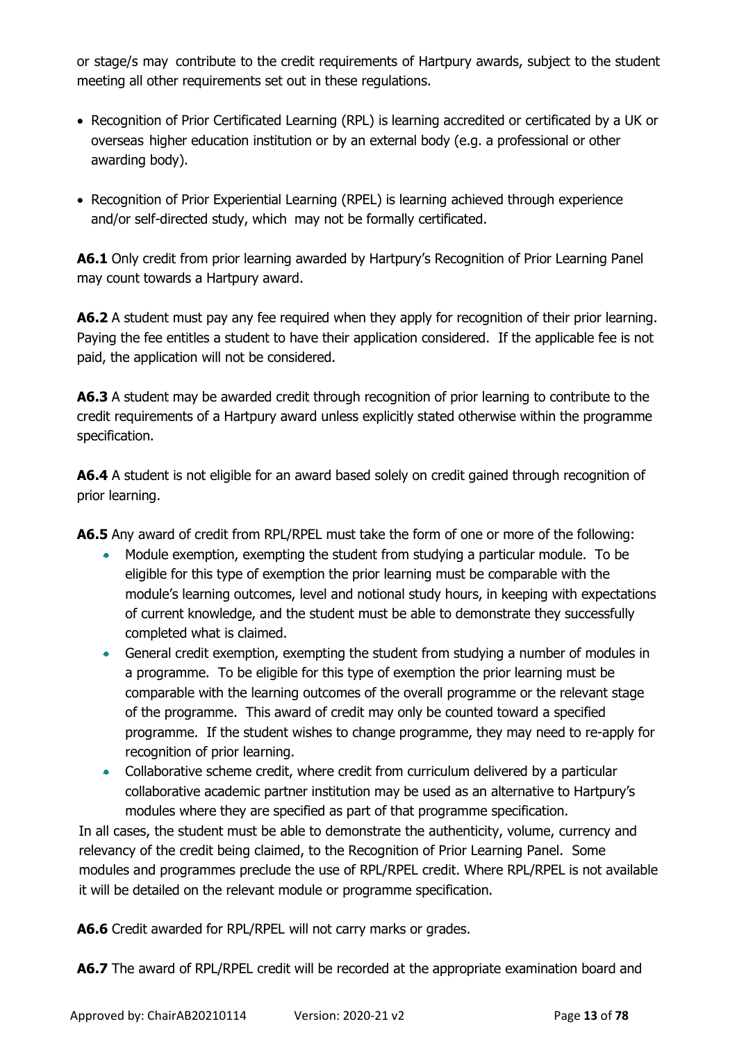or stage/s may contribute to the credit requirements of Hartpury awards, subject to the student meeting all other requirements set out in these regulations.

- Recognition of Prior Certificated Learning (RPL) is learning accredited or certificated by a UK or overseas higher education institution or by an external body (e.g. a professional or other awarding body).
- Recognition of Prior Experiential Learning (RPEL) is learning achieved through experience and/or self-directed study, which may not be formally certificated.

**A6.1** Only credit from prior learning awarded by Hartpury's Recognition of Prior Learning Panel may count towards a Hartpury award.

**A6.2** A student must pay any fee required when they apply for recognition of their prior learning. Paying the fee entitles a student to have their application considered. If the applicable fee is not paid, the application will not be considered.

**A6.3** A student may be awarded credit through recognition of prior learning to contribute to the credit requirements of a Hartpury award unless explicitly stated otherwise within the programme specification.

**A6.4** A student is not eligible for an award based solely on credit gained through recognition of prior learning.

**A6.5** Any award of credit from RPL/RPEL must take the form of one or more of the following:

- Module exemption, exempting the student from studying a particular module. To be eligible for this type of exemption the prior learning must be comparable with the module's learning outcomes, level and notional study hours, in keeping with expectations of current knowledge, and the student must be able to demonstrate they successfully completed what is claimed.
- General credit exemption, exempting the student from studying a number of modules in a programme. To be eligible for this type of exemption the prior learning must be comparable with the learning outcomes of the overall programme or the relevant stage of the programme. This award of credit may only be counted toward a specified programme. If the student wishes to change programme, they may need to re-apply for recognition of prior learning.
- Collaborative scheme credit, where credit from curriculum delivered by a particular collaborative academic partner institution may be used as an alternative to Hartpury's modules where they are specified as part of that programme specification.

In all cases, the student must be able to demonstrate the authenticity, volume, currency and relevancy of the credit being claimed, to the Recognition of Prior Learning Panel. Some modules and programmes preclude the use of RPL/RPEL credit. Where RPL/RPEL is not available it will be detailed on the relevant module or programme specification.

**A6.6** Credit awarded for RPL/RPEL will not carry marks or grades.

**A6.7** The award of RPL/RPEL credit will be recorded at the appropriate examination board and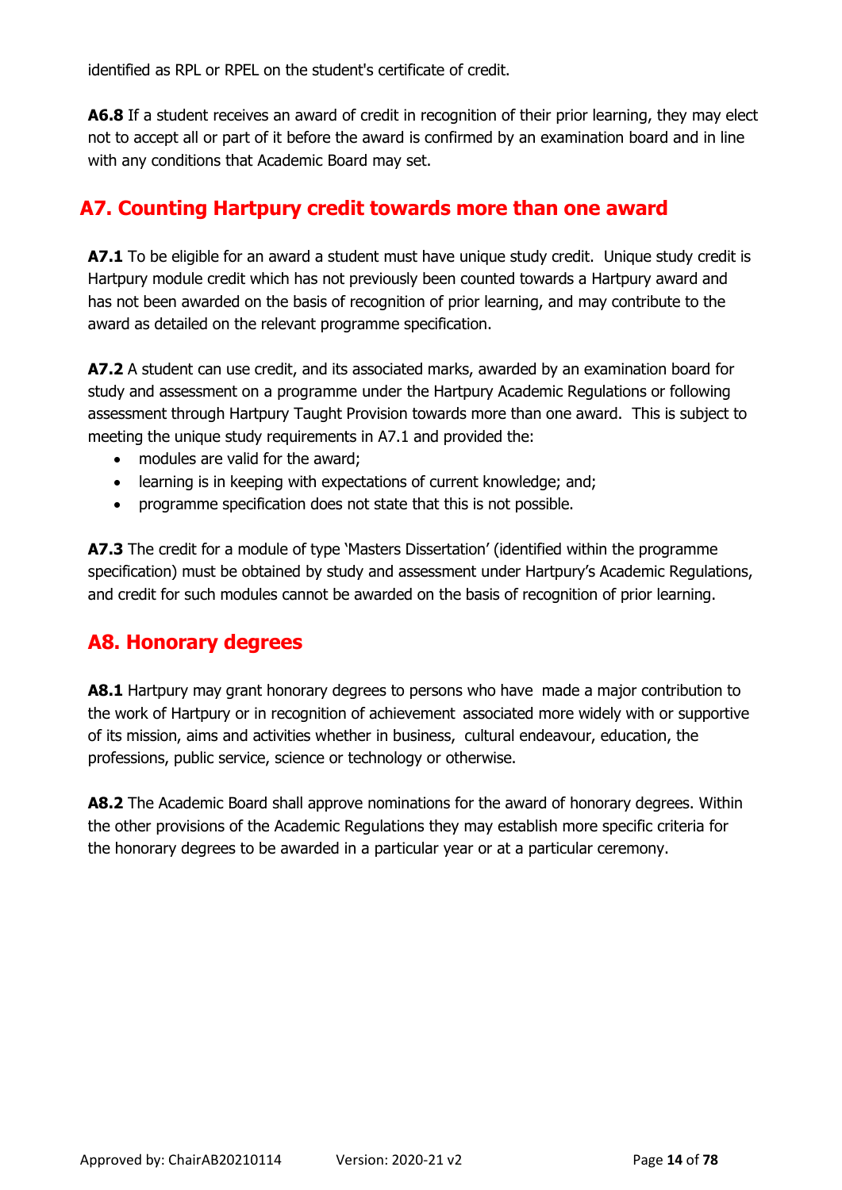identified as RPL or RPEL on the student's certificate of credit.

**A6.8** If a student receives an award of credit in recognition of their prior learning, they may elect not to accept all or part of it before the award is confirmed by an examination board and in line with any conditions that Academic Board may set.

## A7. Counting Hartpury credit towards more than one award

**A7.1** To be eligible for an award a student must have unique study credit. Unique study credit is Hartpury module credit which has not previously been counted towards a Hartpury award and has not been awarded on the basis of recognition of prior learning, and may contribute to the award as detailed on the relevant programme specification.

**A7.2** A student can use credit, and its associated marks, awarded by an examination board for study and assessment on a programme under the Hartpury Academic Regulations or following assessment through Hartpury Taught Provision towards more than one award. This is subject to meeting the unique study requirements in A7.1 and provided the:

- modules are valid for the award;
- learning is in keeping with expectations of current knowledge; and;
- programme specification does not state that this is not possible.

**A7.3** The credit for a module of type 'Masters Dissertation' (identified within the programme specification) must be obtained by study and assessment under Hartpury's Academic Regulations, and credit for such modules cannot be awarded on the basis of recognition of prior learning.

## A8. Honorary degrees

**A8.1** Hartpury may grant honorary degrees to persons who have made a major contribution to the work of Hartpury or in recognition of achievement associated more widely with or supportive of its mission, aims and activities whether in business, cultural endeavour, education, the professions, public service, science or technology or otherwise.

**A8.2** The Academic Board shall approve nominations for the award of honorary degrees. Within the other provisions of the Academic Regulations they may establish more specific criteria for the honorary degrees to be awarded in a particular year or at a particular ceremony.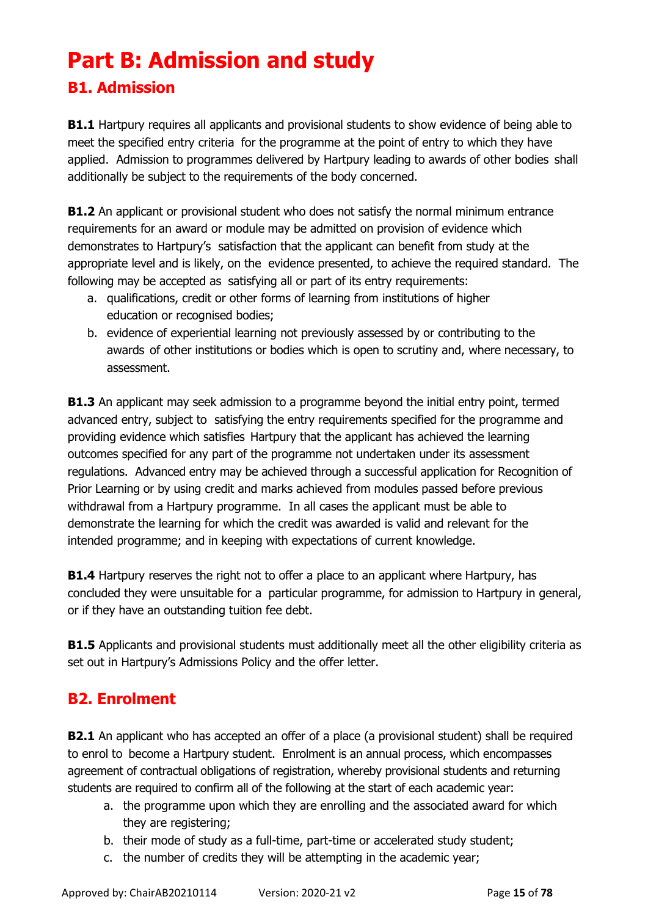# Part B: Admission and study

## B1. Admission

**B1.1** Hartpury requires all applicants and provisional students to show evidence of being able to meet the specified entry criteria for the programme at the point of entry to which they have applied. Admission to programmes delivered by Hartpury leading to awards of other bodies shall additionally be subject to the requirements of the body concerned.

**B1.2** An applicant or provisional student who does not satisfy the normal minimum entrance requirements for an award or module may be admitted on provision of evidence which demonstrates to Hartpury's satisfaction that the applicant can benefit from study at the appropriate level and is likely, on the evidence presented, to achieve the required standard. The following may be accepted as satisfying all or part of its entry requirements:

a. qualifications, credit or other forms of learning from institutions of higher education or recognised bodies;
b. evidence of experiential learning not previously assessed by or contributing to the awards of other institutions or bodies which is open to scrutiny and, where necessary, to assessment.

**B1.3** An applicant may seek admission to a programme beyond the initial entry point, termed advanced entry, subject to satisfying the entry requirements specified for the programme and providing evidence which satisfies Hartpury that the applicant has achieved the learning outcomes specified for any part of the programme not undertaken under its assessment regulations. Advanced entry may be achieved through a successful application for Recognition of Prior Learning or by using credit and marks achieved from modules passed before previous withdrawal from a Hartpury programme. In all cases the applicant must be able to demonstrate the learning for which the credit was awarded is valid and relevant for the intended programme; and in keeping with expectations of current knowledge.

**B1.4** Hartpury reserves the right not to offer a place to an applicant where Hartpury, has concluded they were unsuitable for a particular programme, for admission to Hartpury in general, or if they have an outstanding tuition fee debt.

**B1.5** Applicants and provisional students must additionally meet all the other eligibility criteria as set out in Hartpury's Admissions Policy and the offer letter.

## B2. Enrolment

**B2.1** An applicant who has accepted an offer of a place (a provisional student) shall be required to enrol to become a Hartpury student. Enrolment is an annual process, which encompasses agreement of contractual obligations of registration, whereby provisional students and returning students are required to confirm all of the following at the start of each academic year:

a. the programme upon which they are enrolling and the associated award for which they are registering;
b. their mode of study as a full-time, part-time or accelerated study student;
c. the number of credits they will be attempting in the academic year;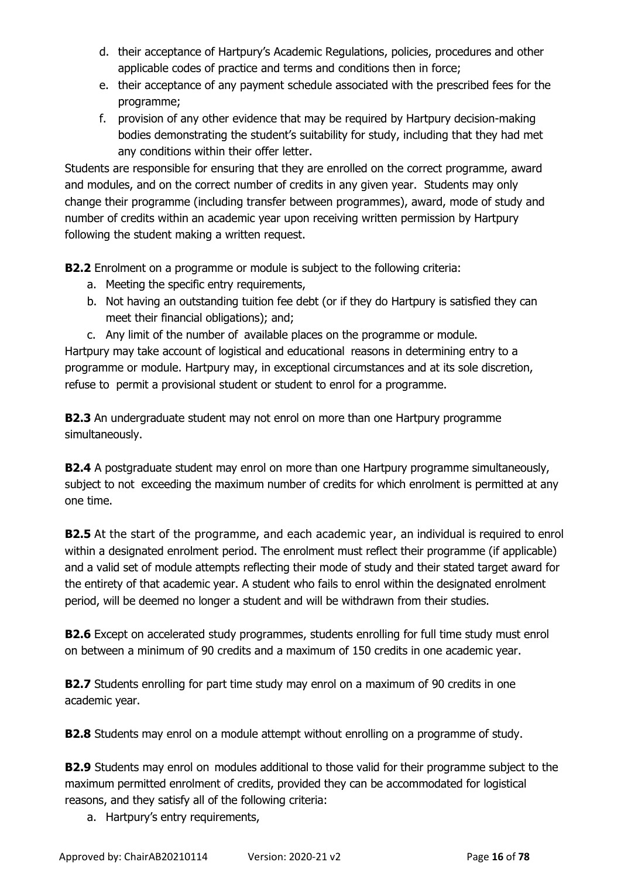d. their acceptance of Hartpury's Academic Regulations, policies, procedures and other applicable codes of practice and terms and conditions then in force;
e. their acceptance of any payment schedule associated with the prescribed fees for the programme;
f. provision of any other evidence that may be required by Hartpury decision-making bodies demonstrating the student's suitability for study, including that they had met any conditions within their offer letter.

Students are responsible for ensuring that they are enrolled on the correct programme, award and modules, and on the correct number of credits in any given year. Students may only change their programme (including transfer between programmes), award, mode of study and number of credits within an academic year upon receiving written permission by Hartpury following the student making a written request.

**B2.2** Enrolment on a programme or module is subject to the following criteria:

a. Meeting the specific entry requirements,
b. Not having an outstanding tuition fee debt (or if they do Hartpury is satisfied they can meet their financial obligations); and;
c. Any limit of the number of available places on the programme or module.

Hartpury may take account of logistical and educational reasons in determining entry to a programme or module. Hartpury may, in exceptional circumstances and at its sole discretion, refuse to permit a provisional student or student to enrol for a programme.

**B2.3** An undergraduate student may not enrol on more than one Hartpury programme simultaneously.

**B2.4** A postgraduate student may enrol on more than one Hartpury programme simultaneously, subject to not exceeding the maximum number of credits for which enrolment is permitted at any one time.

**B2.5** At the start of the programme, and each academic year, an individual is required to enrol within a designated enrolment period. The enrolment must reflect their programme (if applicable) and a valid set of module attempts reflecting their mode of study and their stated target award for the entirety of that academic year. A student who fails to enrol within the designated enrolment period, will be deemed no longer a student and will be withdrawn from their studies.

**B2.6** Except on accelerated study programmes, students enrolling for full time study must enrol on between a minimum of 90 credits and a maximum of 150 credits in one academic year.

**B2.7** Students enrolling for part time study may enrol on a maximum of 90 credits in one academic year.

**B2.8** Students may enrol on a module attempt without enrolling on a programme of study.

**B2.9** Students may enrol on modules additional to those valid for their programme subject to the maximum permitted enrolment of credits, provided they can be accommodated for logistical reasons, and they satisfy all of the following criteria:

a. Hartpury's entry requirements,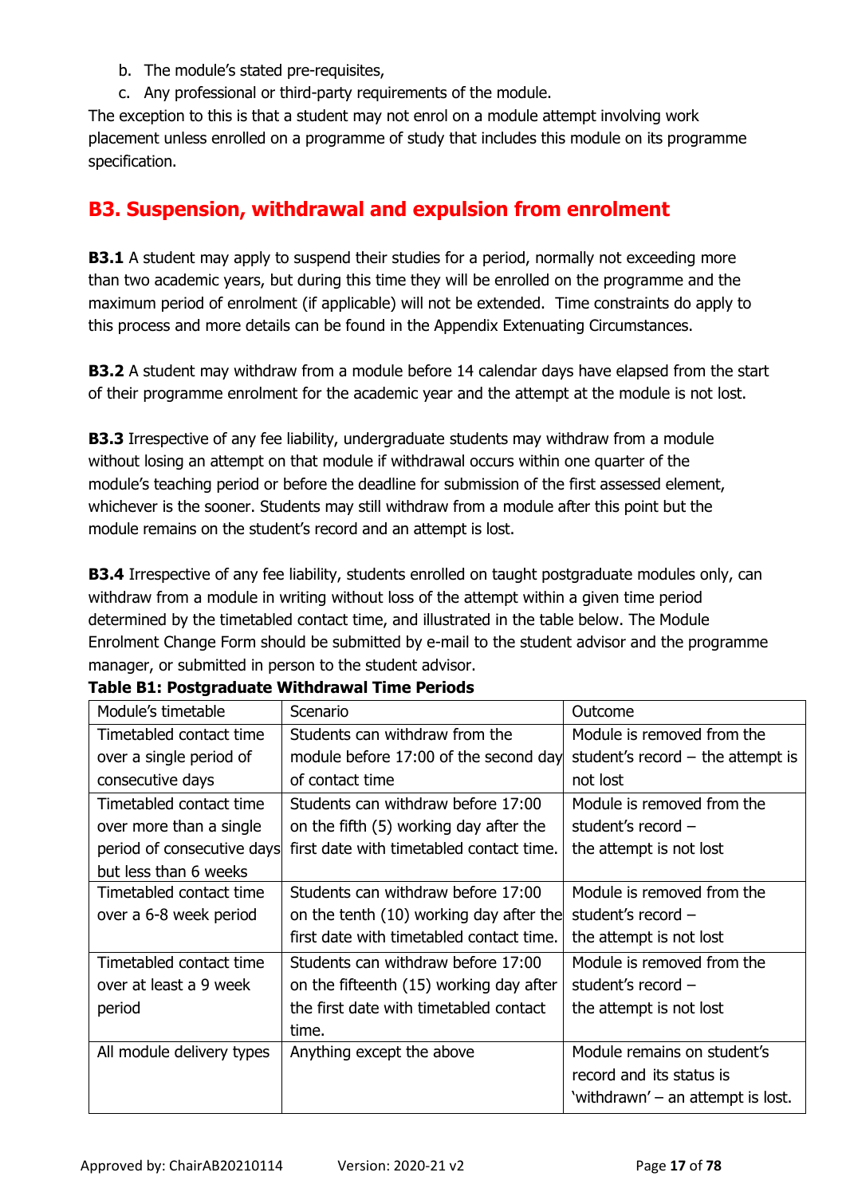b. The module's stated pre-requisites,
c. Any professional or third-party requirements of the module.

The exception to this is that a student may not enrol on a module attempt involving work placement unless enrolled on a programme of study that includes this module on its programme specification.

## B3. Suspension, withdrawal and expulsion from enrolment

**B3.1** A student may apply to suspend their studies for a period, normally not exceeding more than two academic years, but during this time they will be enrolled on the programme and the maximum period of enrolment (if applicable) will not be extended. Time constraints do apply to this process and more details can be found in the Appendix Extenuating Circumstances.

**B3.2** A student may withdraw from a module before 14 calendar days have elapsed from the start of their programme enrolment for the academic year and the attempt at the module is not lost.

**B3.3** Irrespective of any fee liability, undergraduate students may withdraw from a module without losing an attempt on that module if withdrawal occurs within one quarter of the module's teaching period or before the deadline for submission of the first assessed element, whichever is the sooner. Students may still withdraw from a module after this point but the module remains on the student's record and an attempt is lost.

**B3.4** Irrespective of any fee liability, students enrolled on taught postgraduate modules only, can withdraw from a module in writing without loss of the attempt within a given time period determined by the timetabled contact time, and illustrated in the table below. The Module Enrolment Change Form should be submitted by e-mail to the student advisor and the programme manager, or submitted in person to the student advisor.

**Table B1: Postgraduate Withdrawal Time Periods**

| Module's timetable | Scenario | Outcome |
|---|---|---|
| Timetabled contact time over a single period of consecutive days | Students can withdraw from the module before 17:00 of the second day of contact time | Module is removed from the student's record – the attempt is not lost |
| Timetabled contact time over more than a single period of consecutive days but less than 6 weeks | Students can withdraw before 17:00 on the fifth (5) working day after the first date with timetabled contact time. | Module is removed from the student's record – the attempt is not lost |
| Timetabled contact time over a 6-8 week period | Students can withdraw before 17:00 on the tenth (10) working day after the first date with timetabled contact time. | Module is removed from the student's record – the attempt is not lost |
| Timetabled contact time over at least a 9 week period | Students can withdraw before 17:00 on the fifteenth (15) working day after the first date with timetabled contact time. | Module is removed from the student's record – the attempt is not lost |
| All module delivery types | Anything except the above | Module remains on student's record and its status is 'withdrawn' – an attempt is lost. |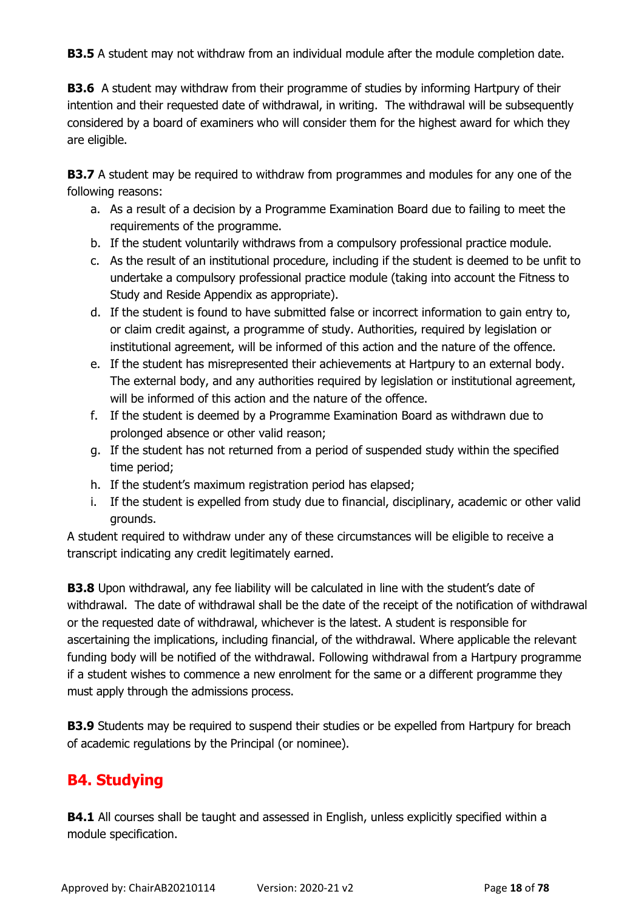**B3.5** A student may not withdraw from an individual module after the module completion date.

**B3.6** A student may withdraw from their programme of studies by informing Hartpury of their intention and their requested date of withdrawal, in writing. The withdrawal will be subsequently considered by a board of examiners who will consider them for the highest award for which they are eligible.

**B3.7** A student may be required to withdraw from programmes and modules for any one of the following reasons:

a. As a result of a decision by a Programme Examination Board due to failing to meet the requirements of the programme.
b. If the student voluntarily withdraws from a compulsory professional practice module.
c. As the result of an institutional procedure, including if the student is deemed to be unfit to undertake a compulsory professional practice module (taking into account the Fitness to Study and Reside Appendix as appropriate).
d. If the student is found to have submitted false or incorrect information to gain entry to, or claim credit against, a programme of study. Authorities, required by legislation or institutional agreement, will be informed of this action and the nature of the offence.
e. If the student has misrepresented their achievements at Hartpury to an external body. The external body, and any authorities required by legislation or institutional agreement, will be informed of this action and the nature of the offence.
f. If the student is deemed by a Programme Examination Board as withdrawn due to prolonged absence or other valid reason;
g. If the student has not returned from a period of suspended study within the specified time period;
h. If the student's maximum registration period has elapsed;
i. If the student is expelled from study due to financial, disciplinary, academic or other valid grounds.

A student required to withdraw under any of these circumstances will be eligible to receive a transcript indicating any credit legitimately earned.

**B3.8** Upon withdrawal, any fee liability will be calculated in line with the student's date of withdrawal. The date of withdrawal shall be the date of the receipt of the notification of withdrawal or the requested date of withdrawal, whichever is the latest. A student is responsible for ascertaining the implications, including financial, of the withdrawal. Where applicable the relevant funding body will be notified of the withdrawal. Following withdrawal from a Hartpury programme if a student wishes to commence a new enrolment for the same or a different programme they must apply through the admissions process.

**B3.9** Students may be required to suspend their studies or be expelled from Hartpury for breach of academic regulations by the Principal (or nominee).

## B4. Studying

**B4.1** All courses shall be taught and assessed in English, unless explicitly specified within a module specification.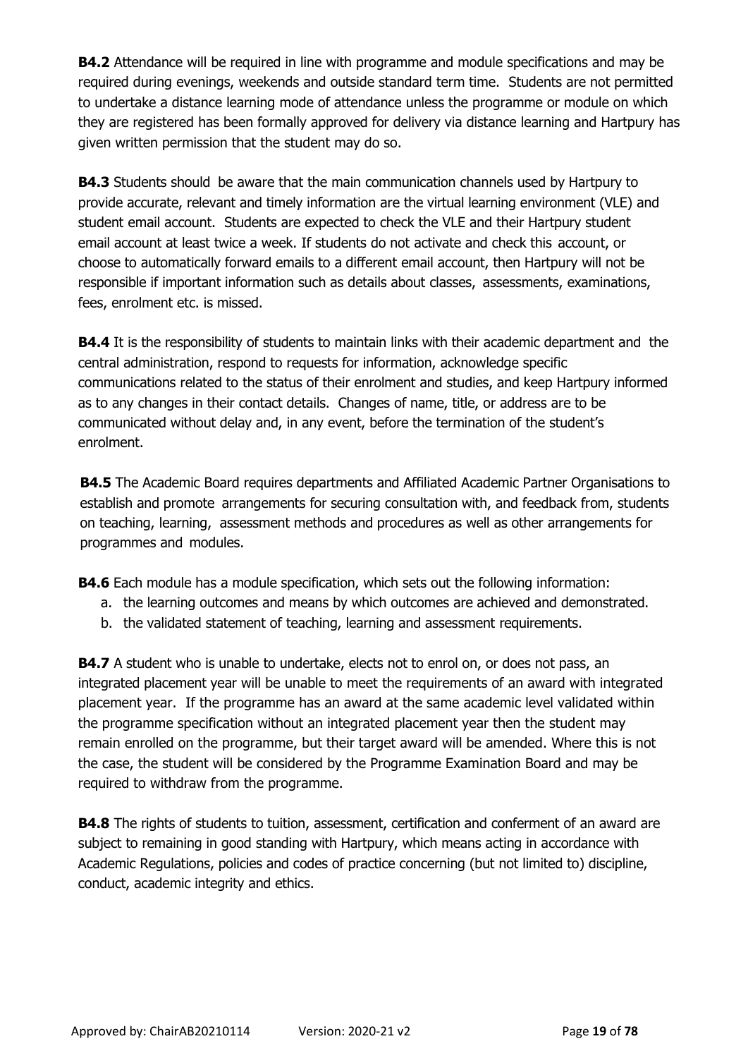**B4.2** Attendance will be required in line with programme and module specifications and may be required during evenings, weekends and outside standard term time. Students are not permitted to undertake a distance learning mode of attendance unless the programme or module on which they are registered has been formally approved for delivery via distance learning and Hartpury has given written permission that the student may do so.

**B4.3** Students should be aware that the main communication channels used by Hartpury to provide accurate, relevant and timely information are the virtual learning environment (VLE) and student email account. Students are expected to check the VLE and their Hartpury student email account at least twice a week. If students do not activate and check this account, or choose to automatically forward emails to a different email account, then Hartpury will not be responsible if important information such as details about classes, assessments, examinations, fees, enrolment etc. is missed.

**B4.4** It is the responsibility of students to maintain links with their academic department and the central administration, respond to requests for information, acknowledge specific communications related to the status of their enrolment and studies, and keep Hartpury informed as to any changes in their contact details. Changes of name, title, or address are to be communicated without delay and, in any event, before the termination of the student's enrolment.

**B4.5** The Academic Board requires departments and Affiliated Academic Partner Organisations to establish and promote arrangements for securing consultation with, and feedback from, students on teaching, learning, assessment methods and procedures as well as other arrangements for programmes and modules.

**B4.6** Each module has a module specification, which sets out the following information:

a. the learning outcomes and means by which outcomes are achieved and demonstrated.
b. the validated statement of teaching, learning and assessment requirements.

**B4.7** A student who is unable to undertake, elects not to enrol on, or does not pass, an integrated placement year will be unable to meet the requirements of an award with integrated placement year. If the programme has an award at the same academic level validated within the programme specification without an integrated placement year then the student may remain enrolled on the programme, but their target award will be amended. Where this is not the case, the student will be considered by the Programme Examination Board and may be required to withdraw from the programme.

**B4.8** The rights of students to tuition, assessment, certification and conferment of an award are subject to remaining in good standing with Hartpury, which means acting in accordance with Academic Regulations, policies and codes of practice concerning (but not limited to) discipline, conduct, academic integrity and ethics.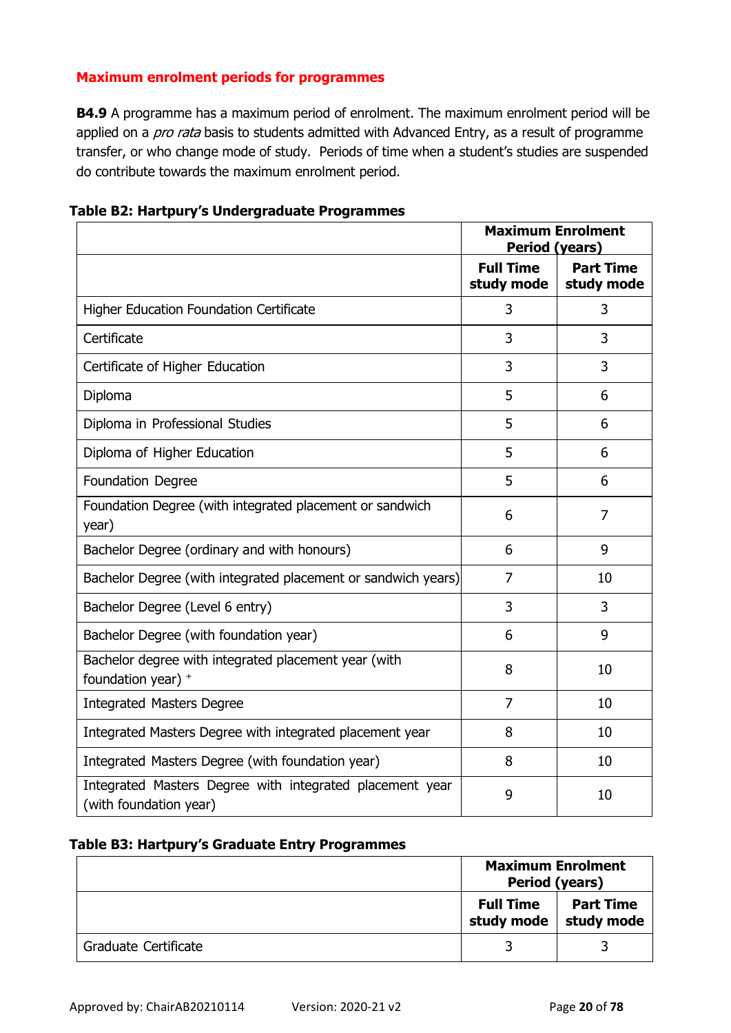## Maximum enrolment periods for programmes

**B4.9** A programme has a maximum period of enrolment. The maximum enrolment period will be applied on a *pro rata* basis to students admitted with Advanced Entry, as a result of programme transfer, or who change mode of study. Periods of time when a student's studies are suspended do contribute towards the maximum enrolment period.

**Table B2: Hartpury's Undergraduate Programmes**

| | **Maximum Enrolment Period (years)** | |
|---|---|---|
| | **Full Time study mode** | **Part Time study mode** |
| Higher Education Foundation Certificate | 3 | 3 |
| Certificate | 3 | 3 |
| Certificate of Higher Education | 3 | 3 |
| Diploma | 5 | 6 |
| Diploma in Professional Studies | 5 | 6 |
| Diploma of Higher Education | 5 | 6 |
| Foundation Degree | 5 | 6 |
| Foundation Degree (with integrated placement or sandwich year) | 6 | 7 |
| Bachelor Degree (ordinary and with honours) | 6 | 9 |
| Bachelor Degree (with integrated placement or sandwich years) | 7 | 10 |
| Bachelor Degree (Level 6 entry) | 3 | 3 |
| Bachelor Degree (with foundation year) | 6 | 9 |
| Bachelor degree with integrated placement year (with foundation year) + | 8 | 10 |
| Integrated Masters Degree | 7 | 10 |
| Integrated Masters Degree with integrated placement year | 8 | 10 |
| Integrated Masters Degree (with foundation year) | 8 | 10 |
| Integrated Masters Degree with integrated placement year (with foundation year) | 9 | 10 |

**Table B3: Hartpury's Graduate Entry Programmes**

| | **Maximum Enrolment Period (years)** | |
|---|---|---|
| | **Full Time study mode** | **Part Time study mode** |
| Graduate Certificate | 3 | 3 |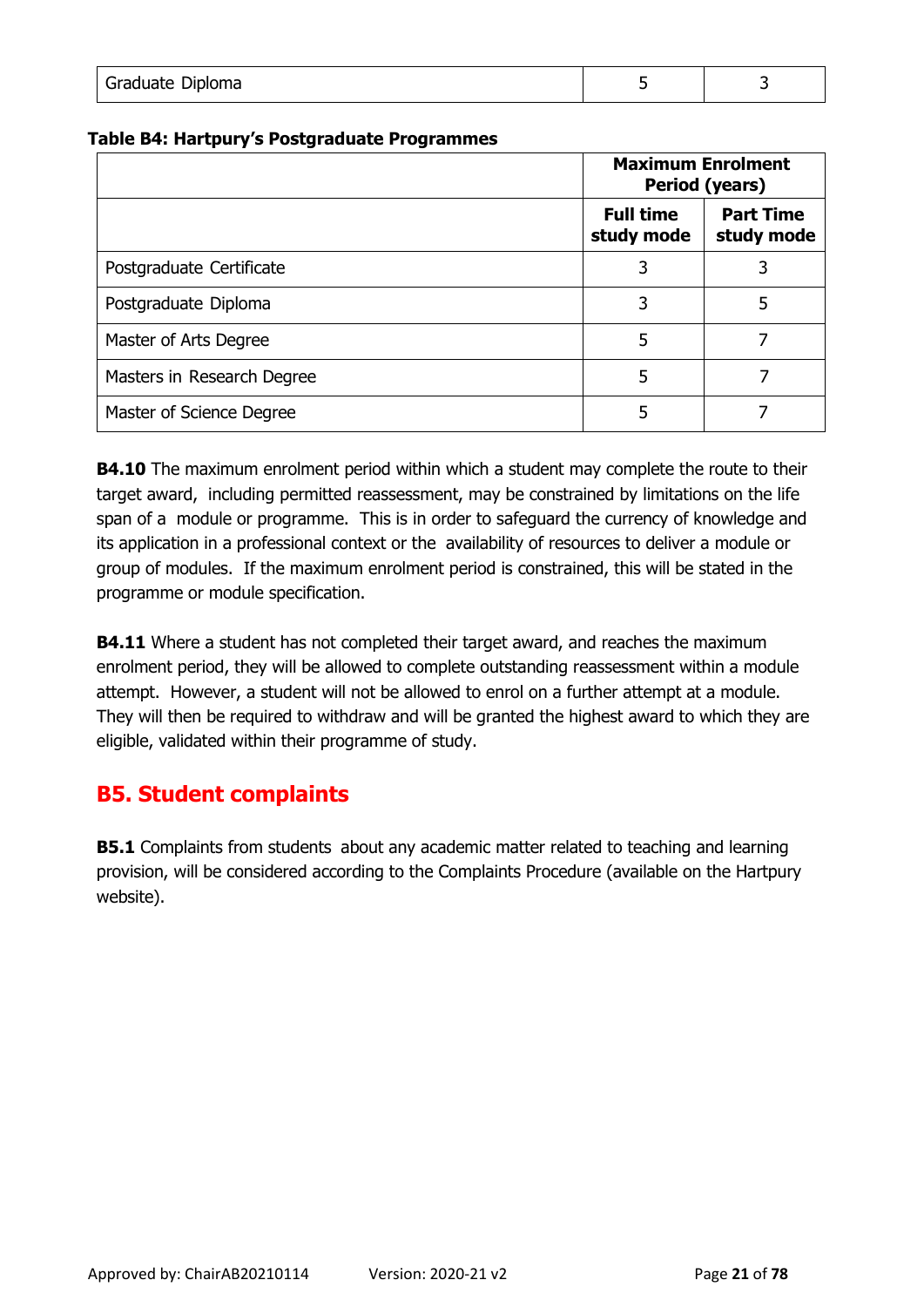| Graduate Diploma | 5 | 3 |
|---|---|---|

**Table B4: Hartpury's Postgraduate Programmes**

| | Maximum Enrolment Period (years) | |
|---|---|---|
| | **Full time study mode** | **Part Time study mode** |
| Postgraduate Certificate | 3 | 3 |
| Postgraduate Diploma | 3 | 5 |
| Master of Arts Degree | 5 | 7 |
| Masters in Research Degree | 5 | 7 |
| Master of Science Degree | 5 | 7 |

**B4.10** The maximum enrolment period within which a student may complete the route to their target award, including permitted reassessment, may be constrained by limitations on the life span of a module or programme. This is in order to safeguard the currency of knowledge and its application in a professional context or the availability of resources to deliver a module or group of modules. If the maximum enrolment period is constrained, this will be stated in the programme or module specification.

**B4.11** Where a student has not completed their target award, and reaches the maximum enrolment period, they will be allowed to complete outstanding reassessment within a module attempt. However, a student will not be allowed to enrol on a further attempt at a module. They will then be required to withdraw and will be granted the highest award to which they are eligible, validated within their programme of study.

## B5. Student complaints

**B5.1** Complaints from students about any academic matter related to teaching and learning provision, will be considered according to the Complaints Procedure (available on the Hartpury website).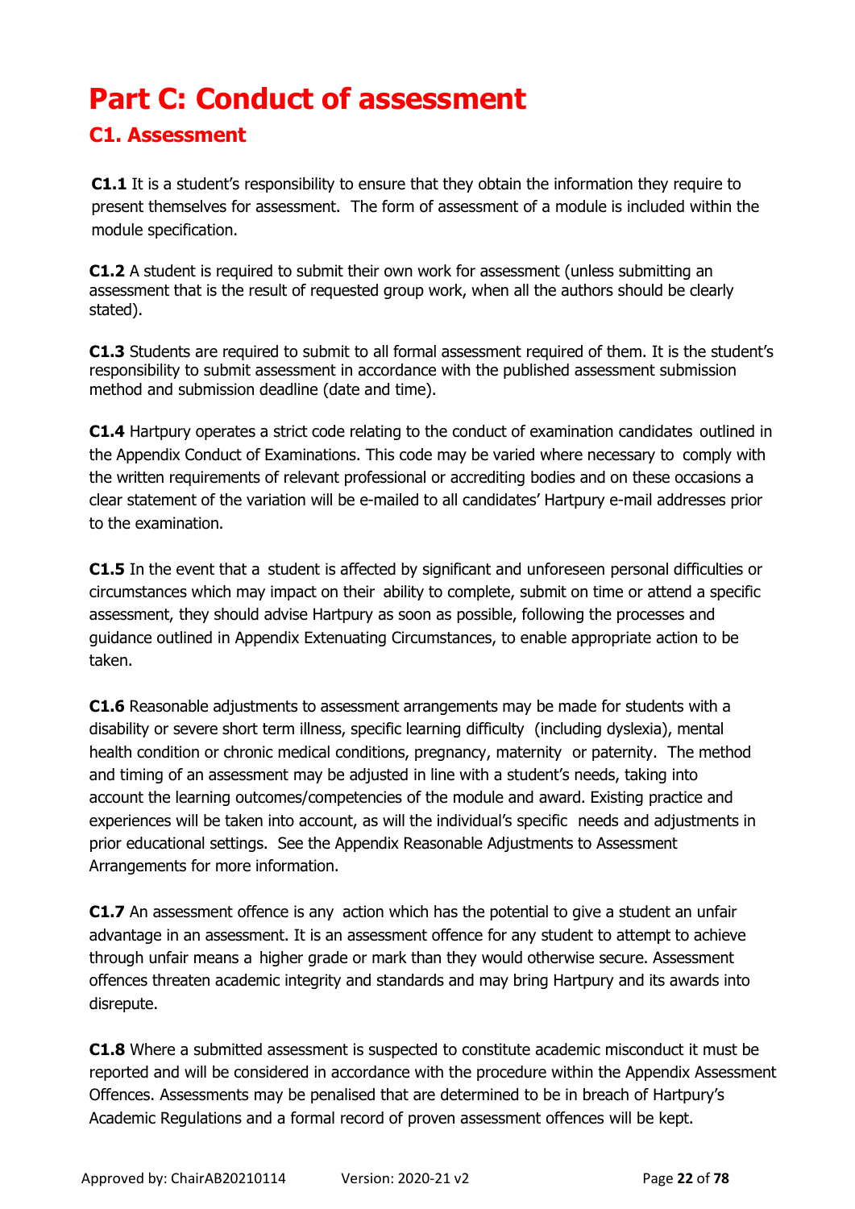# Part C: Conduct of assessment

## C1. Assessment

**C1.1** It is a student's responsibility to ensure that they obtain the information they require to present themselves for assessment. The form of assessment of a module is included within the module specification.

**C1.2** A student is required to submit their own work for assessment (unless submitting an assessment that is the result of requested group work, when all the authors should be clearly stated).

**C1.3** Students are required to submit to all formal assessment required of them. It is the student's responsibility to submit assessment in accordance with the published assessment submission method and submission deadline (date and time).

**C1.4** Hartpury operates a strict code relating to the conduct of examination candidates outlined in the Appendix Conduct of Examinations. This code may be varied where necessary to comply with the written requirements of relevant professional or accrediting bodies and on these occasions a clear statement of the variation will be e-mailed to all candidates' Hartpury e-mail addresses prior to the examination.

**C1.5** In the event that a student is affected by significant and unforeseen personal difficulties or circumstances which may impact on their ability to complete, submit on time or attend a specific assessment, they should advise Hartpury as soon as possible, following the processes and guidance outlined in Appendix Extenuating Circumstances, to enable appropriate action to be taken.

**C1.6** Reasonable adjustments to assessment arrangements may be made for students with a disability or severe short term illness, specific learning difficulty (including dyslexia), mental health condition or chronic medical conditions, pregnancy, maternity or paternity. The method and timing of an assessment may be adjusted in line with a student's needs, taking into account the learning outcomes/competencies of the module and award. Existing practice and experiences will be taken into account, as will the individual's specific needs and adjustments in prior educational settings. See the Appendix Reasonable Adjustments to Assessment Arrangements for more information.

**C1.7** An assessment offence is any action which has the potential to give a student an unfair advantage in an assessment. It is an assessment offence for any student to attempt to achieve through unfair means a higher grade or mark than they would otherwise secure. Assessment offences threaten academic integrity and standards and may bring Hartpury and its awards into disrepute.

**C1.8** Where a submitted assessment is suspected to constitute academic misconduct it must be reported and will be considered in accordance with the procedure within the Appendix Assessment Offences. Assessments may be penalised that are determined to be in breach of Hartpury's Academic Regulations and a formal record of proven assessment offences will be kept.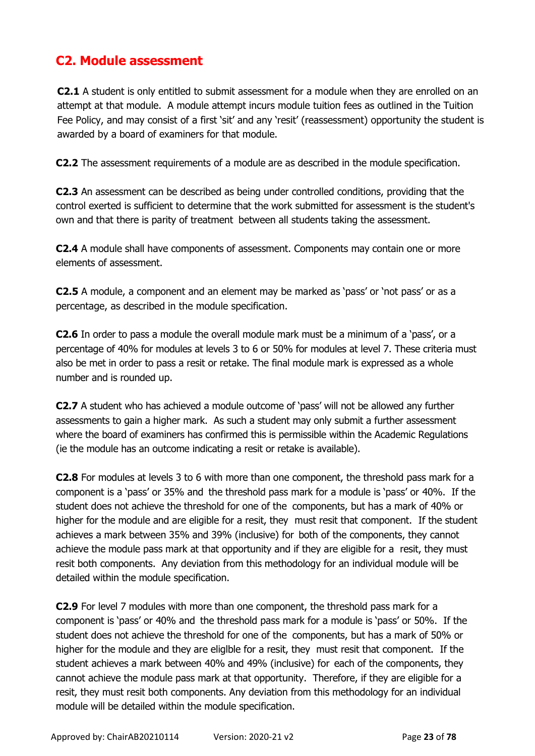## C2. Module assessment

**C2.1** A student is only entitled to submit assessment for a module when they are enrolled on an attempt at that module. A module attempt incurs module tuition fees as outlined in the Tuition Fee Policy, and may consist of a first 'sit' and any 'resit' (reassessment) opportunity the student is awarded by a board of examiners for that module.

**C2.2** The assessment requirements of a module are as described in the module specification.

**C2.3** An assessment can be described as being under controlled conditions, providing that the control exerted is sufficient to determine that the work submitted for assessment is the student's own and that there is parity of treatment between all students taking the assessment.

**C2.4** A module shall have components of assessment. Components may contain one or more elements of assessment.

**C2.5** A module, a component and an element may be marked as 'pass' or 'not pass' or as a percentage, as described in the module specification.

**C2.6** In order to pass a module the overall module mark must be a minimum of a 'pass', or a percentage of 40% for modules at levels 3 to 6 or 50% for modules at level 7. These criteria must also be met in order to pass a resit or retake. The final module mark is expressed as a whole number and is rounded up.

**C2.7** A student who has achieved a module outcome of 'pass' will not be allowed any further assessments to gain a higher mark. As such a student may only submit a further assessment where the board of examiners has confirmed this is permissible within the Academic Regulations (ie the module has an outcome indicating a resit or retake is available).

**C2.8** For modules at levels 3 to 6 with more than one component, the threshold pass mark for a component is a 'pass' or 35% and the threshold pass mark for a module is 'pass' or 40%. If the student does not achieve the threshold for one of the components, but has a mark of 40% or higher for the module and are eligible for a resit, they must resit that component. If the student achieves a mark between 35% and 39% (inclusive) for both of the components, they cannot achieve the module pass mark at that opportunity and if they are eligible for a resit, they must resit both components. Any deviation from this methodology for an individual module will be detailed within the module specification.

**C2.9** For level 7 modules with more than one component, the threshold pass mark for a component is 'pass' or 40% and the threshold pass mark for a module is 'pass' or 50%. If the student does not achieve the threshold for one of the components, but has a mark of 50% or higher for the module and they are eliglble for a resit, they must resit that component. If the student achieves a mark between 40% and 49% (inclusive) for each of the components, they cannot achieve the module pass mark at that opportunity. Therefore, if they are eligible for a resit, they must resit both components. Any deviation from this methodology for an individual module will be detailed within the module specification.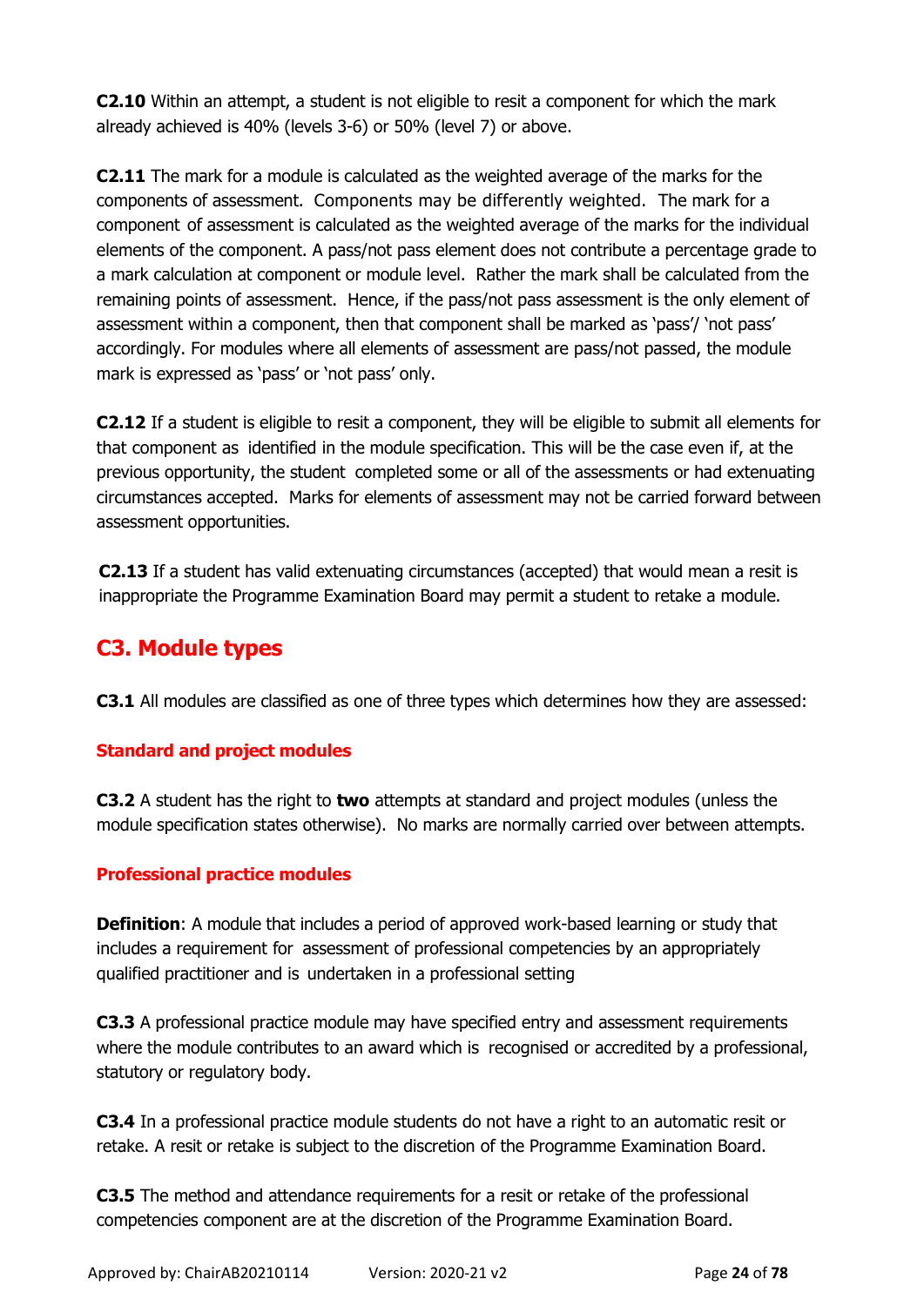**C2.10** Within an attempt, a student is not eligible to resit a component for which the mark already achieved is 40% (levels 3-6) or 50% (level 7) or above.

**C2.11** The mark for a module is calculated as the weighted average of the marks for the components of assessment. Components may be differently weighted. The mark for a component of assessment is calculated as the weighted average of the marks for the individual elements of the component. A pass/not pass element does not contribute a percentage grade to a mark calculation at component or module level. Rather the mark shall be calculated from the remaining points of assessment. Hence, if the pass/not pass assessment is the only element of assessment within a component, then that component shall be marked as 'pass'/ 'not pass' accordingly. For modules where all elements of assessment are pass/not passed, the module mark is expressed as 'pass' or 'not pass' only.

**C2.12** If a student is eligible to resit a component, they will be eligible to submit all elements for that component as identified in the module specification. This will be the case even if, at the previous opportunity, the student completed some or all of the assessments or had extenuating circumstances accepted. Marks for elements of assessment may not be carried forward between assessment opportunities.

**C2.13** If a student has valid extenuating circumstances (accepted) that would mean a resit is inappropriate the Programme Examination Board may permit a student to retake a module.

## C3. Module types

**C3.1** All modules are classified as one of three types which determines how they are assessed:

### Standard and project modules

**C3.2** A student has the right to **two** attempts at standard and project modules (unless the module specification states otherwise). No marks are normally carried over between attempts.

### Professional practice modules

**Definition**: A module that includes a period of approved work-based learning or study that includes a requirement for assessment of professional competencies by an appropriately qualified practitioner and is undertaken in a professional setting

**C3.3** A professional practice module may have specified entry and assessment requirements where the module contributes to an award which is recognised or accredited by a professional, statutory or regulatory body.

**C3.4** In a professional practice module students do not have a right to an automatic resit or retake. A resit or retake is subject to the discretion of the Programme Examination Board.

**C3.5** The method and attendance requirements for a resit or retake of the professional competencies component are at the discretion of the Programme Examination Board.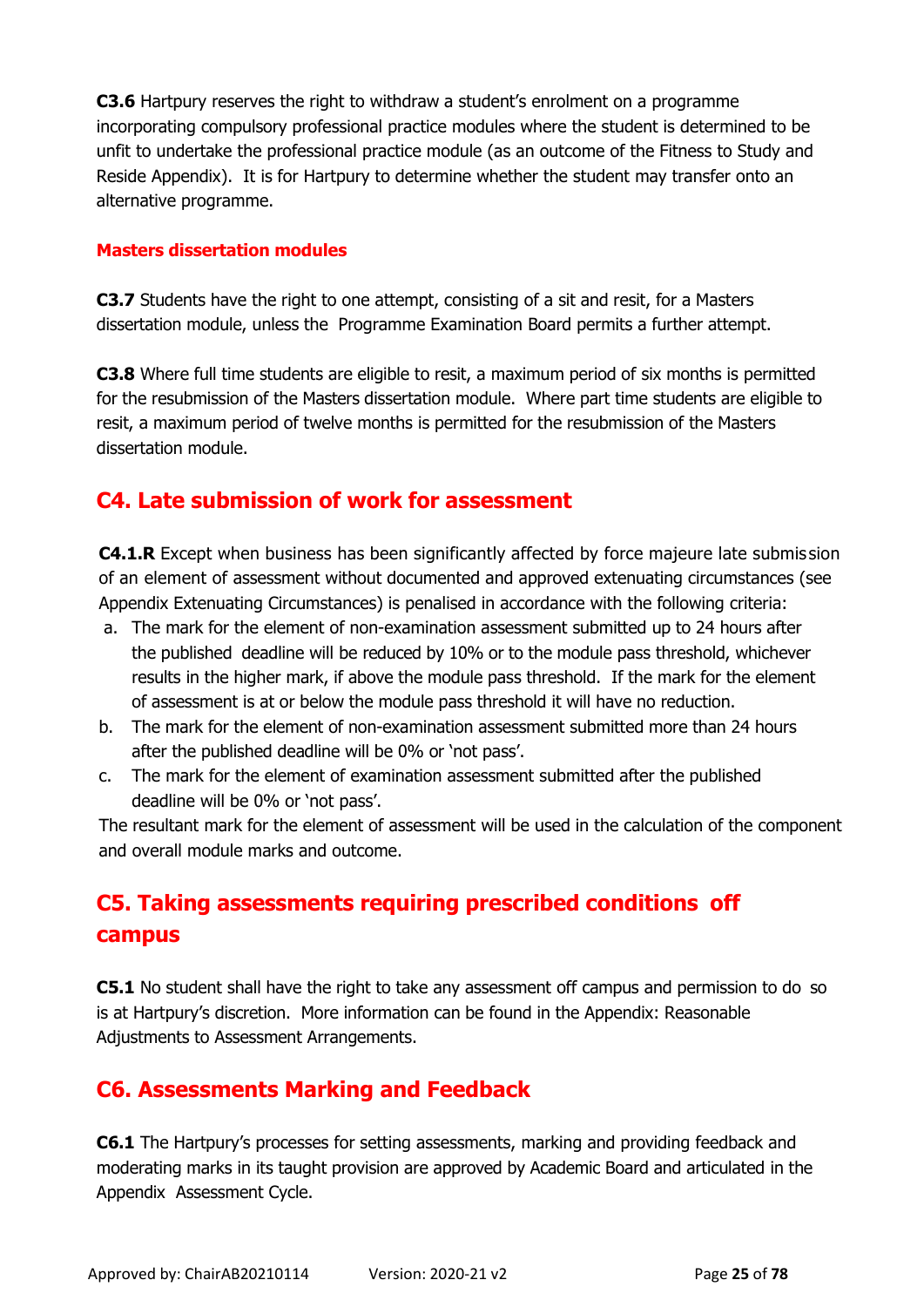**C3.6** Hartpury reserves the right to withdraw a student's enrolment on a programme incorporating compulsory professional practice modules where the student is determined to be unfit to undertake the professional practice module (as an outcome of the Fitness to Study and Reside Appendix). It is for Hartpury to determine whether the student may transfer onto an alternative programme.

### Masters dissertation modules

**C3.7** Students have the right to one attempt, consisting of a sit and resit, for a Masters dissertation module, unless the Programme Examination Board permits a further attempt.

**C3.8** Where full time students are eligible to resit, a maximum period of six months is permitted for the resubmission of the Masters dissertation module. Where part time students are eligible to resit, a maximum period of twelve months is permitted for the resubmission of the Masters dissertation module.

## C4. Late submission of work for assessment

**C4.1.R** Except when business has been significantly affected by force majeure late submission of an element of assessment without documented and approved extenuating circumstances (see Appendix Extenuating Circumstances) is penalised in accordance with the following criteria:

a. The mark for the element of non-examination assessment submitted up to 24 hours after the published deadline will be reduced by 10% or to the module pass threshold, whichever results in the higher mark, if above the module pass threshold. If the mark for the element of assessment is at or below the module pass threshold it will have no reduction.
b. The mark for the element of non-examination assessment submitted more than 24 hours after the published deadline will be 0% or 'not pass'.
c. The mark for the element of examination assessment submitted after the published deadline will be 0% or 'not pass'.

The resultant mark for the element of assessment will be used in the calculation of the component and overall module marks and outcome.

## C5. Taking assessments requiring prescribed conditions off campus

**C5.1** No student shall have the right to take any assessment off campus and permission to do so is at Hartpury's discretion. More information can be found in the Appendix: Reasonable Adjustments to Assessment Arrangements.

## C6. Assessments Marking and Feedback

**C6.1** The Hartpury's processes for setting assessments, marking and providing feedback and moderating marks in its taught provision are approved by Academic Board and articulated in the Appendix Assessment Cycle.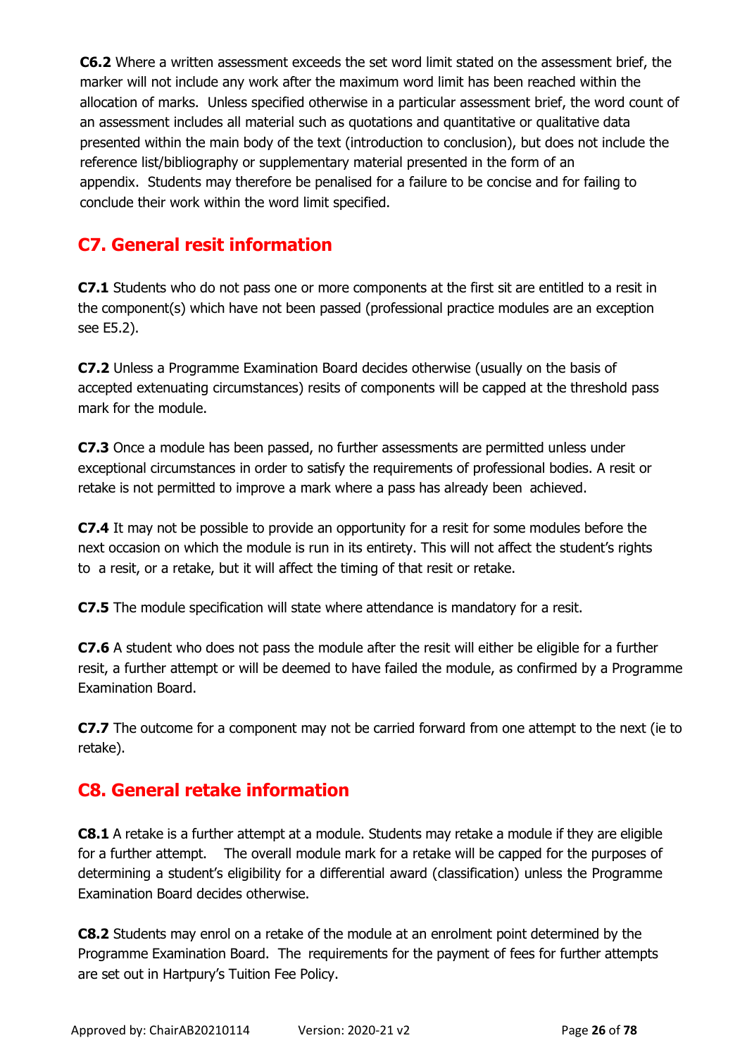**C6.2** Where a written assessment exceeds the set word limit stated on the assessment brief, the marker will not include any work after the maximum word limit has been reached within the allocation of marks. Unless specified otherwise in a particular assessment brief, the word count of an assessment includes all material such as quotations and quantitative or qualitative data presented within the main body of the text (introduction to conclusion), but does not include the reference list/bibliography or supplementary material presented in the form of an appendix. Students may therefore be penalised for a failure to be concise and for failing to conclude their work within the word limit specified.

## C7. General resit information

**C7.1** Students who do not pass one or more components at the first sit are entitled to a resit in the component(s) which have not been passed (professional practice modules are an exception see E5.2).

**C7.2** Unless a Programme Examination Board decides otherwise (usually on the basis of accepted extenuating circumstances) resits of components will be capped at the threshold pass mark for the module.

**C7.3** Once a module has been passed, no further assessments are permitted unless under exceptional circumstances in order to satisfy the requirements of professional bodies. A resit or retake is not permitted to improve a mark where a pass has already been achieved.

**C7.4** It may not be possible to provide an opportunity for a resit for some modules before the next occasion on which the module is run in its entirety. This will not affect the student's rights to a resit, or a retake, but it will affect the timing of that resit or retake.

**C7.5** The module specification will state where attendance is mandatory for a resit.

**C7.6** A student who does not pass the module after the resit will either be eligible for a further resit, a further attempt or will be deemed to have failed the module, as confirmed by a Programme Examination Board.

**C7.7** The outcome for a component may not be carried forward from one attempt to the next (ie to retake).

## C8. General retake information

**C8.1** A retake is a further attempt at a module. Students may retake a module if they are eligible for a further attempt. The overall module mark for a retake will be capped for the purposes of determining a student's eligibility for a differential award (classification) unless the Programme Examination Board decides otherwise.

**C8.2** Students may enrol on a retake of the module at an enrolment point determined by the Programme Examination Board. The requirements for the payment of fees for further attempts are set out in Hartpury's Tuition Fee Policy.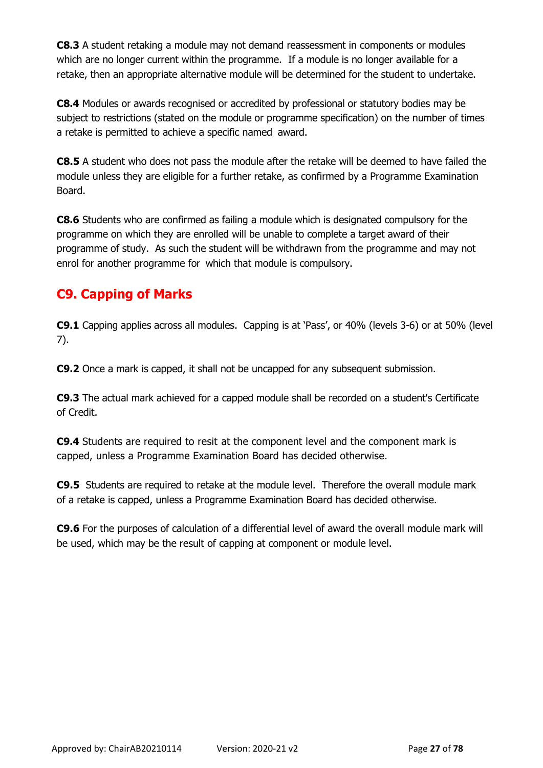**C8.3** A student retaking a module may not demand reassessment in components or modules which are no longer current within the programme. If a module is no longer available for a retake, then an appropriate alternative module will be determined for the student to undertake.

**C8.4** Modules or awards recognised or accredited by professional or statutory bodies may be subject to restrictions (stated on the module or programme specification) on the number of times a retake is permitted to achieve a specific named award.

**C8.5** A student who does not pass the module after the retake will be deemed to have failed the module unless they are eligible for a further retake, as confirmed by a Programme Examination Board.

**C8.6** Students who are confirmed as failing a module which is designated compulsory for the programme on which they are enrolled will be unable to complete a target award of their programme of study. As such the student will be withdrawn from the programme and may not enrol for another programme for which that module is compulsory.

## C9. Capping of Marks

**C9.1** Capping applies across all modules. Capping is at 'Pass', or 40% (levels 3-6) or at 50% (level 7).

**C9.2** Once a mark is capped, it shall not be uncapped for any subsequent submission.

**C9.3** The actual mark achieved for a capped module shall be recorded on a student's Certificate of Credit.

**C9.4** Students are required to resit at the component level and the component mark is capped, unless a Programme Examination Board has decided otherwise.

**C9.5** Students are required to retake at the module level. Therefore the overall module mark of a retake is capped, unless a Programme Examination Board has decided otherwise.

**C9.6** For the purposes of calculation of a differential level of award the overall module mark will be used, which may be the result of capping at component or module level.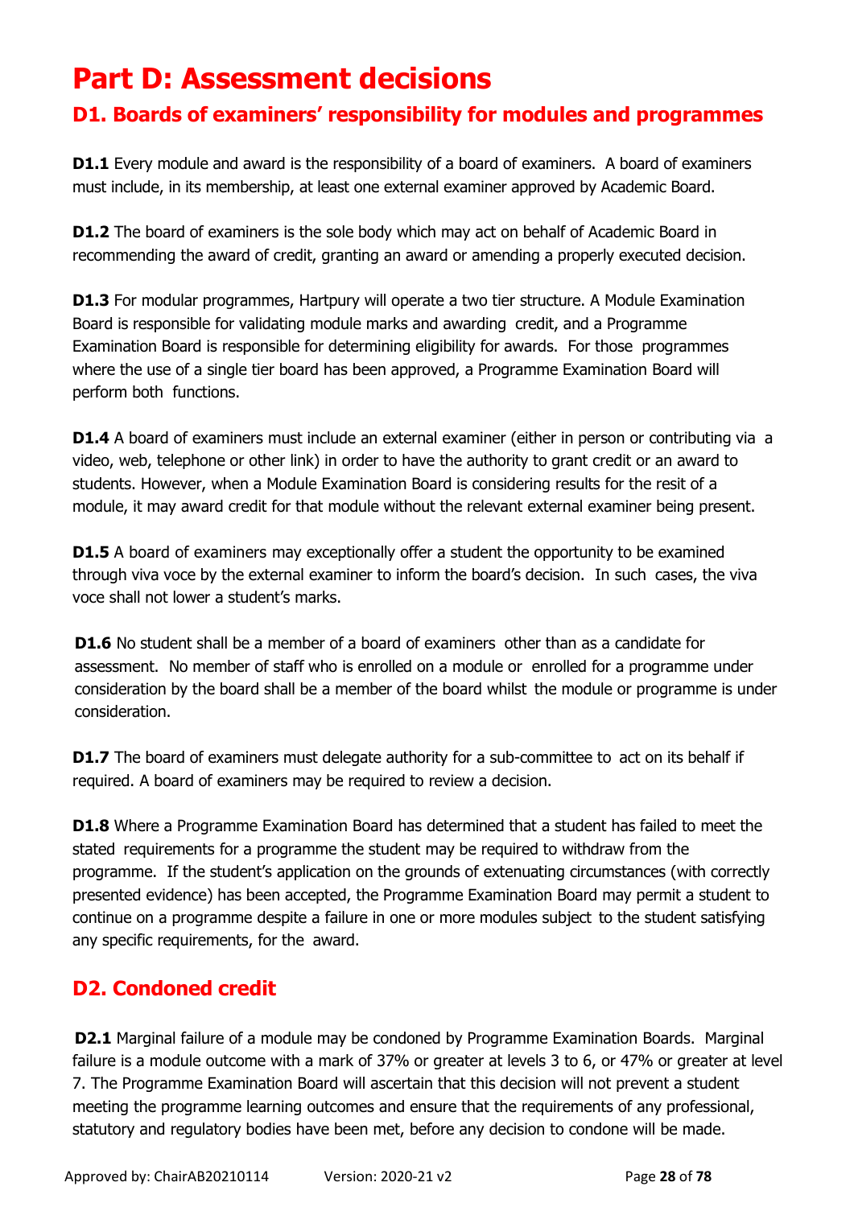# Part D: Assessment decisions

## D1. Boards of examiners' responsibility for modules and programmes

**D1.1** Every module and award is the responsibility of a board of examiners. A board of examiners must include, in its membership, at least one external examiner approved by Academic Board.

**D1.2** The board of examiners is the sole body which may act on behalf of Academic Board in recommending the award of credit, granting an award or amending a properly executed decision.

**D1.3** For modular programmes, Hartpury will operate a two tier structure. A Module Examination Board is responsible for validating module marks and awarding credit, and a Programme Examination Board is responsible for determining eligibility for awards. For those programmes where the use of a single tier board has been approved, a Programme Examination Board will perform both functions.

**D1.4** A board of examiners must include an external examiner (either in person or contributing via a video, web, telephone or other link) in order to have the authority to grant credit or an award to students. However, when a Module Examination Board is considering results for the resit of a module, it may award credit for that module without the relevant external examiner being present.

**D1.5** A board of examiners may exceptionally offer a student the opportunity to be examined through viva voce by the external examiner to inform the board's decision. In such cases, the viva voce shall not lower a student's marks.

**D1.6** No student shall be a member of a board of examiners other than as a candidate for assessment. No member of staff who is enrolled on a module or enrolled for a programme under consideration by the board shall be a member of the board whilst the module or programme is under consideration.

**D1.7** The board of examiners must delegate authority for a sub-committee to act on its behalf if required. A board of examiners may be required to review a decision.

**D1.8** Where a Programme Examination Board has determined that a student has failed to meet the stated requirements for a programme the student may be required to withdraw from the programme. If the student's application on the grounds of extenuating circumstances (with correctly presented evidence) has been accepted, the Programme Examination Board may permit a student to continue on a programme despite a failure in one or more modules subject to the student satisfying any specific requirements, for the award.

## D2. Condoned credit

**D2.1** Marginal failure of a module may be condoned by Programme Examination Boards. Marginal failure is a module outcome with a mark of 37% or greater at levels 3 to 6, or 47% or greater at level 7. The Programme Examination Board will ascertain that this decision will not prevent a student meeting the programme learning outcomes and ensure that the requirements of any professional, statutory and regulatory bodies have been met, before any decision to condone will be made.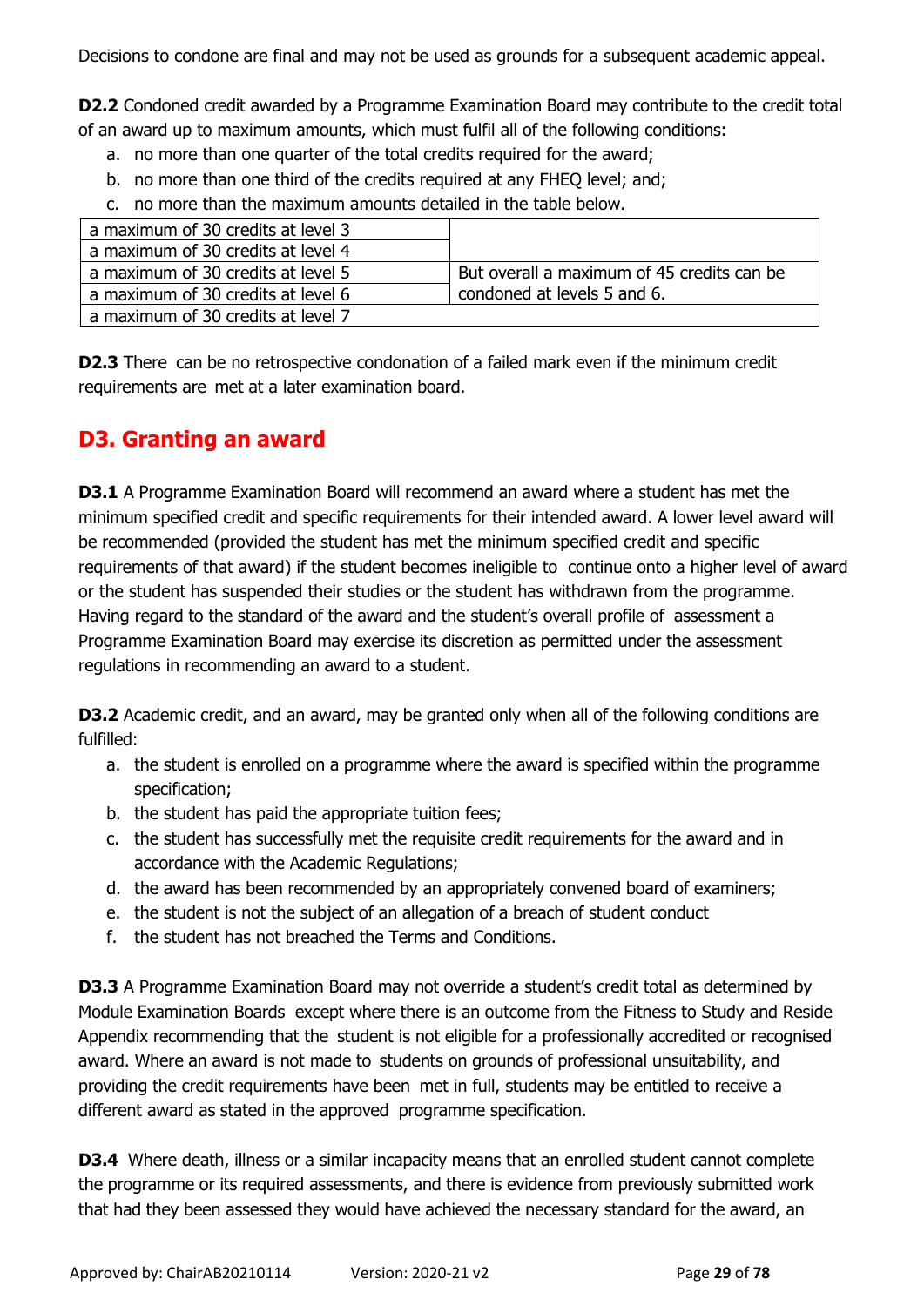Decisions to condone are final and may not be used as grounds for a subsequent academic appeal.

**D2.2** Condoned credit awarded by a Programme Examination Board may contribute to the credit total of an award up to maximum amounts, which must fulfil all of the following conditions:

a. no more than one quarter of the total credits required for the award;
b. no more than one third of the credits required at any FHEQ level; and;
c. no more than the maximum amounts detailed in the table below.

| | |
|---|---|
| a maximum of 30 credits at level 3 | |
| a maximum of 30 credits at level 4 | |
| a maximum of 30 credits at level 5 | But overall a maximum of 45 credits can be condoned at levels 5 and 6. |
| a maximum of 30 credits at level 6 | |
| a maximum of 30 credits at level 7 | |

**D2.3** There can be no retrospective condonation of a failed mark even if the minimum credit requirements are met at a later examination board.

## D3. Granting an award

**D3.1** A Programme Examination Board will recommend an award where a student has met the minimum specified credit and specific requirements for their intended award. A lower level award will be recommended (provided the student has met the minimum specified credit and specific requirements of that award) if the student becomes ineligible to continue onto a higher level of award or the student has suspended their studies or the student has withdrawn from the programme. Having regard to the standard of the award and the student's overall profile of assessment a Programme Examination Board may exercise its discretion as permitted under the assessment regulations in recommending an award to a student.

**D3.2** Academic credit, and an award, may be granted only when all of the following conditions are fulfilled:

a. the student is enrolled on a programme where the award is specified within the programme specification;
b. the student has paid the appropriate tuition fees;
c. the student has successfully met the requisite credit requirements for the award and in accordance with the Academic Regulations;
d. the award has been recommended by an appropriately convened board of examiners;
e. the student is not the subject of an allegation of a breach of student conduct
f. the student has not breached the Terms and Conditions.

**D3.3** A Programme Examination Board may not override a student's credit total as determined by Module Examination Boards except where there is an outcome from the Fitness to Study and Reside Appendix recommending that the student is not eligible for a professionally accredited or recognised award. Where an award is not made to students on grounds of professional unsuitability, and providing the credit requirements have been met in full, students may be entitled to receive a different award as stated in the approved programme specification.

**D3.4** Where death, illness or a similar incapacity means that an enrolled student cannot complete the programme or its required assessments, and there is evidence from previously submitted work that had they been assessed they would have achieved the necessary standard for the award, an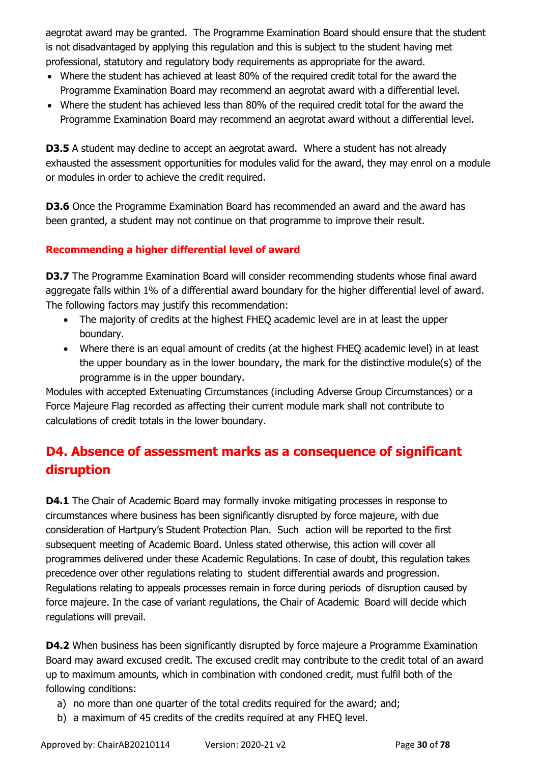aegrotat award may be granted. The Programme Examination Board should ensure that the student is not disadvantaged by applying this regulation and this is subject to the student having met professional, statutory and regulatory body requirements as appropriate for the award.

- Where the student has achieved at least 80% of the required credit total for the award the Programme Examination Board may recommend an aegrotat award with a differential level.
- Where the student has achieved less than 80% of the required credit total for the award the Programme Examination Board may recommend an aegrotat award without a differential level.

**D3.5** A student may decline to accept an aegrotat award. Where a student has not already exhausted the assessment opportunities for modules valid for the award, they may enrol on a module or modules in order to achieve the credit required.

**D3.6** Once the Programme Examination Board has recommended an award and the award has been granted, a student may not continue on that programme to improve their result.

### Recommending a higher differential level of award

**D3.7** The Programme Examination Board will consider recommending students whose final award aggregate falls within 1% of a differential award boundary for the higher differential level of award. The following factors may justify this recommendation:

- The majority of credits at the highest FHEQ academic level are in at least the upper boundary.
- Where there is an equal amount of credits (at the highest FHEQ academic level) in at least the upper boundary as in the lower boundary, the mark for the distinctive module(s) of the programme is in the upper boundary.

Modules with accepted Extenuating Circumstances (including Adverse Group Circumstances) or a Force Majeure Flag recorded as affecting their current module mark shall not contribute to calculations of credit totals in the lower boundary.

## D4. Absence of assessment marks as a consequence of significant disruption

**D4.1** The Chair of Academic Board may formally invoke mitigating processes in response to circumstances where business has been significantly disrupted by force majeure, with due consideration of Hartpury's Student Protection Plan. Such action will be reported to the first subsequent meeting of Academic Board. Unless stated otherwise, this action will cover all programmes delivered under these Academic Regulations. In case of doubt, this regulation takes precedence over other regulations relating to student differential awards and progression. Regulations relating to appeals processes remain in force during periods of disruption caused by force majeure. In the case of variant regulations, the Chair of Academic Board will decide which regulations will prevail.

**D4.2** When business has been significantly disrupted by force majeure a Programme Examination Board may award excused credit. The excused credit may contribute to the credit total of an award up to maximum amounts, which in combination with condoned credit, must fulfil both of the following conditions:

a) no more than one quarter of the total credits required for the award; and;
b) a maximum of 45 credits of the credits required at any FHEQ level.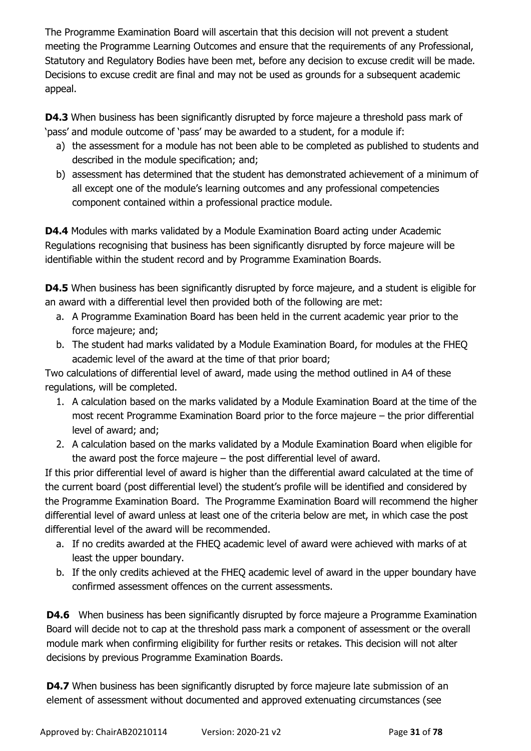The Programme Examination Board will ascertain that this decision will not prevent a student meeting the Programme Learning Outcomes and ensure that the requirements of any Professional, Statutory and Regulatory Bodies have been met, before any decision to excuse credit will be made. Decisions to excuse credit are final and may not be used as grounds for a subsequent academic appeal.

**D4.3** When business has been significantly disrupted by force majeure a threshold pass mark of 'pass' and module outcome of 'pass' may be awarded to a student, for a module if:

a) the assessment for a module has not been able to be completed as published to students and described in the module specification; and;
b) assessment has determined that the student has demonstrated achievement of a minimum of all except one of the module's learning outcomes and any professional competencies component contained within a professional practice module.

**D4.4** Modules with marks validated by a Module Examination Board acting under Academic Regulations recognising that business has been significantly disrupted by force majeure will be identifiable within the student record and by Programme Examination Boards.

**D4.5** When business has been significantly disrupted by force majeure, and a student is eligible for an award with a differential level then provided both of the following are met:

a. A Programme Examination Board has been held in the current academic year prior to the force majeure; and;
b. The student had marks validated by a Module Examination Board, for modules at the FHEQ academic level of the award at the time of that prior board;

Two calculations of differential level of award, made using the method outlined in A4 of these regulations, will be completed.

1. A calculation based on the marks validated by a Module Examination Board at the time of the most recent Programme Examination Board prior to the force majeure – the prior differential level of award; and;
2. A calculation based on the marks validated by a Module Examination Board when eligible for the award post the force majeure – the post differential level of award.

If this prior differential level of award is higher than the differential award calculated at the time of the current board (post differential level) the student's profile will be identified and considered by the Programme Examination Board. The Programme Examination Board will recommend the higher differential level of award unless at least one of the criteria below are met, in which case the post differential level of the award will be recommended.

a. If no credits awarded at the FHEQ academic level of award were achieved with marks of at least the upper boundary.
b. If the only credits achieved at the FHEQ academic level of award in the upper boundary have confirmed assessment offences on the current assessments.

**D4.6** When business has been significantly disrupted by force majeure a Programme Examination Board will decide not to cap at the threshold pass mark a component of assessment or the overall module mark when confirming eligibility for further resits or retakes. This decision will not alter decisions by previous Programme Examination Boards.

**D4.7** When business has been significantly disrupted by force majeure late submission of an element of assessment without documented and approved extenuating circumstances (see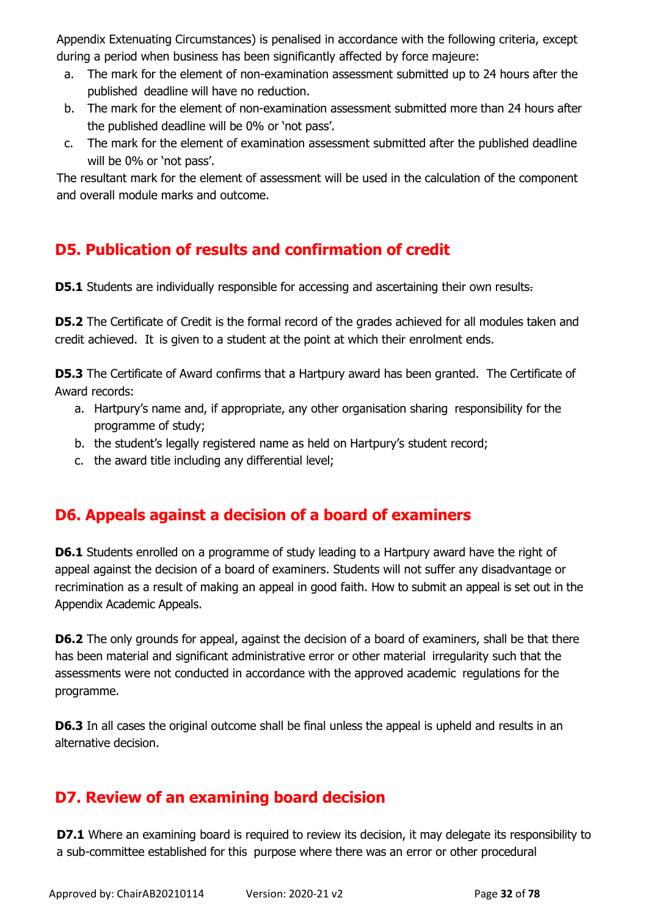Appendix Extenuating Circumstances) is penalised in accordance with the following criteria, except during a period when business has been significantly affected by force majeure:

a. The mark for the element of non-examination assessment submitted up to 24 hours after the published deadline will have no reduction.
b. The mark for the element of non-examination assessment submitted more than 24 hours after the published deadline will be 0% or 'not pass'.
c. The mark for the element of examination assessment submitted after the published deadline will be 0% or 'not pass'.

The resultant mark for the element of assessment will be used in the calculation of the component and overall module marks and outcome.

## D5. Publication of results and confirmation of credit

**D5.1** Students are individually responsible for accessing and ascertaining their own results.

**D5.2** The Certificate of Credit is the formal record of the grades achieved for all modules taken and credit achieved. It is given to a student at the point at which their enrolment ends.

**D5.3** The Certificate of Award confirms that a Hartpury award has been granted. The Certificate of Award records:

a. Hartpury's name and, if appropriate, any other organisation sharing responsibility for the programme of study;
b. the student's legally registered name as held on Hartpury's student record;
c. the award title including any differential level;

## D6. Appeals against a decision of a board of examiners

**D6.1** Students enrolled on a programme of study leading to a Hartpury award have the right of appeal against the decision of a board of examiners. Students will not suffer any disadvantage or recrimination as a result of making an appeal in good faith. How to submit an appeal is set out in the Appendix Academic Appeals.

**D6.2** The only grounds for appeal, against the decision of a board of examiners, shall be that there has been material and significant administrative error or other material irregularity such that the assessments were not conducted in accordance with the approved academic regulations for the programme.

**D6.3** In all cases the original outcome shall be final unless the appeal is upheld and results in an alternative decision.

## D7. Review of an examining board decision

**D7.1** Where an examining board is required to review its decision, it may delegate its responsibility to a sub-committee established for this purpose where there was an error or other procedural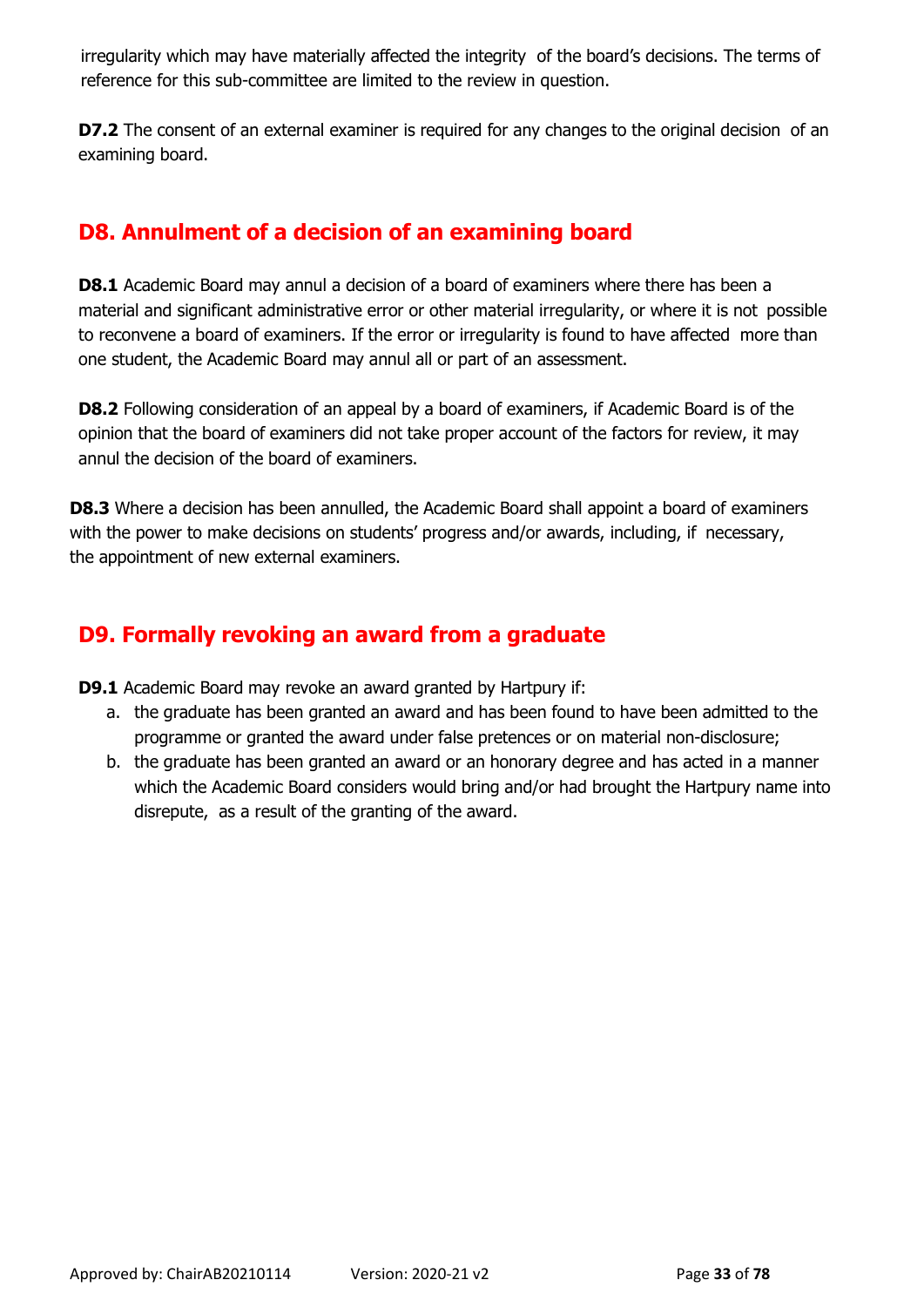irregularity which may have materially affected the integrity of the board's decisions. The terms of reference for this sub-committee are limited to the review in question.

**D7.2** The consent of an external examiner is required for any changes to the original decision of an examining board.

## D8. Annulment of a decision of an examining board

**D8.1** Academic Board may annul a decision of a board of examiners where there has been a material and significant administrative error or other material irregularity, or where it is not possible to reconvene a board of examiners. If the error or irregularity is found to have affected more than one student, the Academic Board may annul all or part of an assessment.

**D8.2** Following consideration of an appeal by a board of examiners, if Academic Board is of the opinion that the board of examiners did not take proper account of the factors for review, it may annul the decision of the board of examiners.

**D8.3** Where a decision has been annulled, the Academic Board shall appoint a board of examiners with the power to make decisions on students' progress and/or awards, including, if necessary, the appointment of new external examiners.

## D9. Formally revoking an award from a graduate

**D9.1** Academic Board may revoke an award granted by Hartpury if:

a. the graduate has been granted an award and has been found to have been admitted to the programme or granted the award under false pretences or on material non-disclosure;
b. the graduate has been granted an award or an honorary degree and has acted in a manner which the Academic Board considers would bring and/or had brought the Hartpury name into disrepute, as a result of the granting of the award.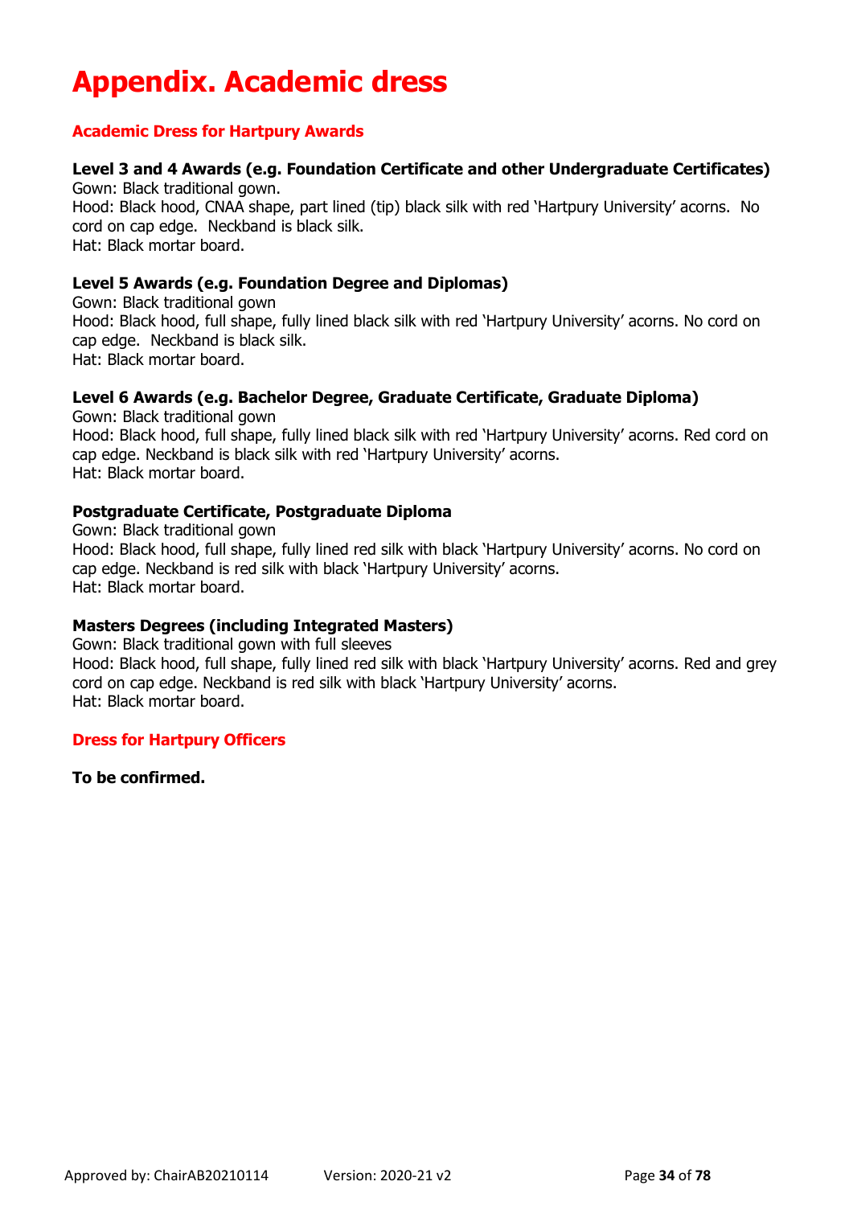# Appendix. Academic dress

## Academic Dress for Hartpury Awards

### Level 3 and 4 Awards (e.g. Foundation Certificate and other Undergraduate Certificates)

Gown: Black traditional gown.
Hood: Black hood, CNAA shape, part lined (tip) black silk with red 'Hartpury University' acorns. No cord on cap edge. Neckband is black silk.
Hat: Black mortar board.

### Level 5 Awards (e.g. Foundation Degree and Diplomas)

Gown: Black traditional gown
Hood: Black hood, full shape, fully lined black silk with red 'Hartpury University' acorns. No cord on cap edge. Neckband is black silk.
Hat: Black mortar board.

### Level 6 Awards (e.g. Bachelor Degree, Graduate Certificate, Graduate Diploma)

Gown: Black traditional gown
Hood: Black hood, full shape, fully lined black silk with red 'Hartpury University' acorns. Red cord on cap edge. Neckband is black silk with red 'Hartpury University' acorns.
Hat: Black mortar board.

### Postgraduate Certificate, Postgraduate Diploma

Gown: Black traditional gown
Hood: Black hood, full shape, fully lined red silk with black 'Hartpury University' acorns. No cord on cap edge. Neckband is red silk with black 'Hartpury University' acorns.
Hat: Black mortar board.

### Masters Degrees (including Integrated Masters)

Gown: Black traditional gown with full sleeves
Hood: Black hood, full shape, fully lined red silk with black 'Hartpury University' acorns. Red and grey cord on cap edge. Neckband is red silk with black 'Hartpury University' acorns.
Hat: Black mortar board.

## Dress for Hartpury Officers

**To be confirmed.**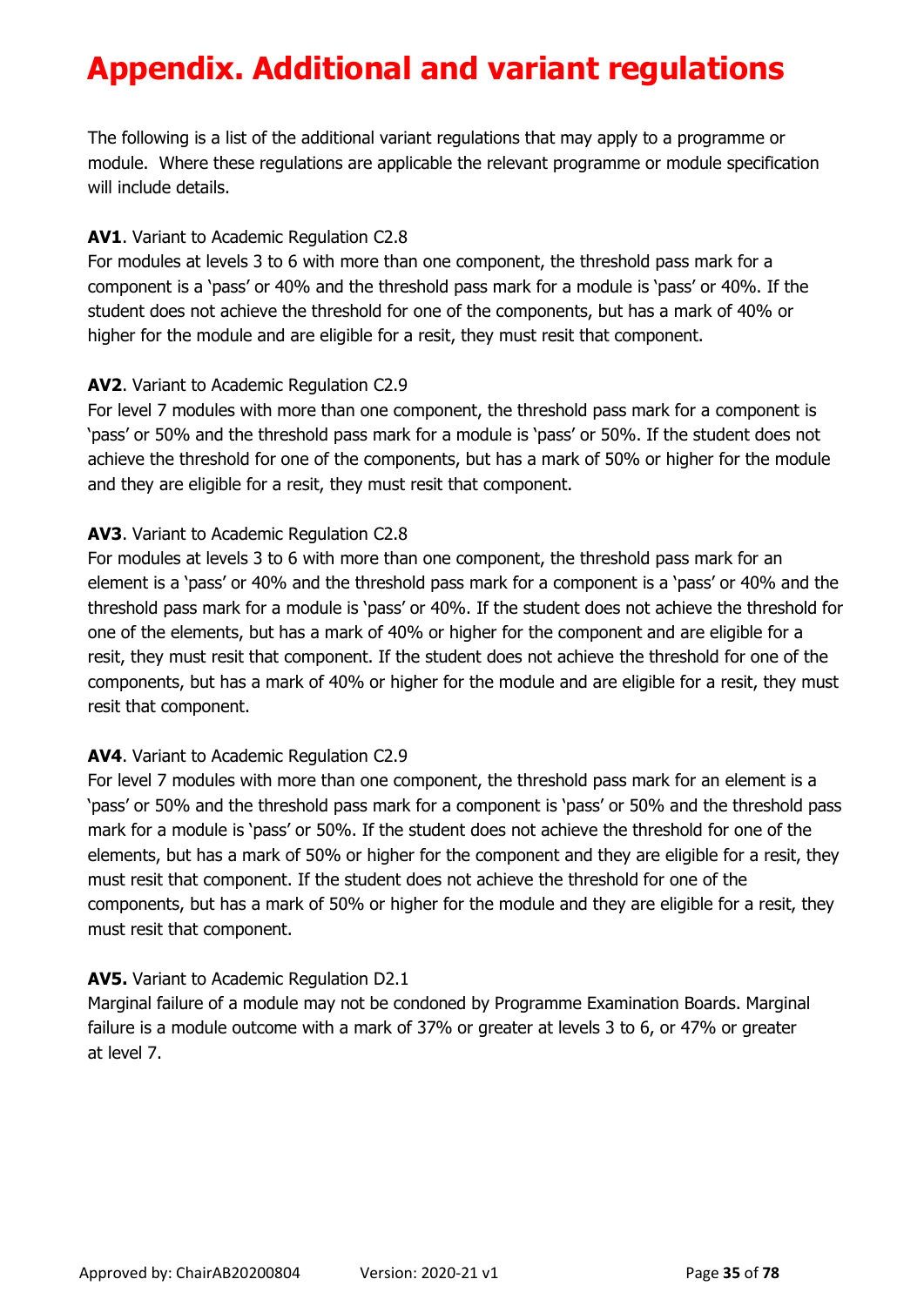# Appendix. Additional and variant regulations

The following is a list of the additional variant regulations that may apply to a programme or module. Where these regulations are applicable the relevant programme or module specification will include details.

**AV1**. Variant to Academic Regulation C2.8
For modules at levels 3 to 6 with more than one component, the threshold pass mark for a component is a 'pass' or 40% and the threshold pass mark for a module is 'pass' or 40%. If the student does not achieve the threshold for one of the components, but has a mark of 40% or higher for the module and are eligible for a resit, they must resit that component.

**AV2**. Variant to Academic Regulation C2.9
For level 7 modules with more than one component, the threshold pass mark for a component is 'pass' or 50% and the threshold pass mark for a module is 'pass' or 50%. If the student does not achieve the threshold for one of the components, but has a mark of 50% or higher for the module and they are eligible for a resit, they must resit that component.

**AV3**. Variant to Academic Regulation C2.8
For modules at levels 3 to 6 with more than one component, the threshold pass mark for an element is a 'pass' or 40% and the threshold pass mark for a component is a 'pass' or 40% and the threshold pass mark for a module is 'pass' or 40%. If the student does not achieve the threshold for one of the elements, but has a mark of 40% or higher for the component and are eligible for a resit, they must resit that component. If the student does not achieve the threshold for one of the components, but has a mark of 40% or higher for the module and are eligible for a resit, they must resit that component.

**AV4**. Variant to Academic Regulation C2.9
For level 7 modules with more than one component, the threshold pass mark for an element is a 'pass' or 50% and the threshold pass mark for a component is 'pass' or 50% and the threshold pass mark for a module is 'pass' or 50%. If the student does not achieve the threshold for one of the elements, but has a mark of 50% or higher for the component and they are eligible for a resit, they must resit that component. If the student does not achieve the threshold for one of the components, but has a mark of 50% or higher for the module and they are eligible for a resit, they must resit that component.

**AV5.** Variant to Academic Regulation D2.1
Marginal failure of a module may not be condoned by Programme Examination Boards. Marginal failure is a module outcome with a mark of 37% or greater at levels 3 to 6, or 47% or greater at level 7.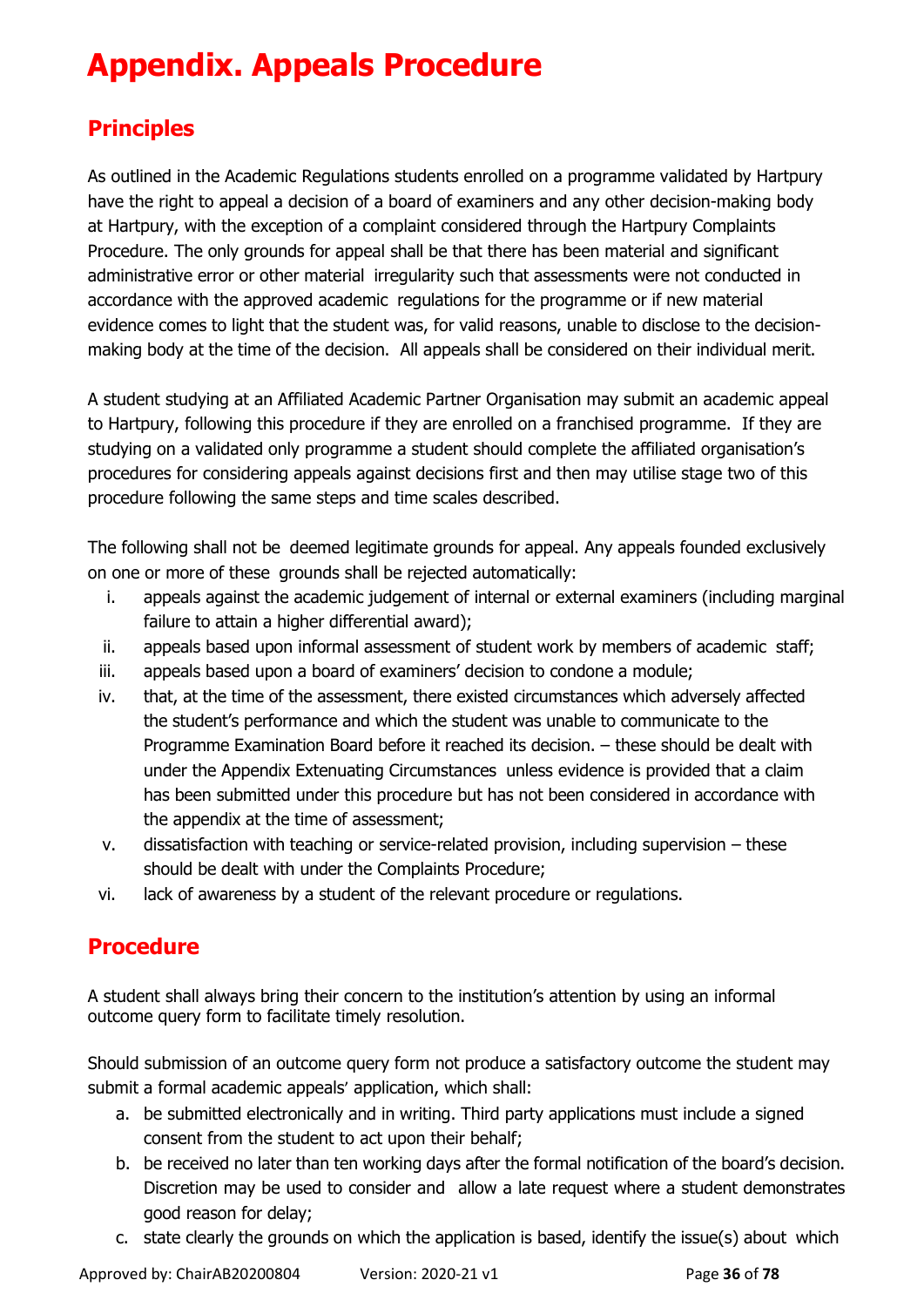# Appendix. Appeals Procedure

## Principles

As outlined in the Academic Regulations students enrolled on a programme validated by Hartpury have the right to appeal a decision of a board of examiners and any other decision-making body at Hartpury, with the exception of a complaint considered through the Hartpury Complaints Procedure. The only grounds for appeal shall be that there has been material and significant administrative error or other material irregularity such that assessments were not conducted in accordance with the approved academic regulations for the programme or if new material evidence comes to light that the student was, for valid reasons, unable to disclose to the decision-making body at the time of the decision. All appeals shall be considered on their individual merit.

A student studying at an Affiliated Academic Partner Organisation may submit an academic appeal to Hartpury, following this procedure if they are enrolled on a franchised programme. If they are studying on a validated only programme a student should complete the affiliated organisation's procedures for considering appeals against decisions first and then may utilise stage two of this procedure following the same steps and time scales described.

The following shall not be deemed legitimate grounds for appeal. Any appeals founded exclusively on one or more of these grounds shall be rejected automatically:

i. appeals against the academic judgement of internal or external examiners (including marginal failure to attain a higher differential award);
ii. appeals based upon informal assessment of student work by members of academic staff;
iii. appeals based upon a board of examiners' decision to condone a module;
iv. that, at the time of the assessment, there existed circumstances which adversely affected the student's performance and which the student was unable to communicate to the Programme Examination Board before it reached its decision. – these should be dealt with under the Appendix Extenuating Circumstances unless evidence is provided that a claim has been submitted under this procedure but has not been considered in accordance with the appendix at the time of assessment;
v. dissatisfaction with teaching or service-related provision, including supervision – these should be dealt with under the Complaints Procedure;
vi. lack of awareness by a student of the relevant procedure or regulations.

## Procedure

A student shall always bring their concern to the institution's attention by using an informal outcome query form to facilitate timely resolution.

Should submission of an outcome query form not produce a satisfactory outcome the student may submit a formal academic appeals' application, which shall:

a. be submitted electronically and in writing. Third party applications must include a signed consent from the student to act upon their behalf;
b. be received no later than ten working days after the formal notification of the board's decision. Discretion may be used to consider and allow a late request where a student demonstrates good reason for delay;
c. state clearly the grounds on which the application is based, identify the issue(s) about which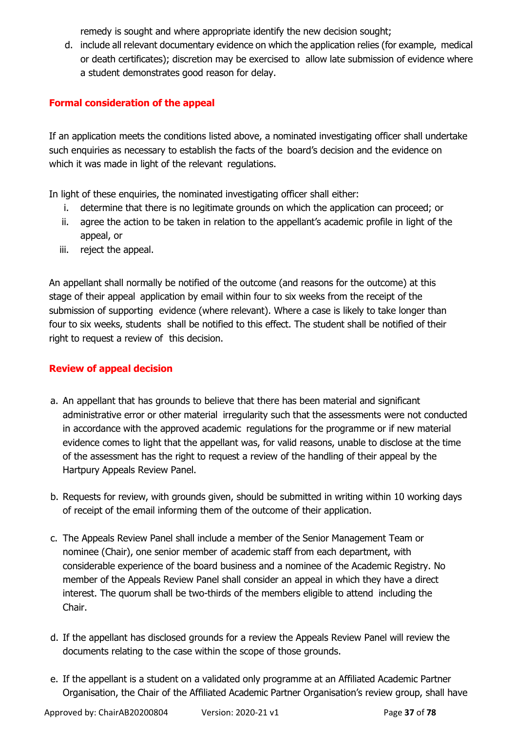remedy is sought and where appropriate identify the new decision sought;

d. include all relevant documentary evidence on which the application relies (for example, medical or death certificates); discretion may be exercised to allow late submission of evidence where a student demonstrates good reason for delay.

## Formal consideration of the appeal

If an application meets the conditions listed above, a nominated investigating officer shall undertake such enquiries as necessary to establish the facts of the board's decision and the evidence on which it was made in light of the relevant regulations.

In light of these enquiries, the nominated investigating officer shall either:

i. determine that there is no legitimate grounds on which the application can proceed; or
ii. agree the action to be taken in relation to the appellant's academic profile in light of the appeal, or
iii. reject the appeal.

An appellant shall normally be notified of the outcome (and reasons for the outcome) at this stage of their appeal application by email within four to six weeks from the receipt of the submission of supporting evidence (where relevant). Where a case is likely to take longer than four to six weeks, students shall be notified to this effect. The student shall be notified of their right to request a review of this decision.

## Review of appeal decision

a. An appellant that has grounds to believe that there has been material and significant administrative error or other material irregularity such that the assessments were not conducted in accordance with the approved academic regulations for the programme or if new material evidence comes to light that the appellant was, for valid reasons, unable to disclose at the time of the assessment has the right to request a review of the handling of their appeal by the Hartpury Appeals Review Panel.

b. Requests for review, with grounds given, should be submitted in writing within 10 working days of receipt of the email informing them of the outcome of their application.

c. The Appeals Review Panel shall include a member of the Senior Management Team or nominee (Chair), one senior member of academic staff from each department, with considerable experience of the board business and a nominee of the Academic Registry. No member of the Appeals Review Panel shall consider an appeal in which they have a direct interest. The quorum shall be two-thirds of the members eligible to attend including the Chair.

d. If the appellant has disclosed grounds for a review the Appeals Review Panel will review the documents relating to the case within the scope of those grounds.

e. If the appellant is a student on a validated only programme at an Affiliated Academic Partner Organisation, the Chair of the Affiliated Academic Partner Organisation's review group, shall have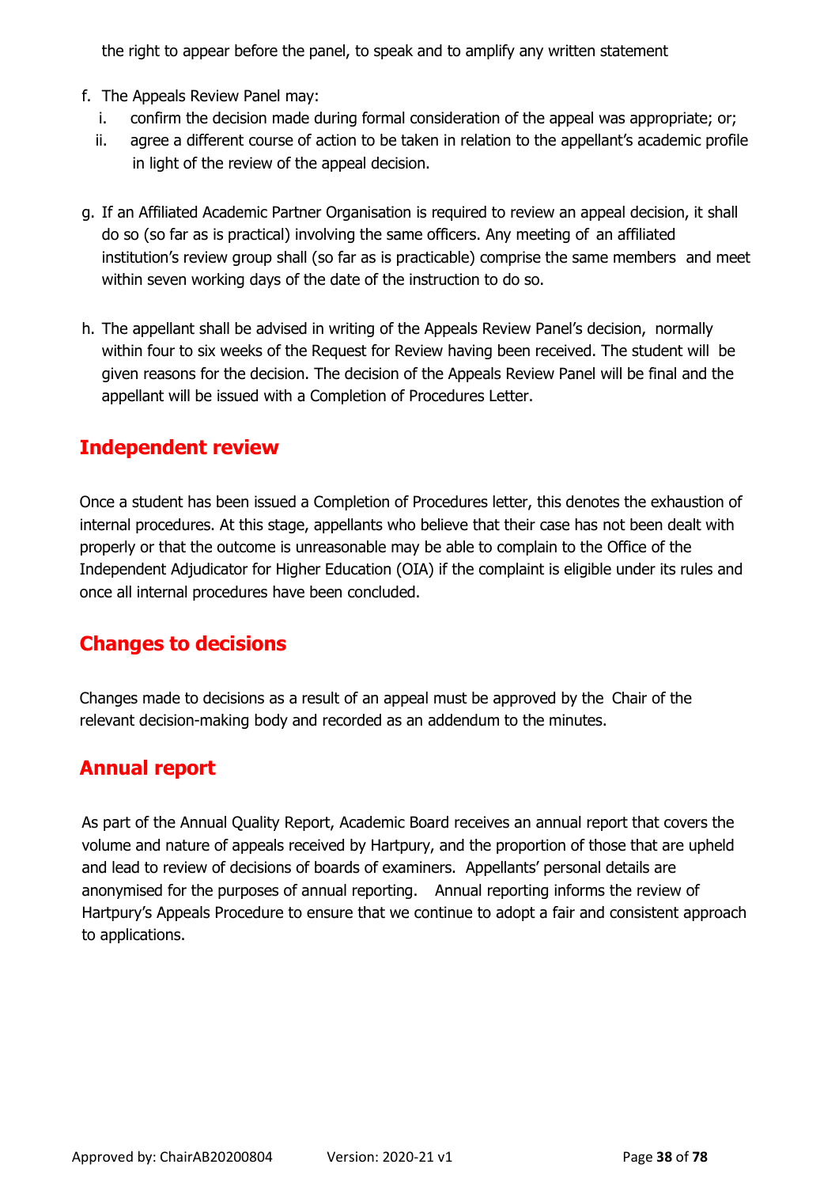the right to appear before the panel, to speak and to amplify any written statement

f. The Appeals Review Panel may:
   i. confirm the decision made during formal consideration of the appeal was appropriate; or;
   ii. agree a different course of action to be taken in relation to the appellant's academic profile in light of the review of the appeal decision.

g. If an Affiliated Academic Partner Organisation is required to review an appeal decision, it shall do so (so far as is practical) involving the same officers. Any meeting of an affiliated institution's review group shall (so far as is practicable) comprise the same members and meet within seven working days of the date of the instruction to do so.

h. The appellant shall be advised in writing of the Appeals Review Panel's decision, normally within four to six weeks of the Request for Review having been received. The student will be given reasons for the decision. The decision of the Appeals Review Panel will be final and the appellant will be issued with a Completion of Procedures Letter.

## Independent review

Once a student has been issued a Completion of Procedures letter, this denotes the exhaustion of internal procedures. At this stage, appellants who believe that their case has not been dealt with properly or that the outcome is unreasonable may be able to complain to the Office of the Independent Adjudicator for Higher Education (OIA) if the complaint is eligible under its rules and once all internal procedures have been concluded.

## Changes to decisions

Changes made to decisions as a result of an appeal must be approved by the Chair of the relevant decision-making body and recorded as an addendum to the minutes.

## Annual report

As part of the Annual Quality Report, Academic Board receives an annual report that covers the volume and nature of appeals received by Hartpury, and the proportion of those that are upheld and lead to review of decisions of boards of examiners. Appellants' personal details are anonymised for the purposes of annual reporting. Annual reporting informs the review of Hartpury's Appeals Procedure to ensure that we continue to adopt a fair and consistent approach to applications.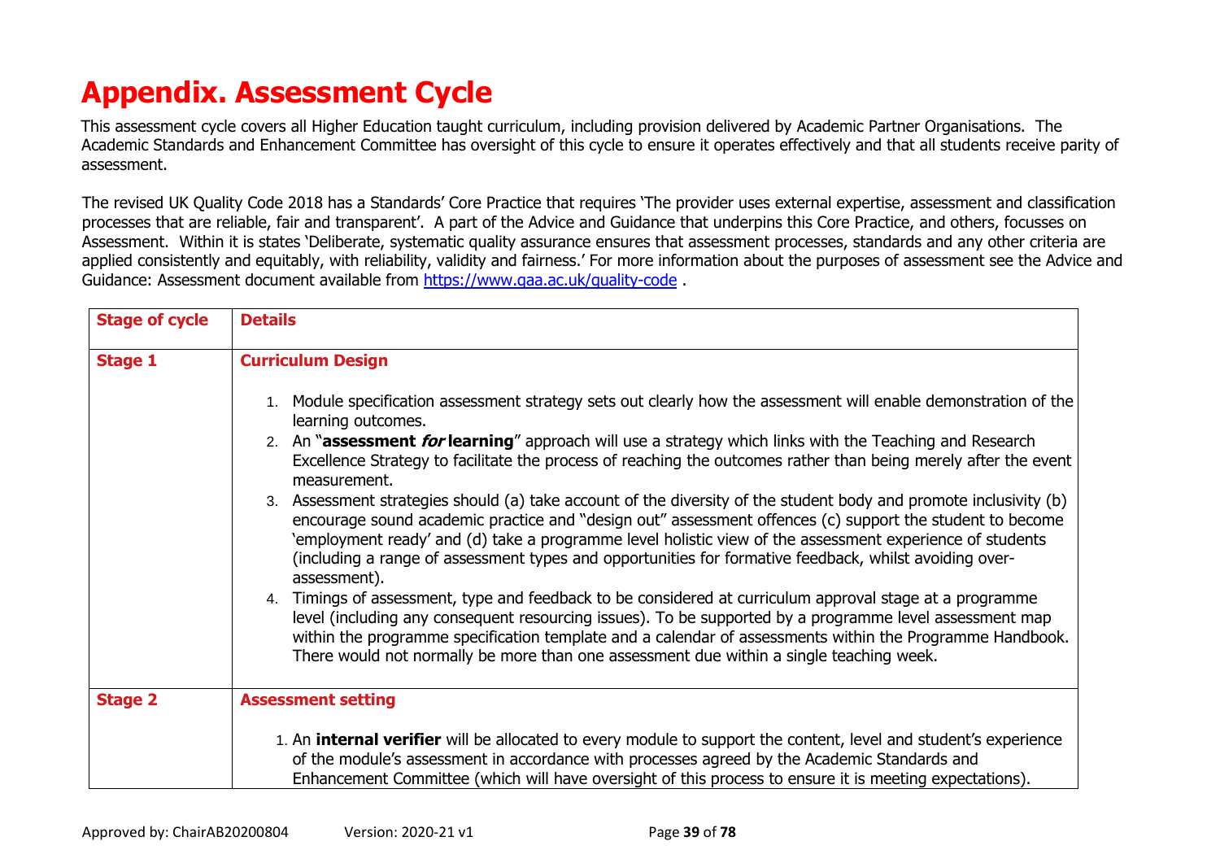# Appendix. Assessment Cycle

This assessment cycle covers all Higher Education taught curriculum, including provision delivered by Academic Partner Organisations. The Academic Standards and Enhancement Committee has oversight of this cycle to ensure it operates effectively and that all students receive parity of assessment.

The revised UK Quality Code 2018 has a Standards' Core Practice that requires 'The provider uses external expertise, assessment and classification processes that are reliable, fair and transparent'. A part of the Advice and Guidance that underpins this Core Practice, and others, focusses on Assessment. Within it is states 'Deliberate, systematic quality assurance ensures that assessment processes, standards and any other criteria are applied consistently and equitably, with reliability, validity and fairness.' For more information about the purposes of assessment see the Advice and Guidance: Assessment document available from https://www.qaa.ac.uk/quality-code .

| Stage of cycle | Details |
|---|---|
| **Stage 1** | **Curriculum Design**<br><br>1. Module specification assessment strategy sets out clearly how the assessment will enable demonstration of the learning outcomes.<br>2. An "**assessment *for* learning**" approach will use a strategy which links with the Teaching and Research Excellence Strategy to facilitate the process of reaching the outcomes rather than being merely after the event measurement.<br>3. Assessment strategies should (a) take account of the diversity of the student body and promote inclusivity (b) encourage sound academic practice and "design out" assessment offences (c) support the student to become 'employment ready' and (d) take a programme level holistic view of the assessment experience of students (including a range of assessment types and opportunities for formative feedback, whilst avoiding over-assessment).<br>4. Timings of assessment, type and feedback to be considered at curriculum approval stage at a programme level (including any consequent resourcing issues). To be supported by a programme level assessment map within the programme specification template and a calendar of assessments within the Programme Handbook. There would not normally be more than one assessment due within a single teaching week. |
| **Stage 2** | **Assessment setting**<br><br>1. An **internal verifier** will be allocated to every module to support the content, level and student's experience of the module's assessment in accordance with processes agreed by the Academic Standards and Enhancement Committee (which will have oversight of this process to ensure it is meeting expectations). |

Approved by: ChairAB20200804 Version: 2020-21 v1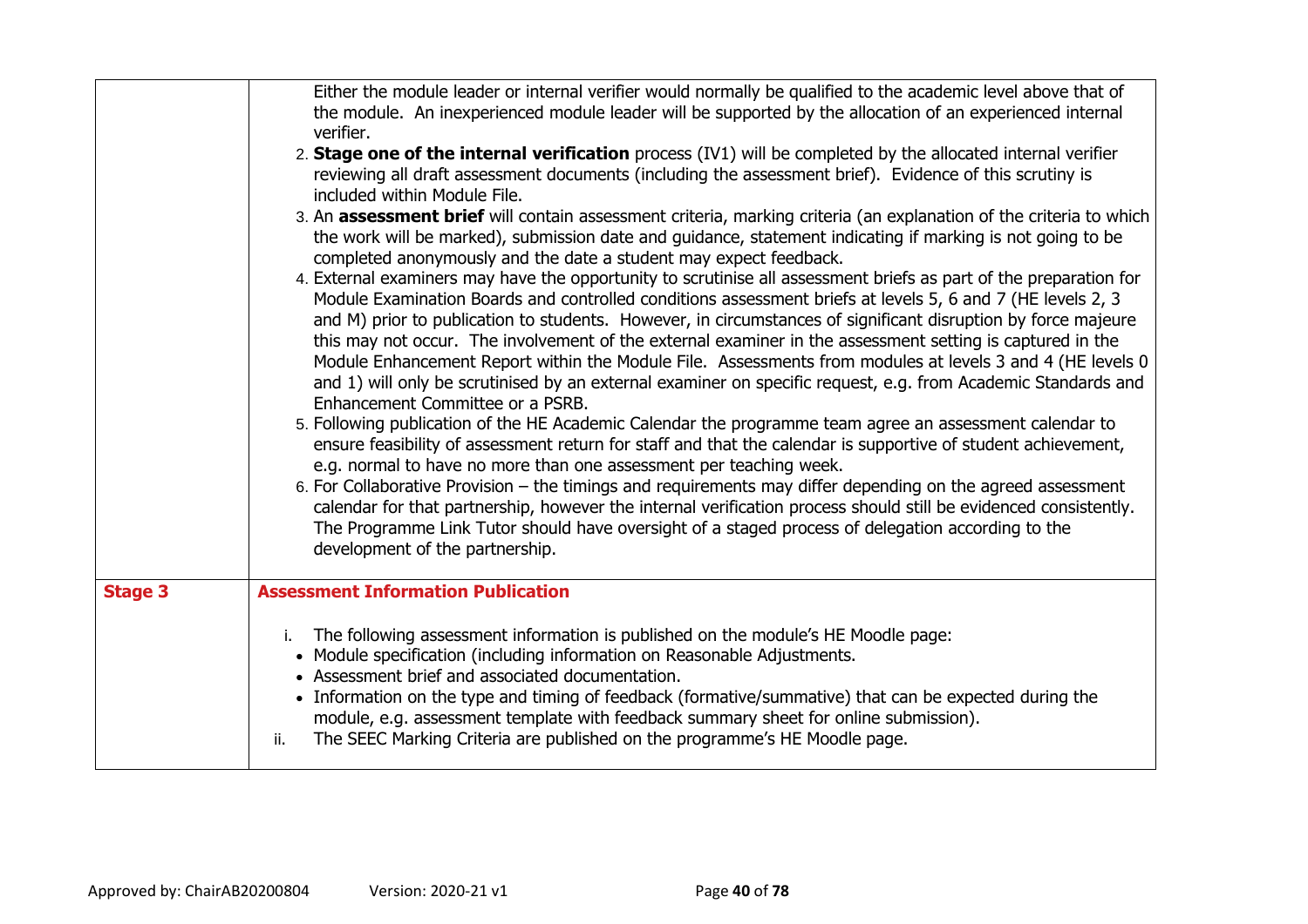| | |
|---|---|
| | Either the module leader or internal verifier would normally be qualified to the academic level above that of the module. An inexperienced module leader will be supported by the allocation of an experienced internal verifier.<br>2. **Stage one of the internal verification** process (IV1) will be completed by the allocated internal verifier reviewing all draft assessment documents (including the assessment brief). Evidence of this scrutiny is included within Module File.<br>3. An **assessment brief** will contain assessment criteria, marking criteria (an explanation of the criteria to which the work will be marked), submission date and guidance, statement indicating if marking is not going to be completed anonymously and the date a student may expect feedback.<br>4. External examiners may have the opportunity to scrutinise all assessment briefs as part of the preparation for Module Examination Boards and controlled conditions assessment briefs at levels 5, 6 and 7 (HE levels 2, 3 and M) prior to publication to students. However, in circumstances of significant disruption by force majeure this may not occur. The involvement of the external examiner in the assessment setting is captured in the Module Enhancement Report within the Module File. Assessments from modules at levels 3 and 4 (HE levels 0 and 1) will only be scrutinised by an external examiner on specific request, e.g. from Academic Standards and Enhancement Committee or a PSRB.<br>5. Following publication of the HE Academic Calendar the programme team agree an assessment calendar to ensure feasibility of assessment return for staff and that the calendar is supportive of student achievement, e.g. normal to have no more than one assessment per teaching week.<br>6. For Collaborative Provision – the timings and requirements may differ depending on the agreed assessment calendar for that partnership, however the internal verification process should still be evidenced consistently. The Programme Link Tutor should have oversight of a staged process of delegation according to the development of the partnership. |
| **Stage 3** | **Assessment Information Publication**<br><br>i. The following assessment information is published on the module's HE Moodle page:<br>• Module specification (including information on Reasonable Adjustments.<br>• Assessment brief and associated documentation.<br>• Information on the type and timing of feedback (formative/summative) that can be expected during the module, e.g. assessment template with feedback summary sheet for online submission).<br>ii. The SEEC Marking Criteria are published on the programme's HE Moodle page. |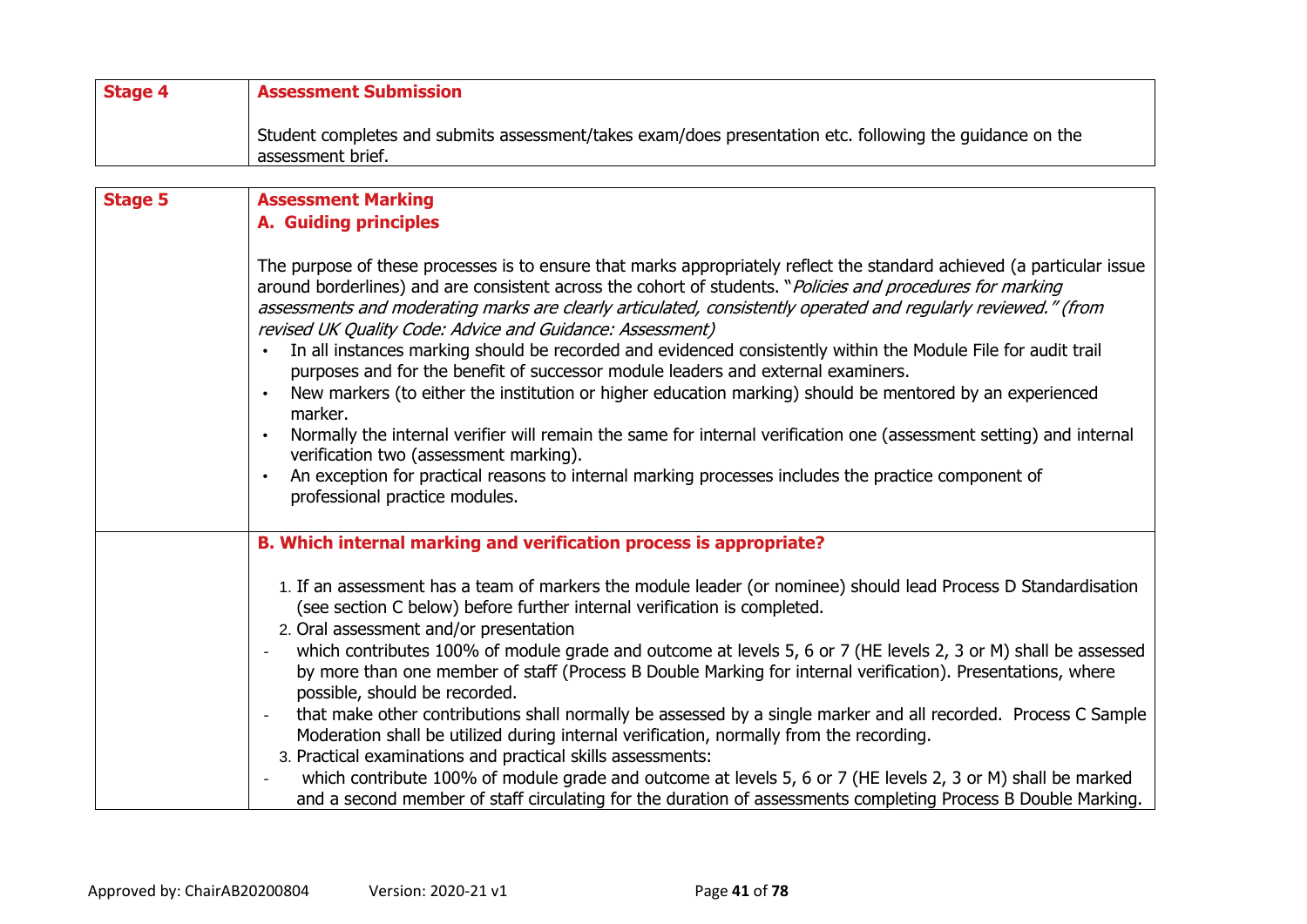| Stage 4 | **Assessment Submission**<br><br>Student completes and submits assessment/takes exam/does presentation etc. following the guidance on the assessment brief. |
|---|---|

| Stage 5 | **Assessment Marking**<br>**A. Guiding principles**<br><br>The purpose of these processes is to ensure that marks appropriately reflect the standard achieved (a particular issue around borderlines) and are consistent across the cohort of students. "*Policies and procedures for marking assessments and moderating marks are clearly articulated, consistently operated and regularly reviewed." (from revised UK Quality Code: Advice and Guidance: Assessment)*<br>• In all instances marking should be recorded and evidenced consistently within the Module File for audit trail purposes and for the benefit of successor module leaders and external examiners.<br>• New markers (to either the institution or higher education marking) should be mentored by an experienced marker.<br>• Normally the internal verifier will remain the same for internal verification one (assessment setting) and internal verification two (assessment marking).<br>• An exception for practical reasons to internal marking processes includes the practice component of professional practice modules. |
|---|---|
| | **B. Which internal marking and verification process is appropriate?**<br><br>1. If an assessment has a team of markers the module leader (or nominee) should lead Process D Standardisation (see section C below) before further internal verification is completed.<br>2. Oral assessment and/or presentation<br>- which contributes 100% of module grade and outcome at levels 5, 6 or 7 (HE levels 2, 3 or M) shall be assessed by more than one member of staff (Process B Double Marking for internal verification). Presentations, where possible, should be recorded.<br>- that make other contributions shall normally be assessed by a single marker and all recorded. Process C Sample Moderation shall be utilized during internal verification, normally from the recording.<br>3. Practical examinations and practical skills assessments:<br>- which contribute 100% of module grade and outcome at levels 5, 6 or 7 (HE levels 2, 3 or M) shall be marked and a second member of staff circulating for the duration of assessments completing Process B Double Marking. |

Approved by: ChairAB20200804 Version: 2020-21 v1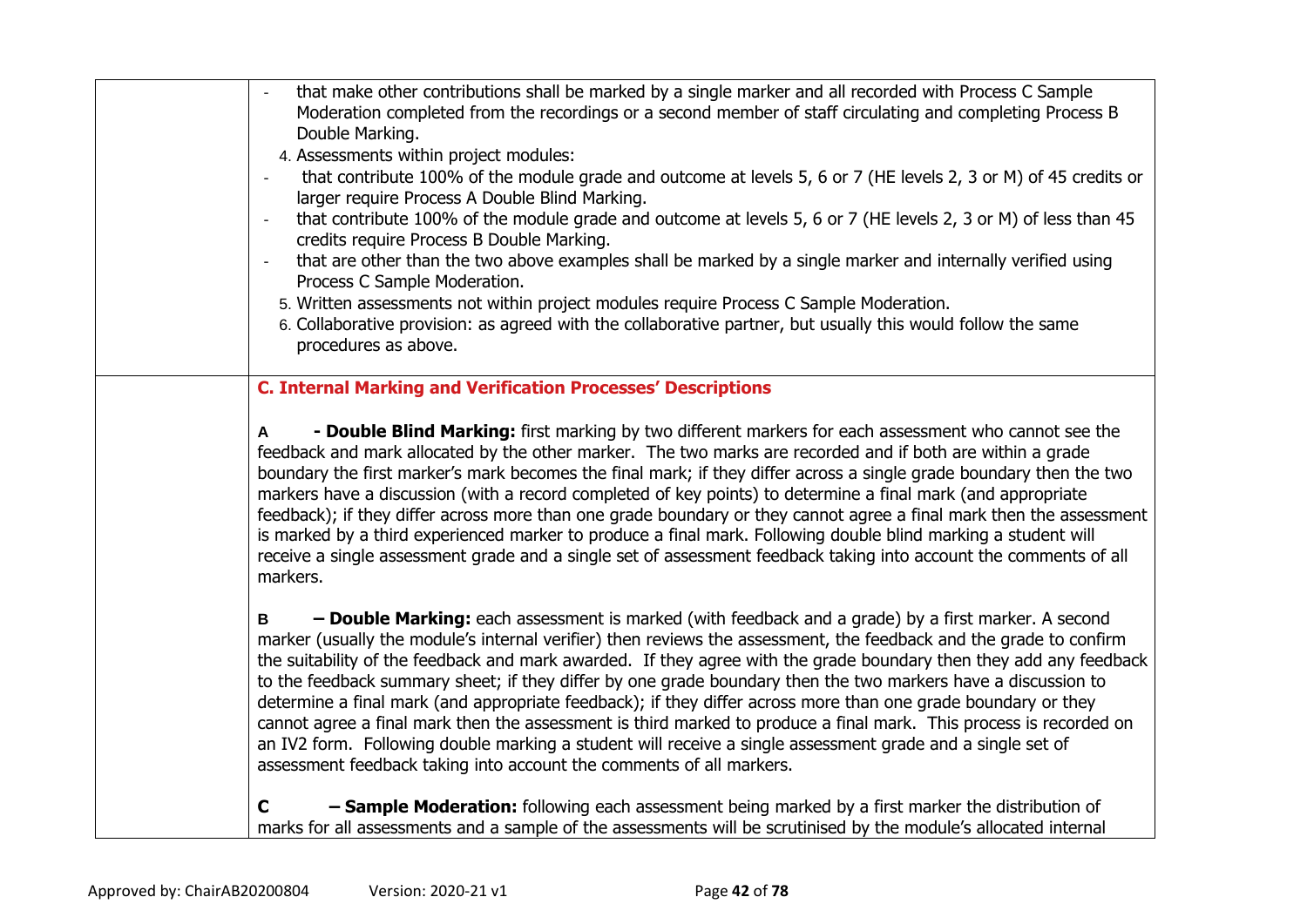- that make other contributions shall be marked by a single marker and all recorded with Process C Sample Moderation completed from the recordings or a second member of staff circulating and completing Process B Double Marking.

4. Assessments within project modules:
   - that contribute 100% of the module grade and outcome at levels 5, 6 or 7 (HE levels 2, 3 or M) of 45 credits or larger require Process A Double Blind Marking.
   - that contribute 100% of the module grade and outcome at levels 5, 6 or 7 (HE levels 2, 3 or M) of less than 45 credits require Process B Double Marking.
   - that are other than the two above examples shall be marked by a single marker and internally verified using Process C Sample Moderation.
5. Written assessments not within project modules require Process C Sample Moderation.
6. Collaborative provision: as agreed with the collaborative partner, but usually this would follow the same procedures as above.

## C. Internal Marking and Verification Processes' Descriptions

**A - Double Blind Marking:** first marking by two different markers for each assessment who cannot see the feedback and mark allocated by the other marker. The two marks are recorded and if both are within a grade boundary the first marker's mark becomes the final mark; if they differ across a single grade boundary then the two markers have a discussion (with a record completed of key points) to determine a final mark (and appropriate feedback); if they differ across more than one grade boundary or they cannot agree a final mark then the assessment is marked by a third experienced marker to produce a final mark. Following double blind marking a student will receive a single assessment grade and a single set of assessment feedback taking into account the comments of all markers.

**B – Double Marking:** each assessment is marked (with feedback and a grade) by a first marker. A second marker (usually the module's internal verifier) then reviews the assessment, the feedback and the grade to confirm the suitability of the feedback and mark awarded. If they agree with the grade boundary then they add any feedback to the feedback summary sheet; if they differ by one grade boundary then the two markers have a discussion to determine a final mark (and appropriate feedback); if they differ across more than one grade boundary or they cannot agree a final mark then the assessment is third marked to produce a final mark. This process is recorded on an IV2 form. Following double marking a student will receive a single assessment grade and a single set of assessment feedback taking into account the comments of all markers.

**C – Sample Moderation:** following each assessment being marked by a first marker the distribution of marks for all assessments and a sample of the assessments will be scrutinised by the module's allocated internal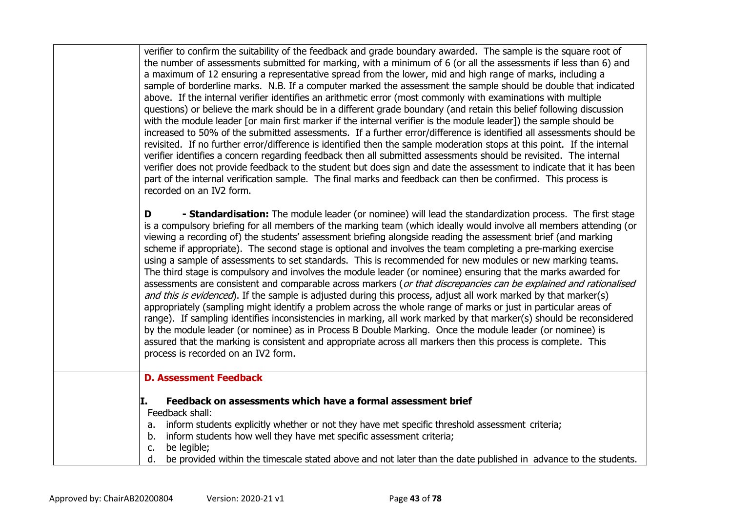verifier to confirm the suitability of the feedback and grade boundary awarded. The sample is the square root of the number of assessments submitted for marking, with a minimum of 6 (or all the assessments if less than 6) and a maximum of 12 ensuring a representative spread from the lower, mid and high range of marks, including a sample of borderline marks. N.B. If a computer marked the assessment the sample should be double that indicated above. If the internal verifier identifies an arithmetic error (most commonly with examinations with multiple questions) or believe the mark should be in a different grade boundary (and retain this belief following discussion with the module leader [or main first marker if the internal verifier is the module leader]) the sample should be increased to 50% of the submitted assessments. If a further error/difference is identified all assessments should be revisited. If no further error/difference is identified then the sample moderation stops at this point. If the internal verifier identifies a concern regarding feedback then all submitted assessments should be revisited. The internal verifier does not provide feedback to the student but does sign and date the assessment to indicate that it has been part of the internal verification sample. The final marks and feedback can then be confirmed. This process is recorded on an IV2 form.

**D - Standardisation:** The module leader (or nominee) will lead the standardization process. The first stage is a compulsory briefing for all members of the marking team (which ideally would involve all members attending (or viewing a recording of) the students' assessment briefing alongside reading the assessment brief (and marking scheme if appropriate). The second stage is optional and involves the team completing a pre-marking exercise using a sample of assessments to set standards. This is recommended for new modules or new marking teams. The third stage is compulsory and involves the module leader (or nominee) ensuring that the marks awarded for assessments are consistent and comparable across markers (*or that discrepancies can be explained and rationalised and this is evidenced*). If the sample is adjusted during this process, adjust all work marked by that marker(s) appropriately (sampling might identify a problem across the whole range of marks or just in particular areas of range). If sampling identifies inconsistencies in marking, all work marked by that marker(s) should be reconsidered by the module leader (or nominee) as in Process B Double Marking. Once the module leader (or nominee) is assured that the marking is consistent and appropriate across all markers then this process is complete. This process is recorded on an IV2 form.

## D. Assessment Feedback

### I. Feedback on assessments which have a formal assessment brief

Feedback shall:

a. inform students explicitly whether or not they have met specific threshold assessment criteria;
b. inform students how well they have met specific assessment criteria;
c. be legible;
d. be provided within the timescale stated above and not later than the date published in advance to the students.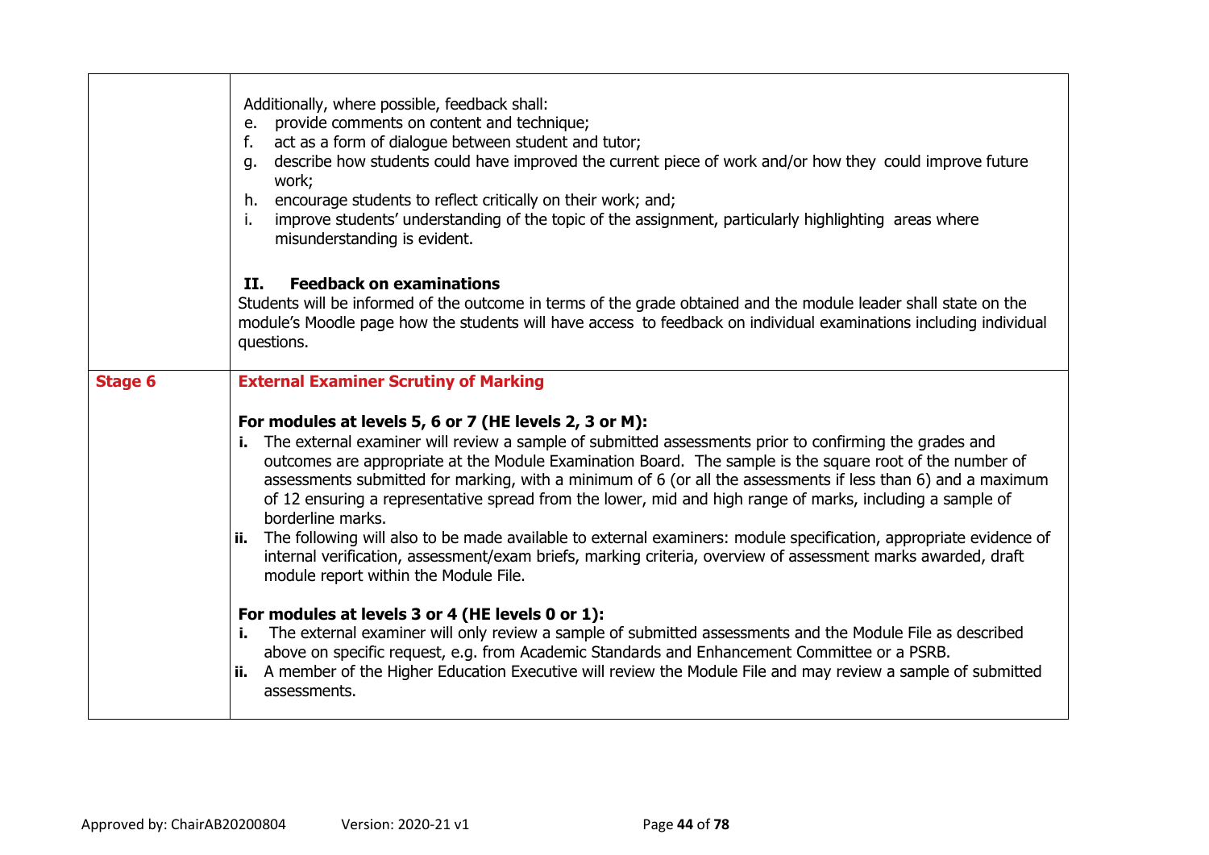| | |
|---|---|
| | Additionally, where possible, feedback shall:<br>e. provide comments on content and technique;<br>f. act as a form of dialogue between student and tutor;<br>g. describe how students could have improved the current piece of work and/or how they could improve future work;<br>h. encourage students to reflect critically on their work; and;<br>i. improve students' understanding of the topic of the assignment, particularly highlighting areas where misunderstanding is evident.<br><br>**II. Feedback on examinations**<br>Students will be informed of the outcome in terms of the grade obtained and the module leader shall state on the module's Moodle page how the students will have access to feedback on individual examinations including individual questions. |
| **Stage 6** | **External Examiner Scrutiny of Marking**<br><br>**For modules at levels 5, 6 or 7 (HE levels 2, 3 or M):**<br>**i.** The external examiner will review a sample of submitted assessments prior to confirming the grades and outcomes are appropriate at the Module Examination Board. The sample is the square root of the number of assessments submitted for marking, with a minimum of 6 (or all the assessments if less than 6) and a maximum of 12 ensuring a representative spread from the lower, mid and high range of marks, including a sample of borderline marks.<br>**ii.** The following will also to be made available to external examiners: module specification, appropriate evidence of internal verification, assessment/exam briefs, marking criteria, overview of assessment marks awarded, draft module report within the Module File.<br><br>**For modules at levels 3 or 4 (HE levels 0 or 1):**<br>**i.** The external examiner will only review a sample of submitted assessments and the Module File as described above on specific request, e.g. from Academic Standards and Enhancement Committee or a PSRB.<br>**ii.** A member of the Higher Education Executive will review the Module File and may review a sample of submitted assessments. |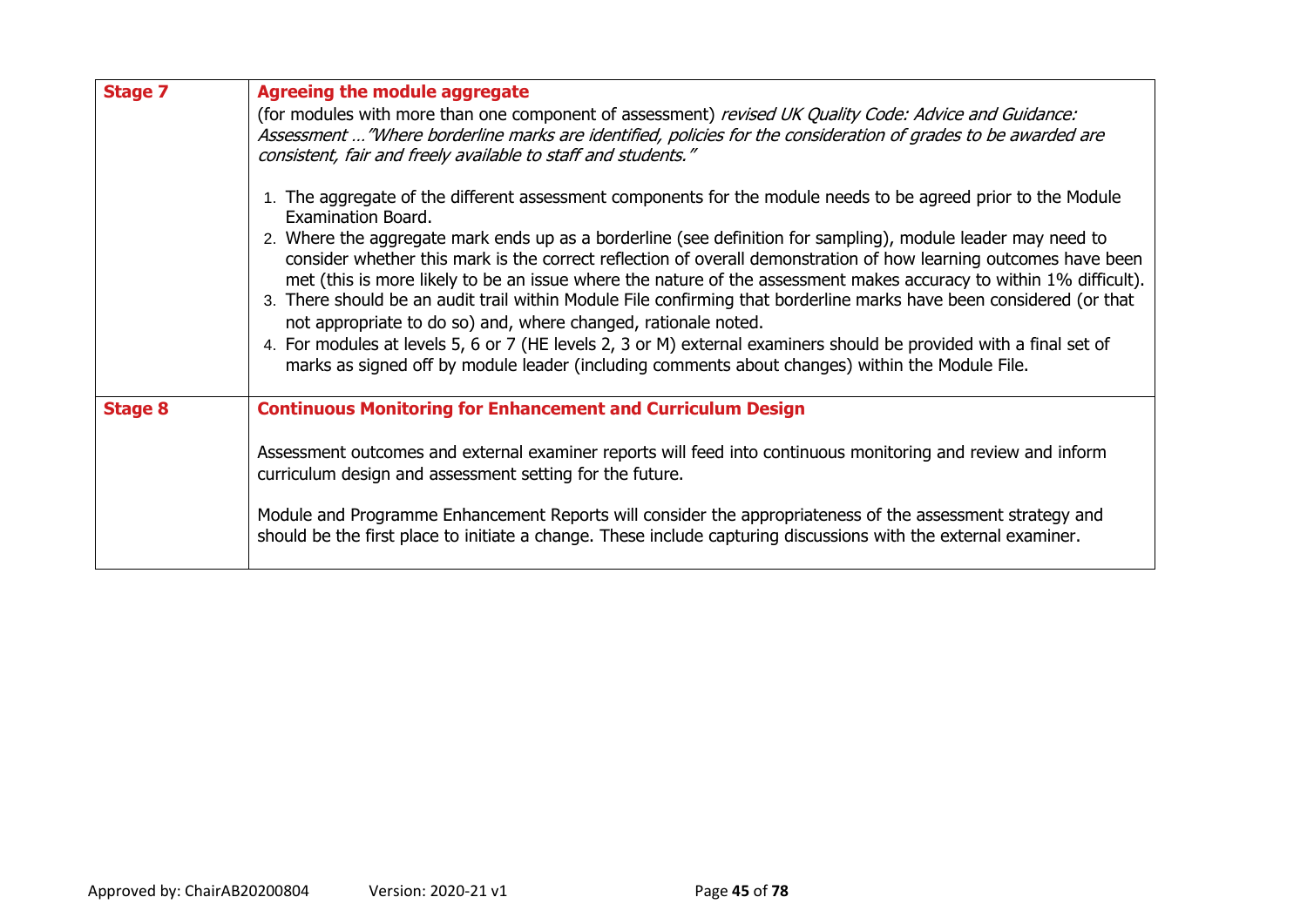| | |
|---|---|
| **Stage 7** | **Agreeing the module aggregate**<br>(for modules with more than one component of assessment) *revised UK Quality Code: Advice and Guidance: Assessment …"Where borderline marks are identified, policies for the consideration of grades to be awarded are consistent, fair and freely available to staff and students."*<br><br>1. The aggregate of the different assessment components for the module needs to be agreed prior to the Module Examination Board.<br>2. Where the aggregate mark ends up as a borderline (see definition for sampling), module leader may need to consider whether this mark is the correct reflection of overall demonstration of how learning outcomes have been met (this is more likely to be an issue where the nature of the assessment makes accuracy to within 1% difficult).<br>3. There should be an audit trail within Module File confirming that borderline marks have been considered (or that not appropriate to do so) and, where changed, rationale noted.<br>4. For modules at levels 5, 6 or 7 (HE levels 2, 3 or M) external examiners should be provided with a final set of marks as signed off by module leader (including comments about changes) within the Module File. |
| **Stage 8** | **Continuous Monitoring for Enhancement and Curriculum Design**<br><br>Assessment outcomes and external examiner reports will feed into continuous monitoring and review and inform curriculum design and assessment setting for the future.<br><br>Module and Programme Enhancement Reports will consider the appropriateness of the assessment strategy and should be the first place to initiate a change. These include capturing discussions with the external examiner. |

Approved by: ChairAB20200804 Version: 2020-21 v1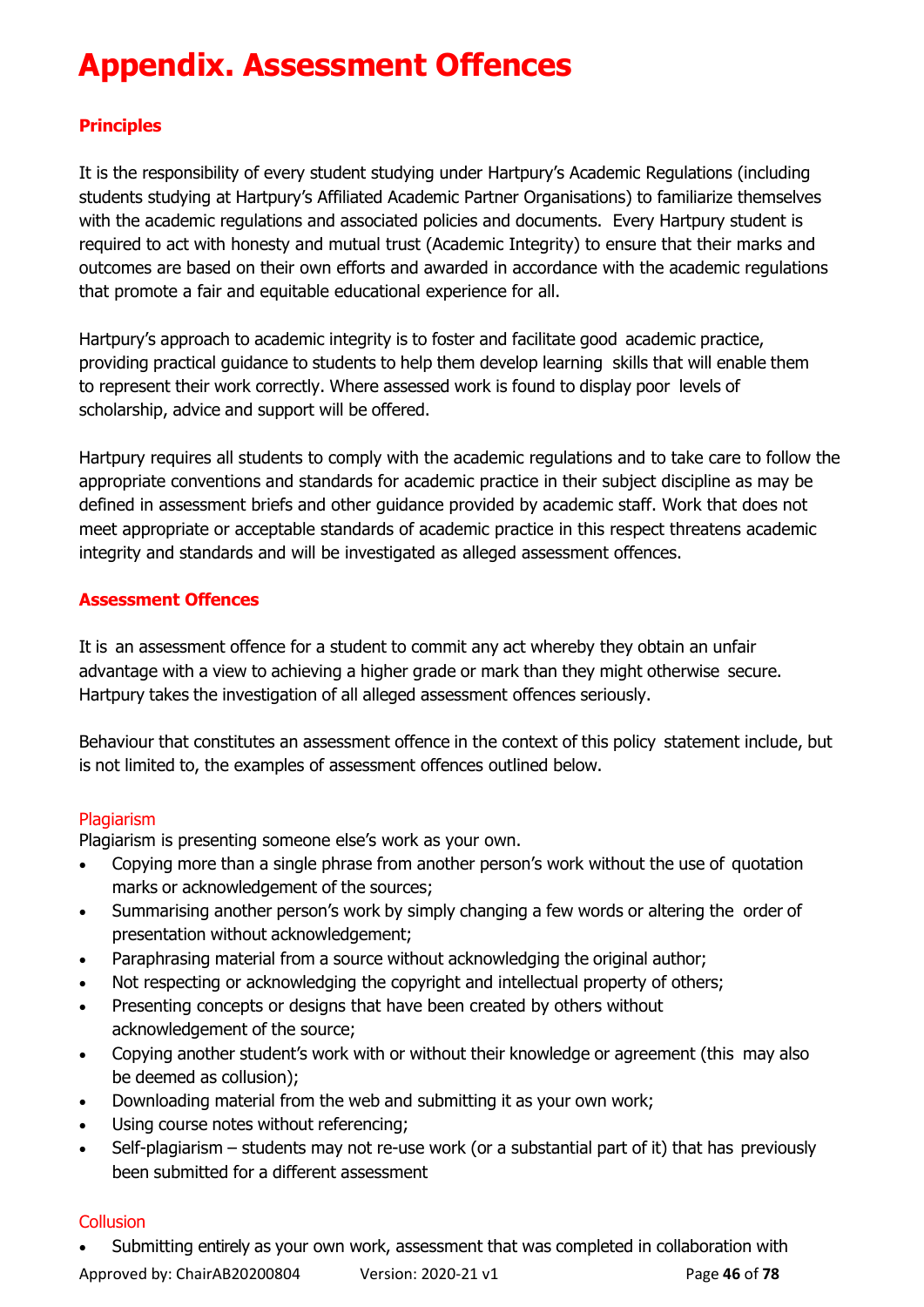# Appendix. Assessment Offences

### Principles

It is the responsibility of every student studying under Hartpury's Academic Regulations (including students studying at Hartpury's Affiliated Academic Partner Organisations) to familiarize themselves with the academic regulations and associated policies and documents. Every Hartpury student is required to act with honesty and mutual trust (Academic Integrity) to ensure that their marks and outcomes are based on their own efforts and awarded in accordance with the academic regulations that promote a fair and equitable educational experience for all.

Hartpury's approach to academic integrity is to foster and facilitate good academic practice, providing practical guidance to students to help them develop learning skills that will enable them to represent their work correctly. Where assessed work is found to display poor levels of scholarship, advice and support will be offered.

Hartpury requires all students to comply with the academic regulations and to take care to follow the appropriate conventions and standards for academic practice in their subject discipline as may be defined in assessment briefs and other guidance provided by academic staff. Work that does not meet appropriate or acceptable standards of academic practice in this respect threatens academic integrity and standards and will be investigated as alleged assessment offences.

### Assessment Offences

It is an assessment offence for a student to commit any act whereby they obtain an unfair advantage with a view to achieving a higher grade or mark than they might otherwise secure. Hartpury takes the investigation of all alleged assessment offences seriously.

Behaviour that constitutes an assessment offence in the context of this policy statement include, but is not limited to, the examples of assessment offences outlined below.

#### Plagiarism

Plagiarism is presenting someone else's work as your own.

- Copying more than a single phrase from another person's work without the use of quotation marks or acknowledgement of the sources;
- Summarising another person's work by simply changing a few words or altering the order of presentation without acknowledgement;
- Paraphrasing material from a source without acknowledging the original author;
- Not respecting or acknowledging the copyright and intellectual property of others;
- Presenting concepts or designs that have been created by others without acknowledgement of the source;
- Copying another student's work with or without their knowledge or agreement (this may also be deemed as collusion);
- Downloading material from the web and submitting it as your own work;
- Using course notes without referencing;
- Self-plagiarism – students may not re-use work (or a substantial part of it) that has previously been submitted for a different assessment

#### Collusion

- Submitting entirely as your own work, assessment that was completed in collaboration with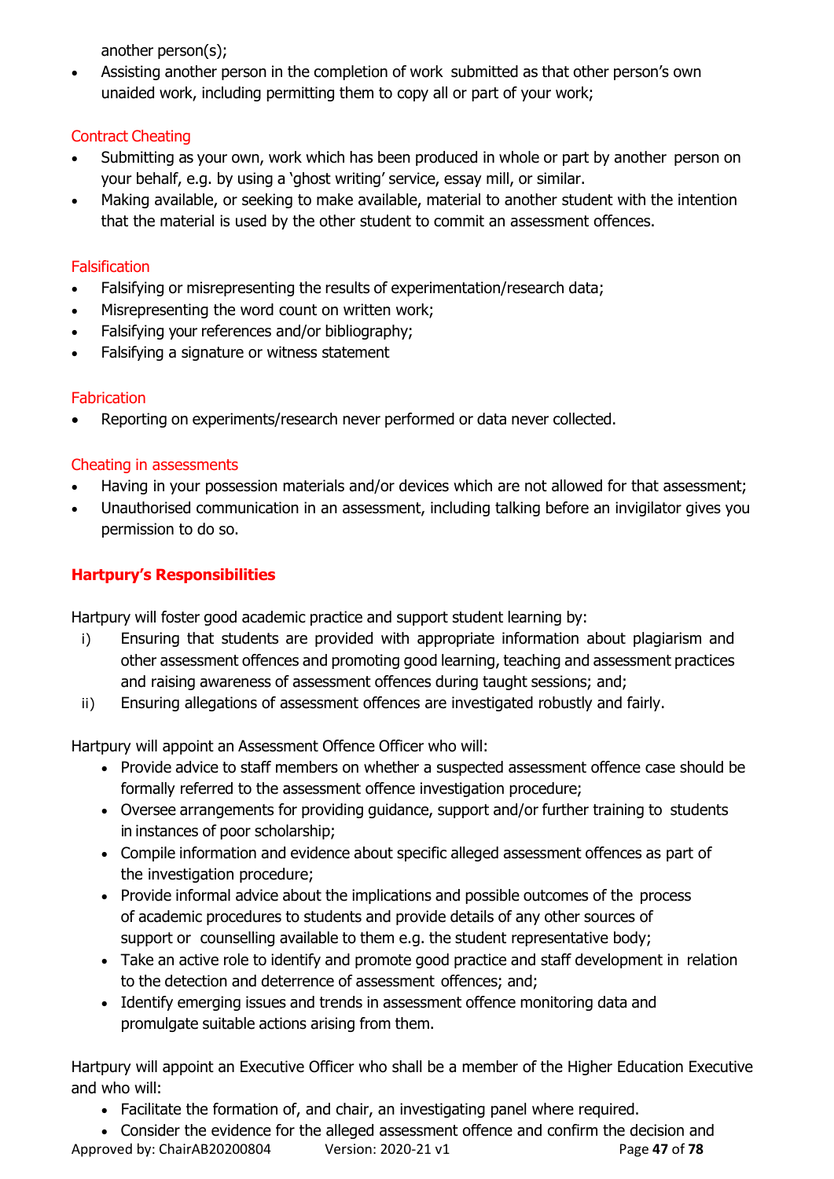another person(s);

- Assisting another person in the completion of work submitted as that other person's own unaided work, including permitting them to copy all or part of your work;

Contract Cheating

- Submitting as your own, work which has been produced in whole or part by another person on your behalf, e.g. by using a 'ghost writing' service, essay mill, or similar.
- Making available, or seeking to make available, material to another student with the intention that the material is used by the other student to commit an assessment offences.

Falsification

- Falsifying or misrepresenting the results of experimentation/research data;
- Misrepresenting the word count on written work;
- Falsifying your references and/or bibliography;
- Falsifying a signature or witness statement

Fabrication

- Reporting on experiments/research never performed or data never collected.

Cheating in assessments

- Having in your possession materials and/or devices which are not allowed for that assessment;
- Unauthorised communication in an assessment, including talking before an invigilator gives you permission to do so.

**Hartpury's Responsibilities**

Hartpury will foster good academic practice and support student learning by:

i) Ensuring that students are provided with appropriate information about plagiarism and other assessment offences and promoting good learning, teaching and assessment practices and raising awareness of assessment offences during taught sessions; and;
ii) Ensuring allegations of assessment offences are investigated robustly and fairly.

Hartpury will appoint an Assessment Offence Officer who will:

- Provide advice to staff members on whether a suspected assessment offence case should be formally referred to the assessment offence investigation procedure;
- Oversee arrangements for providing guidance, support and/or further training to students in instances of poor scholarship;
- Compile information and evidence about specific alleged assessment offences as part of the investigation procedure;
- Provide informal advice about the implications and possible outcomes of the process of academic procedures to students and provide details of any other sources of support or counselling available to them e.g. the student representative body;
- Take an active role to identify and promote good practice and staff development in relation to the detection and deterrence of assessment offences; and;
- Identify emerging issues and trends in assessment offence monitoring data and promulgate suitable actions arising from them.

Hartpury will appoint an Executive Officer who shall be a member of the Higher Education Executive and who will:

- Facilitate the formation of, and chair, an investigating panel where required.
- Consider the evidence for the alleged assessment offence and confirm the decision and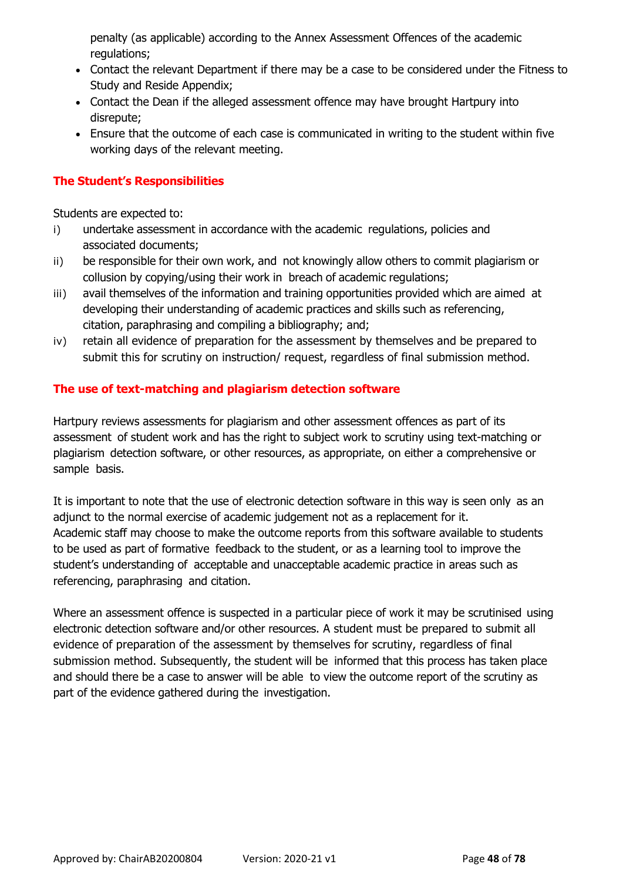penalty (as applicable) according to the Annex Assessment Offences of the academic regulations;

- Contact the relevant Department if there may be a case to be considered under the Fitness to Study and Reside Appendix;
- Contact the Dean if the alleged assessment offence may have brought Hartpury into disrepute;
- Ensure that the outcome of each case is communicated in writing to the student within five working days of the relevant meeting.

### The Student's Responsibilities

Students are expected to:

i) undertake assessment in accordance with the academic regulations, policies and associated documents;

ii) be responsible for their own work, and not knowingly allow others to commit plagiarism or collusion by copying/using their work in breach of academic regulations;

iii) avail themselves of the information and training opportunities provided which are aimed at developing their understanding of academic practices and skills such as referencing, citation, paraphrasing and compiling a bibliography; and;

iv) retain all evidence of preparation for the assessment by themselves and be prepared to submit this for scrutiny on instruction/ request, regardless of final submission method.

### The use of text-matching and plagiarism detection software

Hartpury reviews assessments for plagiarism and other assessment offences as part of its assessment of student work and has the right to subject work to scrutiny using text-matching or plagiarism detection software, or other resources, as appropriate, on either a comprehensive or sample basis.

It is important to note that the use of electronic detection software in this way is seen only as an adjunct to the normal exercise of academic judgement not as a replacement for it. Academic staff may choose to make the outcome reports from this software available to students to be used as part of formative feedback to the student, or as a learning tool to improve the student's understanding of acceptable and unacceptable academic practice in areas such as referencing, paraphrasing and citation.

Where an assessment offence is suspected in a particular piece of work it may be scrutinised using electronic detection software and/or other resources. A student must be prepared to submit all evidence of preparation of the assessment by themselves for scrutiny, regardless of final submission method. Subsequently, the student will be informed that this process has taken place and should there be a case to answer will be able to view the outcome report of the scrutiny as part of the evidence gathered during the investigation.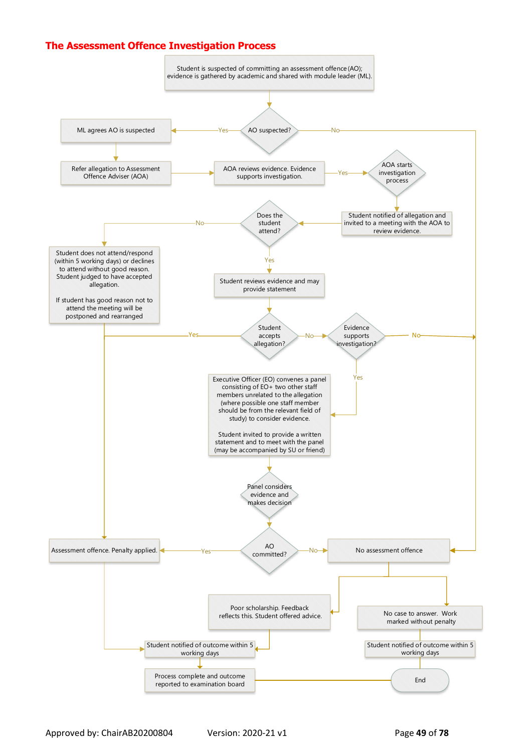# The Assessment Offence Investigation Process

Student is suspected of committing an assessment offence (AO); evidence is gathered by academic and shared with module leader (ML).

AO suspected?

- Yes → ML agrees AO is suspected
- No → No assessment offence

ML agrees AO is suspected

Refer allegation to Assessment Offence Adviser (AOA)

AOA reviews evidence. Evidence supports investigation.

- Yes → AOA starts investigation process

Student notified of allegation and invited to a meeting with the AOA to review evidence.

Does the student attend?

- No → Student does not attend/respond (within 5 working days) or declines to attend without good reason. Student judged to have accepted allegation.

  If student has good reason not to attend the meeting will be postponed and rearranged

- Yes → Student reviews evidence and may provide statement

Student accepts allegation?

- Yes → Assessment offence. Penalty applied.
- No → Evidence supports investigation?
  - No → No assessment offence
  - Yes → Executive Officer (EO) convenes a panel consisting of EO+ two other staff members unrelated to the allegation (where possible one staff member should be from the relevant field of study) to consider evidence.

    Student invited to provide a written statement and to meet with the panel (may be accompanied by SU or friend)

Panel considers evidence and makes decision

AO committed?

- Yes → Assessment offence. Penalty applied.
- No → No assessment offence

Assessment offence. Penalty applied. → Student notified of outcome within 5 working days

No assessment offence →

- Poor scholarship. Feedback reflects this. Student offered advice. → Student notified of outcome within 5 working days
- No case to answer. Work marked without penalty → Student notified of outcome within 5 working days → End

Student notified of outcome within 5 working days → Process complete and outcome reported to examination board → End

Approved by: ChairAB20200804 Version: 2020-21 v1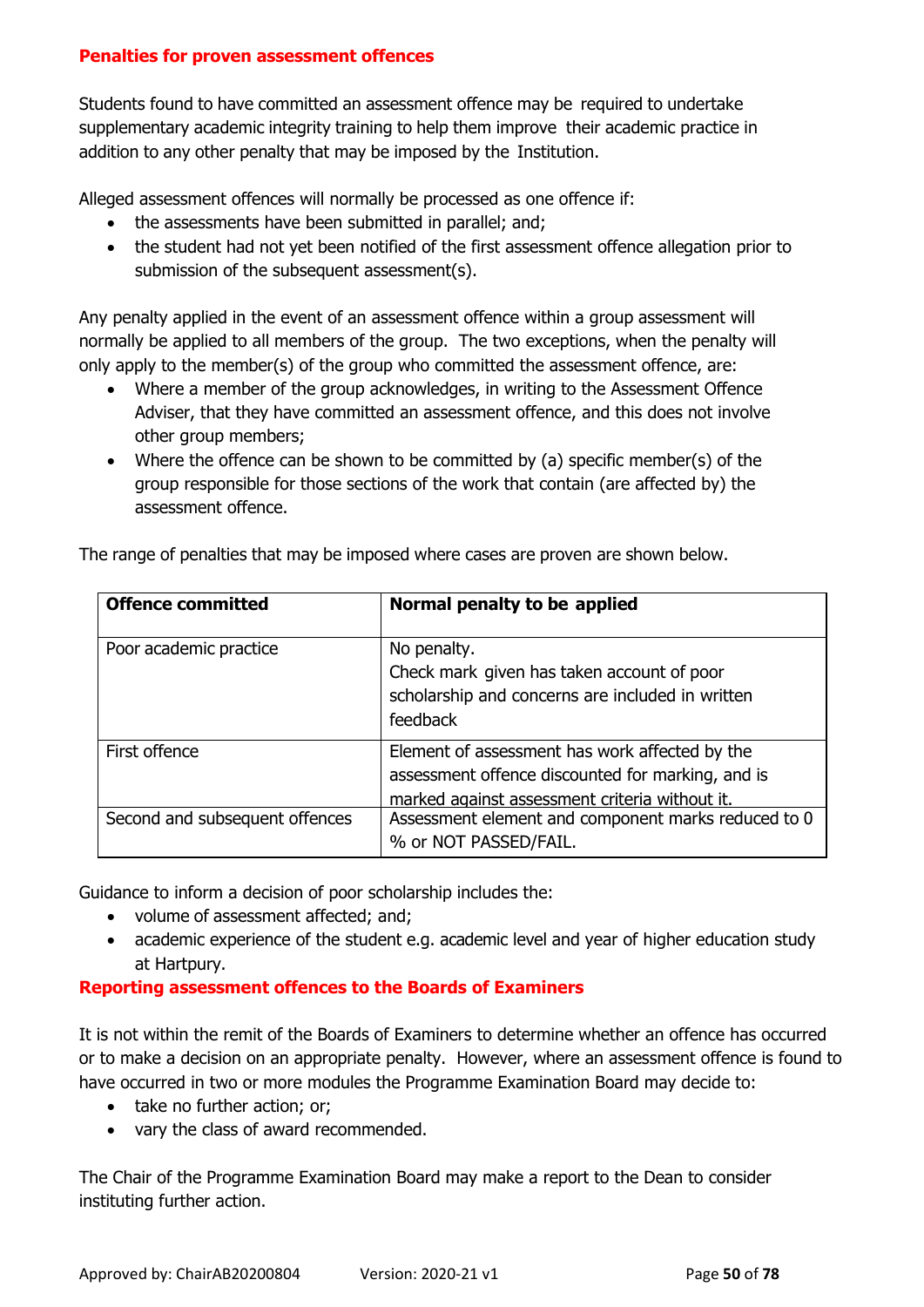## Penalties for proven assessment offences

Students found to have committed an assessment offence may be required to undertake supplementary academic integrity training to help them improve their academic practice in addition to any other penalty that may be imposed by the Institution.

Alleged assessment offences will normally be processed as one offence if:

- the assessments have been submitted in parallel; and;
- the student had not yet been notified of the first assessment offence allegation prior to submission of the subsequent assessment(s).

Any penalty applied in the event of an assessment offence within a group assessment will normally be applied to all members of the group. The two exceptions, when the penalty will only apply to the member(s) of the group who committed the assessment offence, are:

- Where a member of the group acknowledges, in writing to the Assessment Offence Adviser, that they have committed an assessment offence, and this does not involve other group members;
- Where the offence can be shown to be committed by (a) specific member(s) of the group responsible for those sections of the work that contain (are affected by) the assessment offence.

The range of penalties that may be imposed where cases are proven are shown below.

| **Offence committed** | **Normal penalty to be applied** |
|---|---|
| Poor academic practice | No penalty.<br>Check mark given has taken account of poor scholarship and concerns are included in written feedback |
| First offence | Element of assessment has work affected by the assessment offence discounted for marking, and is marked against assessment criteria without it. |
| Second and subsequent offences | Assessment element and component marks reduced to 0 % or NOT PASSED/FAIL. |

Guidance to inform a decision of poor scholarship includes the:

- volume of assessment affected; and;
- academic experience of the student e.g. academic level and year of higher education study at Hartpury.

## Reporting assessment offences to the Boards of Examiners

It is not within the remit of the Boards of Examiners to determine whether an offence has occurred or to make a decision on an appropriate penalty. However, where an assessment offence is found to have occurred in two or more modules the Programme Examination Board may decide to:

- take no further action; or;
- vary the class of award recommended.

The Chair of the Programme Examination Board may make a report to the Dean to consider instituting further action.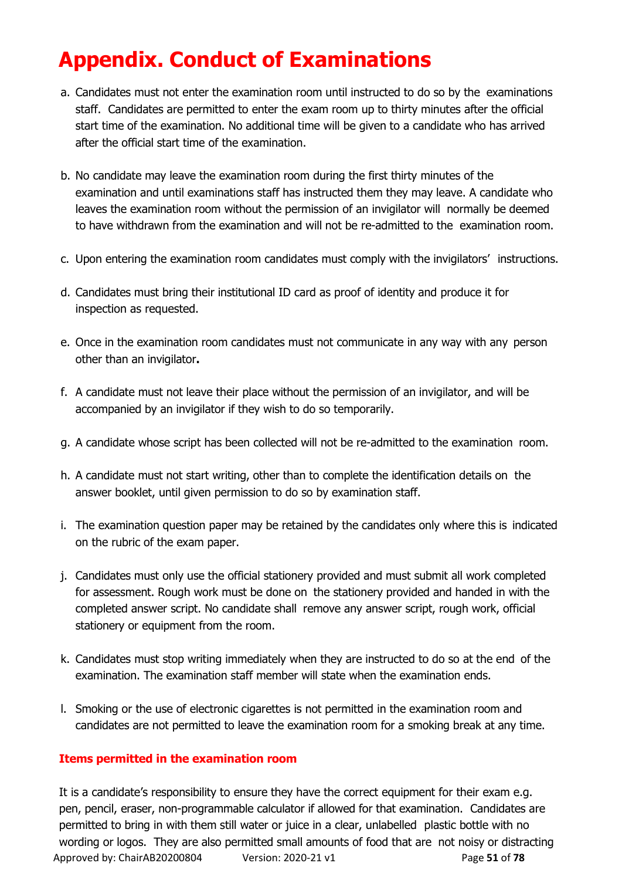# Appendix. Conduct of Examinations

a. Candidates must not enter the examination room until instructed to do so by the examinations staff. Candidates are permitted to enter the exam room up to thirty minutes after the official start time of the examination. No additional time will be given to a candidate who has arrived after the official start time of the examination.

b. No candidate may leave the examination room during the first thirty minutes of the examination and until examinations staff has instructed them they may leave. A candidate who leaves the examination room without the permission of an invigilator will normally be deemed to have withdrawn from the examination and will not be re-admitted to the examination room.

c. Upon entering the examination room candidates must comply with the invigilators' instructions.

d. Candidates must bring their institutional ID card as proof of identity and produce it for inspection as requested.

e. Once in the examination room candidates must not communicate in any way with any person other than an invigilator**.**

f. A candidate must not leave their place without the permission of an invigilator, and will be accompanied by an invigilator if they wish to do so temporarily.

g. A candidate whose script has been collected will not be re-admitted to the examination room.

h. A candidate must not start writing, other than to complete the identification details on the answer booklet, until given permission to do so by examination staff.

i. The examination question paper may be retained by the candidates only where this is indicated on the rubric of the exam paper.

j. Candidates must only use the official stationery provided and must submit all work completed for assessment. Rough work must be done on the stationery provided and handed in with the completed answer script. No candidate shall remove any answer script, rough work, official stationery or equipment from the room.

k. Candidates must stop writing immediately when they are instructed to do so at the end of the examination. The examination staff member will state when the examination ends.

l. Smoking or the use of electronic cigarettes is not permitted in the examination room and candidates are not permitted to leave the examination room for a smoking break at any time.

### Items permitted in the examination room

It is a candidate's responsibility to ensure they have the correct equipment for their exam e.g. pen, pencil, eraser, non-programmable calculator if allowed for that examination. Candidates are permitted to bring in with them still water or juice in a clear, unlabelled plastic bottle with no wording or logos. They are also permitted small amounts of food that are not noisy or distracting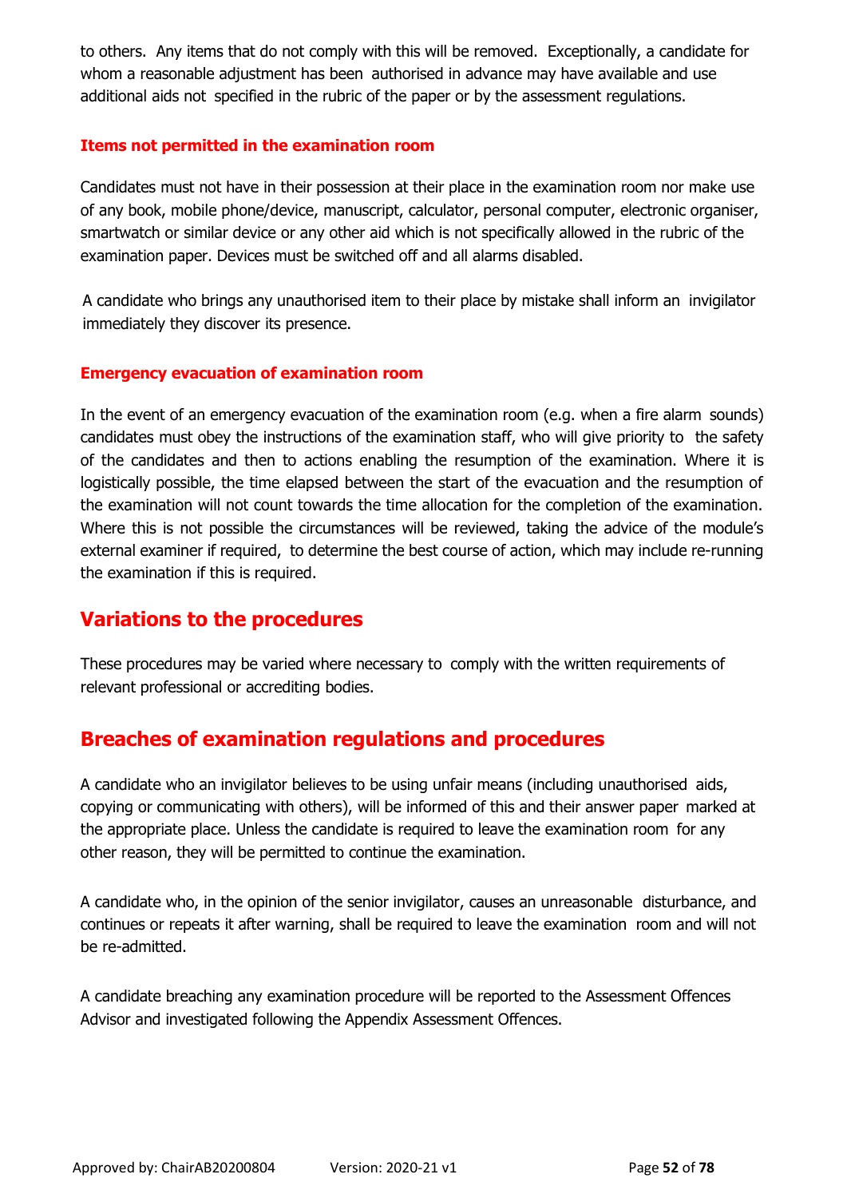to others. Any items that do not comply with this will be removed. Exceptionally, a candidate for whom a reasonable adjustment has been authorised in advance may have available and use additional aids not specified in the rubric of the paper or by the assessment regulations.

### Items not permitted in the examination room

Candidates must not have in their possession at their place in the examination room nor make use of any book, mobile phone/device, manuscript, calculator, personal computer, electronic organiser, smartwatch or similar device or any other aid which is not specifically allowed in the rubric of the examination paper. Devices must be switched off and all alarms disabled.

A candidate who brings any unauthorised item to their place by mistake shall inform an invigilator immediately they discover its presence.

### Emergency evacuation of examination room

In the event of an emergency evacuation of the examination room (e.g. when a fire alarm sounds) candidates must obey the instructions of the examination staff, who will give priority to the safety of the candidates and then to actions enabling the resumption of the examination. Where it is logistically possible, the time elapsed between the start of the evacuation and the resumption of the examination will not count towards the time allocation for the completion of the examination. Where this is not possible the circumstances will be reviewed, taking the advice of the module's external examiner if required, to determine the best course of action, which may include re-running the examination if this is required.

## Variations to the procedures

These procedures may be varied where necessary to comply with the written requirements of relevant professional or accrediting bodies.

## Breaches of examination regulations and procedures

A candidate who an invigilator believes to be using unfair means (including unauthorised aids, copying or communicating with others), will be informed of this and their answer paper marked at the appropriate place. Unless the candidate is required to leave the examination room for any other reason, they will be permitted to continue the examination.

A candidate who, in the opinion of the senior invigilator, causes an unreasonable disturbance, and continues or repeats it after warning, shall be required to leave the examination room and will not be re-admitted.

A candidate breaching any examination procedure will be reported to the Assessment Offences Advisor and investigated following the Appendix Assessment Offences.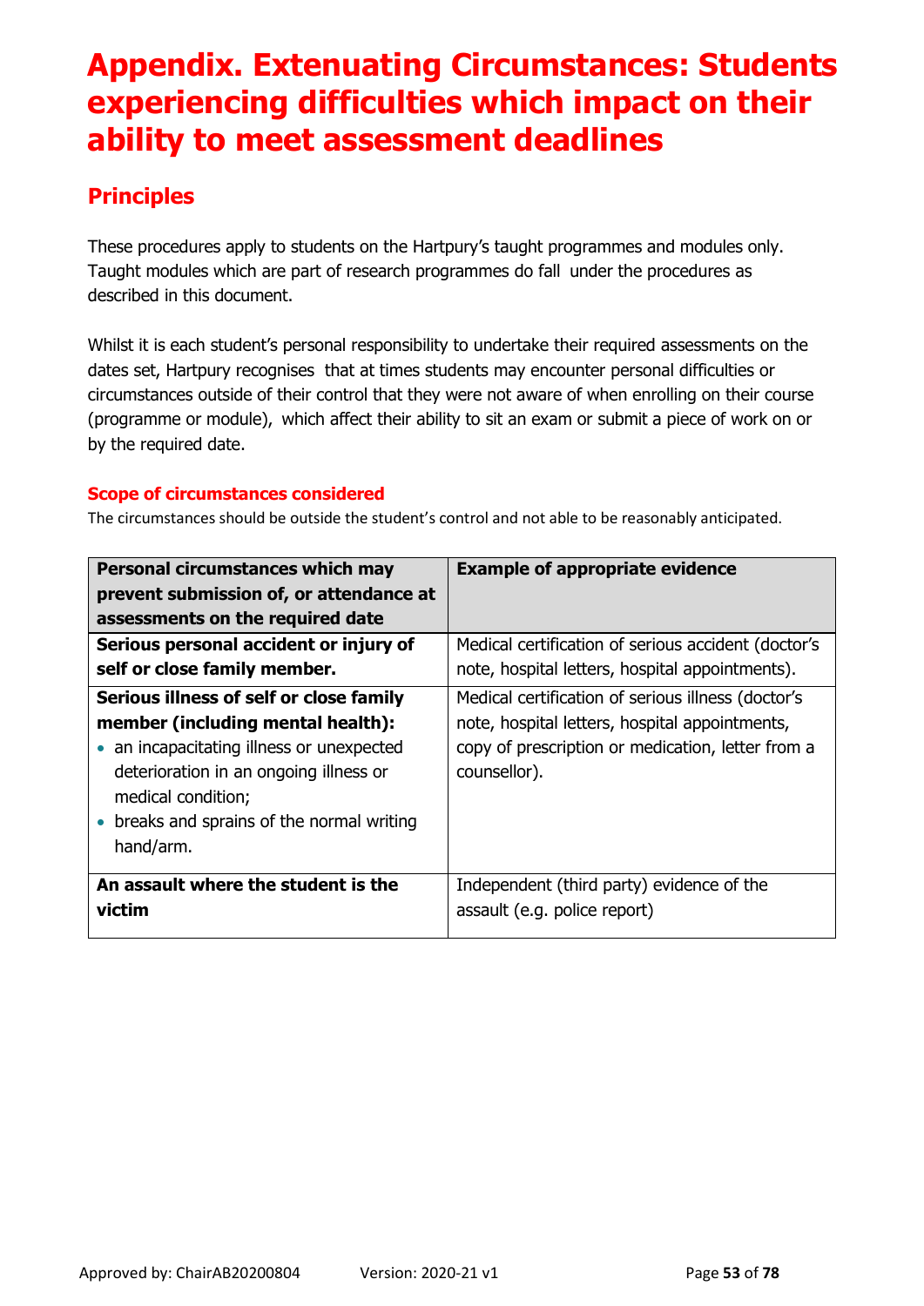# Appendix. Extenuating Circumstances: Students experiencing difficulties which impact on their ability to meet assessment deadlines

## Principles

These procedures apply to students on the Hartpury's taught programmes and modules only. Taught modules which are part of research programmes do fall under the procedures as described in this document.

Whilst it is each student's personal responsibility to undertake their required assessments on the dates set, Hartpury recognises that at times students may encounter personal difficulties or circumstances outside of their control that they were not aware of when enrolling on their course (programme or module), which affect their ability to sit an exam or submit a piece of work on or by the required date.

### Scope of circumstances considered

The circumstances should be outside the student's control and not able to be reasonably anticipated.

| Personal circumstances which may prevent submission of, or attendance at assessments on the required date | Example of appropriate evidence |
|---|---|
| **Serious personal accident or injury of self or close family member.** | Medical certification of serious accident (doctor's note, hospital letters, hospital appointments). |
| **Serious illness of self or close family member (including mental health):**<br>• an incapacitating illness or unexpected deterioration in an ongoing illness or medical condition;<br>• breaks and sprains of the normal writing hand/arm. | Medical certification of serious illness (doctor's note, hospital letters, hospital appointments, copy of prescription or medication, letter from a counsellor). |
| **An assault where the student is the victim** | Independent (third party) evidence of the assault (e.g. police report) |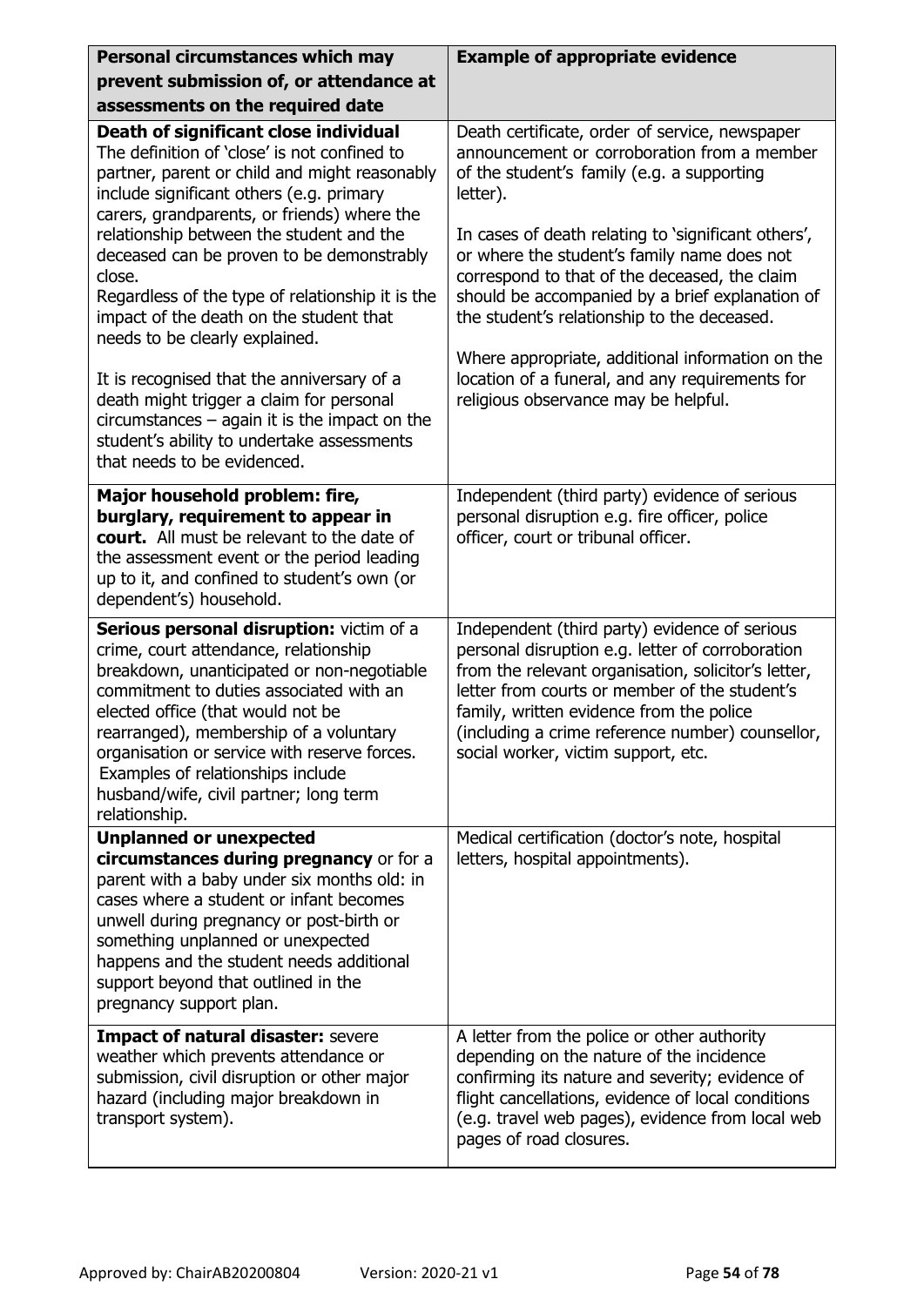| Personal circumstances which may prevent submission of, or attendance at assessments on the required date | Example of appropriate evidence |
|---|---|
| **Death of significant close individual** The definition of 'close' is not confined to partner, parent or child and might reasonably include significant others (e.g. primary carers, grandparents, or friends) where the relationship between the student and the deceased can be proven to be demonstrably close. Regardless of the type of relationship it is the impact of the death on the student that needs to be clearly explained. <br><br> It is recognised that the anniversary of a death might trigger a claim for personal circumstances – again it is the impact on the student's ability to undertake assessments that needs to be evidenced. | Death certificate, order of service, newspaper announcement or corroboration from a member of the student's family (e.g. a supporting letter). <br><br> In cases of death relating to 'significant others', or where the student's family name does not correspond to that of the deceased, the claim should be accompanied by a brief explanation of the student's relationship to the deceased. <br><br> Where appropriate, additional information on the location of a funeral, and any requirements for religious observance may be helpful. |
| **Major household problem: fire, burglary, requirement to appear in court.** All must be relevant to the date of the assessment event or the period leading up to it, and confined to student's own (or dependent's) household. | Independent (third party) evidence of serious personal disruption e.g. fire officer, police officer, court or tribunal officer. |
| **Serious personal disruption:** victim of a crime, court attendance, relationship breakdown, unanticipated or non-negotiable commitment to duties associated with an elected office (that would not be rearranged), membership of a voluntary organisation or service with reserve forces. Examples of relationships include husband/wife, civil partner; long term relationship. | Independent (third party) evidence of serious personal disruption e.g. letter of corroboration from the relevant organisation, solicitor's letter, letter from courts or member of the student's family, written evidence from the police (including a crime reference number) counsellor, social worker, victim support, etc. |
| **Unplanned or unexpected circumstances during pregnancy** or for a parent with a baby under six months old: in cases where a student or infant becomes unwell during pregnancy or post-birth or something unplanned or unexpected happens and the student needs additional support beyond that outlined in the pregnancy support plan. | Medical certification (doctor's note, hospital letters, hospital appointments). |
| **Impact of natural disaster:** severe weather which prevents attendance or submission, civil disruption or other major hazard (including major breakdown in transport system). | A letter from the police or other authority depending on the nature of the incidence confirming its nature and severity; evidence of flight cancellations, evidence of local conditions (e.g. travel web pages), evidence from local web pages of road closures. |

Approved by: ChairAB20200804 Version: 2020-21 v1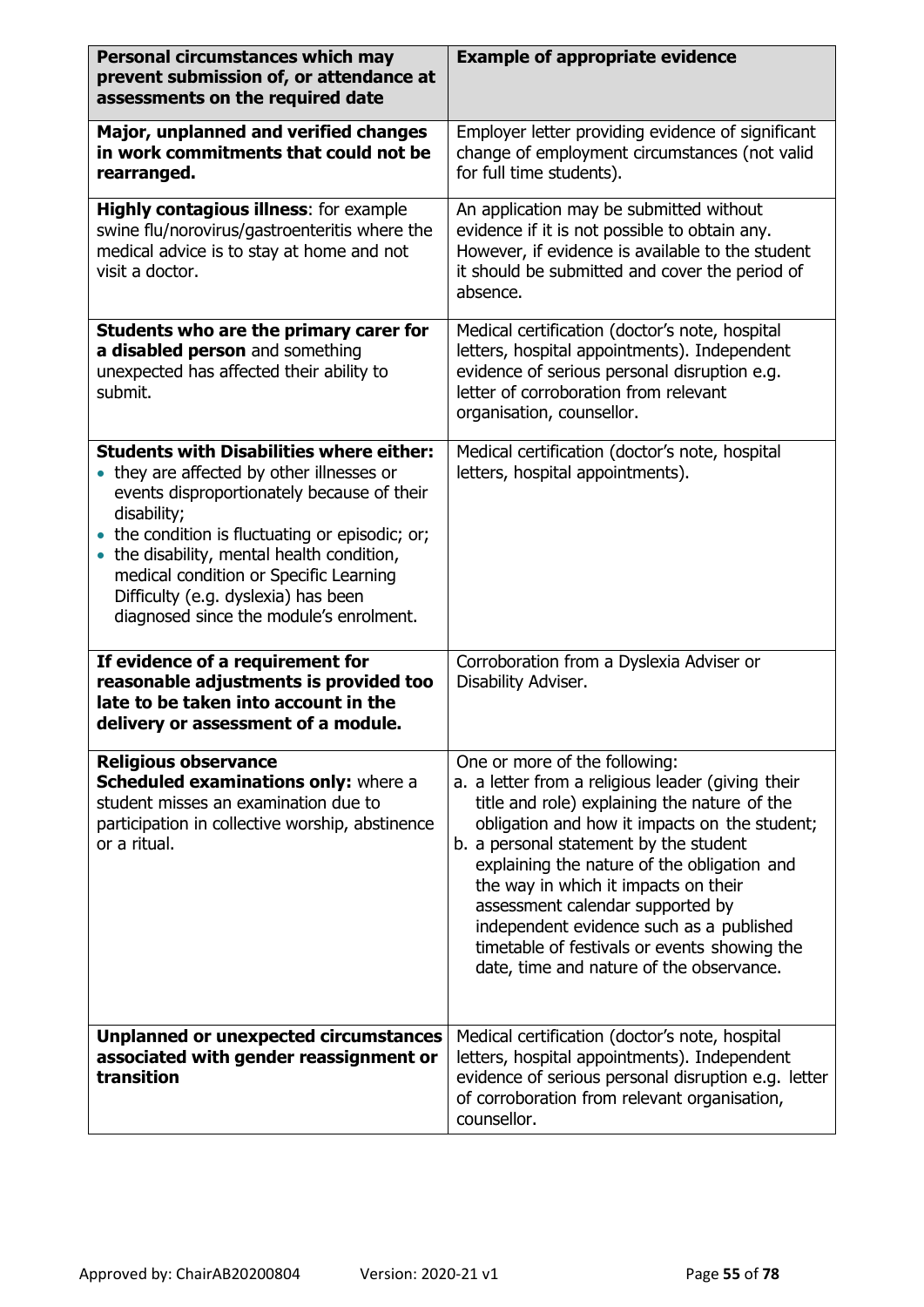| Personal circumstances which may prevent submission of, or attendance at assessments on the required date | Example of appropriate evidence |
|---|---|
| **Major, unplanned and verified changes in work commitments that could not be rearranged.** | Employer letter providing evidence of significant change of employment circumstances (not valid for full time students). |
| **Highly contagious illness**: for example swine flu/norovirus/gastroenteritis where the medical advice is to stay at home and not visit a doctor. | An application may be submitted without evidence if it is not possible to obtain any. However, if evidence is available to the student it should be submitted and cover the period of absence. |
| **Students who are the primary carer for a disabled person** and something unexpected has affected their ability to submit. | Medical certification (doctor's note, hospital letters, hospital appointments). Independent evidence of serious personal disruption e.g. letter of corroboration from relevant organisation, counsellor. |
| **Students with Disabilities where either:**<br>• they are affected by other illnesses or events disproportionately because of their disability;<br>• the condition is fluctuating or episodic; or;<br>• the disability, mental health condition, medical condition or Specific Learning Difficulty (e.g. dyslexia) has been diagnosed since the module's enrolment. | Medical certification (doctor's note, hospital letters, hospital appointments). |
| **If evidence of a requirement for reasonable adjustments is provided too late to be taken into account in the delivery or assessment of a module.** | Corroboration from a Dyslexia Adviser or Disability Adviser. |
| **Religious observance**<br>**Scheduled examinations only:** where a student misses an examination due to participation in collective worship, abstinence or a ritual. | One or more of the following:<br>a. a letter from a religious leader (giving their title and role) explaining the nature of the obligation and how it impacts on the student;<br>b. a personal statement by the student explaining the nature of the obligation and the way in which it impacts on their assessment calendar supported by independent evidence such as a published timetable of festivals or events showing the date, time and nature of the observance. |
| **Unplanned or unexpected circumstances associated with gender reassignment or transition** | Medical certification (doctor's note, hospital letters, hospital appointments). Independent evidence of serious personal disruption e.g. letter of corroboration from relevant organisation, counsellor. |

Approved by: ChairAB20200804 Version: 2020-21 v1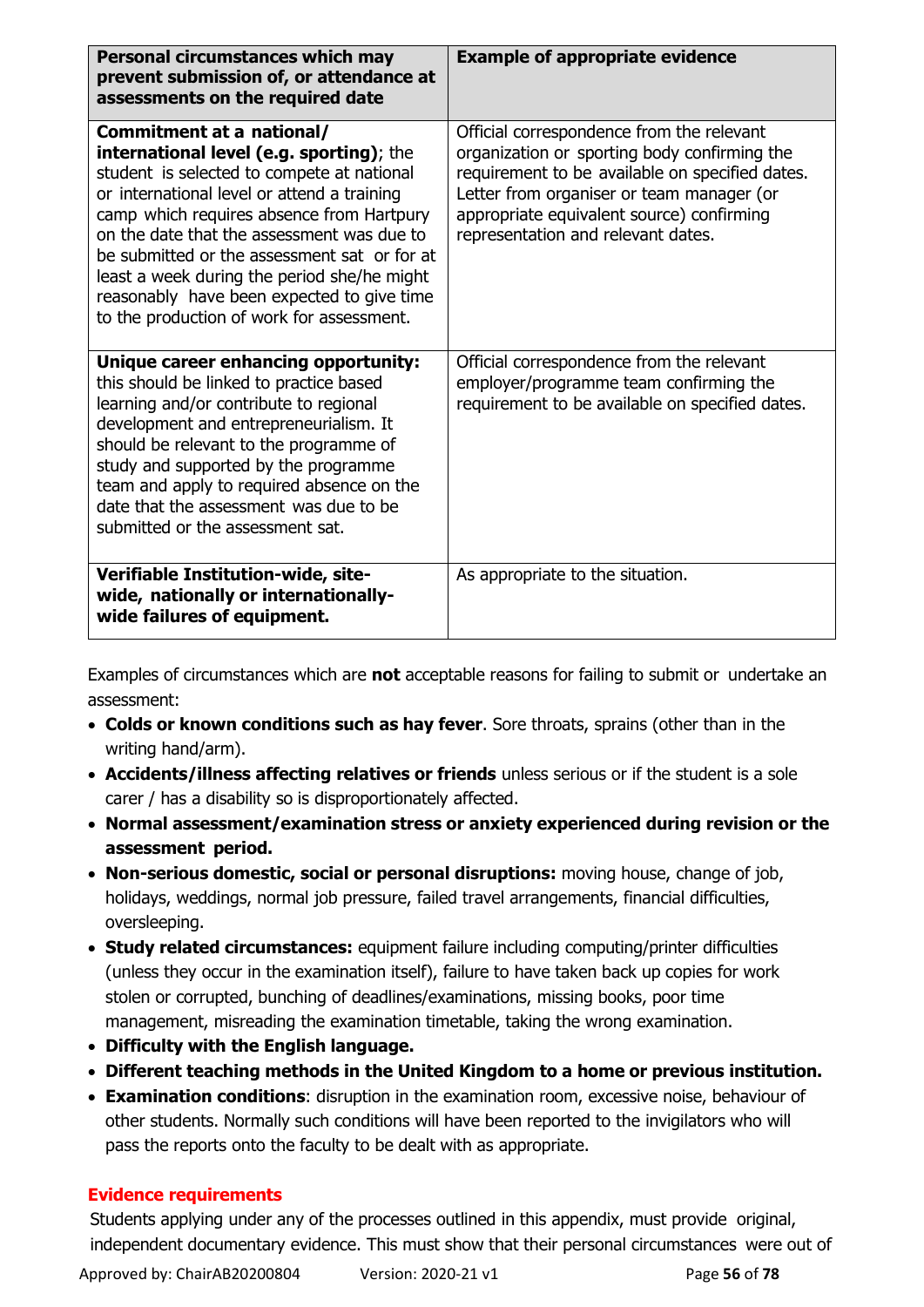| Personal circumstances which may prevent submission of, or attendance at assessments on the required date | Example of appropriate evidence |
|---|---|
| **Commitment at a national/ international level (e.g. sporting)**; the student is selected to compete at national or international level or attend a training camp which requires absence from Hartpury on the date that the assessment was due to be submitted or the assessment sat or for at least a week during the period she/he might reasonably have been expected to give time to the production of work for assessment. | Official correspondence from the relevant organization or sporting body confirming the requirement to be available on specified dates. Letter from organiser or team manager (or appropriate equivalent source) confirming representation and relevant dates. |
| **Unique career enhancing opportunity:** this should be linked to practice based learning and/or contribute to regional development and entrepreneurialism. It should be relevant to the programme of study and supported by the programme team and apply to required absence on the date that the assessment was due to be submitted or the assessment sat. | Official correspondence from the relevant employer/programme team confirming the requirement to be available on specified dates. |
| **Verifiable Institution-wide, site-wide, nationally or internationally-wide failures of equipment.** | As appropriate to the situation. |

Examples of circumstances which are **not** acceptable reasons for failing to submit or undertake an assessment:

- **Colds or known conditions such as hay fever**. Sore throats, sprains (other than in the writing hand/arm).
- **Accidents/illness affecting relatives or friends** unless serious or if the student is a sole carer / has a disability so is disproportionately affected.
- **Normal assessment/examination stress or anxiety experienced during revision or the assessment period.**
- **Non-serious domestic, social or personal disruptions:** moving house, change of job, holidays, weddings, normal job pressure, failed travel arrangements, financial difficulties, oversleeping.
- **Study related circumstances:** equipment failure including computing/printer difficulties (unless they occur in the examination itself), failure to have taken back up copies for work stolen or corrupted, bunching of deadlines/examinations, missing books, poor time management, misreading the examination timetable, taking the wrong examination.
- **Difficulty with the English language.**
- **Different teaching methods in the United Kingdom to a home or previous institution.**
- **Examination conditions**: disruption in the examination room, excessive noise, behaviour of other students. Normally such conditions will have been reported to the invigilators who will pass the reports onto the faculty to be dealt with as appropriate.

**Evidence requirements**

Students applying under any of the processes outlined in this appendix, must provide original, independent documentary evidence. This must show that their personal circumstances were out of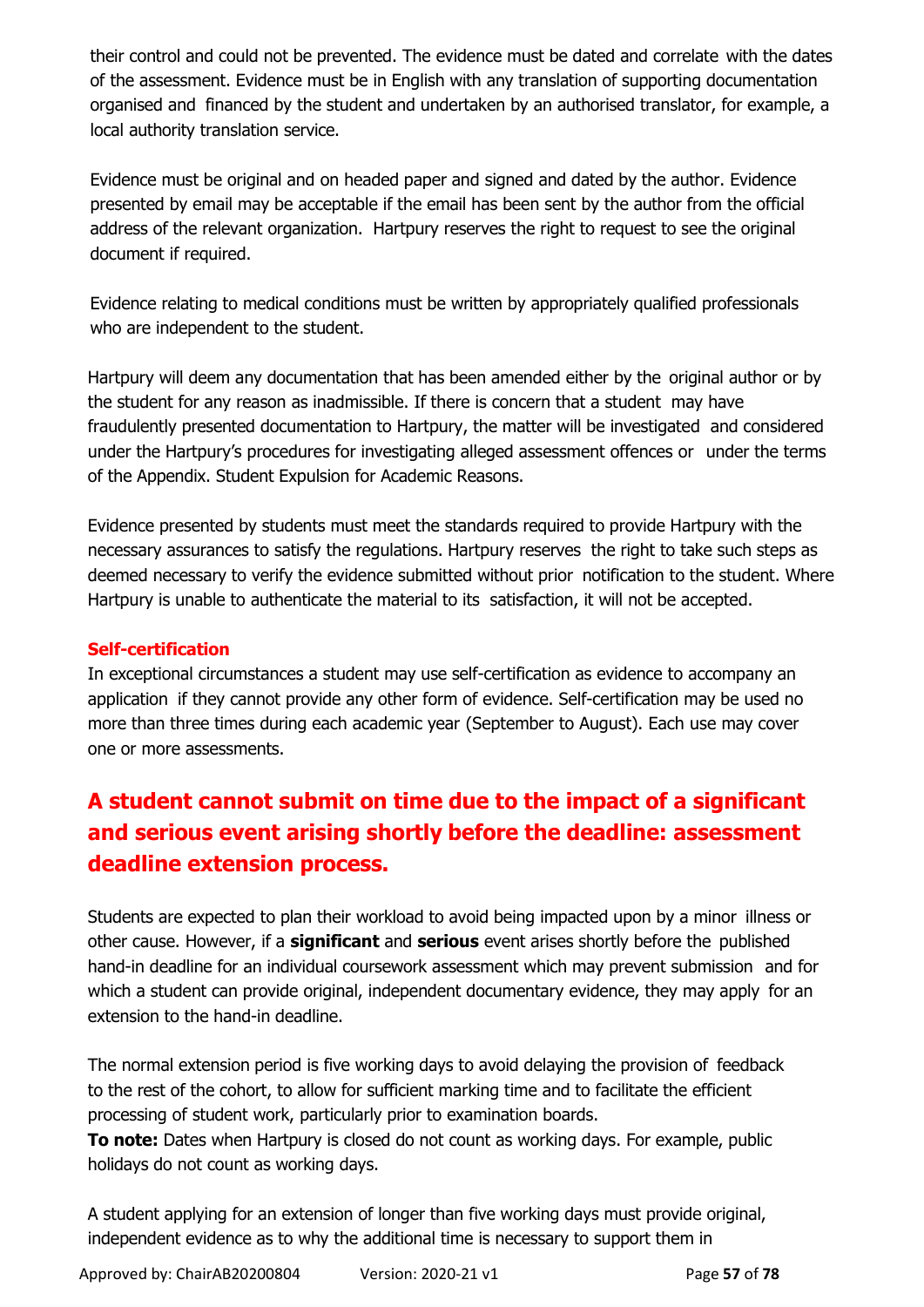their control and could not be prevented. The evidence must be dated and correlate with the dates of the assessment. Evidence must be in English with any translation of supporting documentation organised and financed by the student and undertaken by an authorised translator, for example, a local authority translation service.

Evidence must be original and on headed paper and signed and dated by the author. Evidence presented by email may be acceptable if the email has been sent by the author from the official address of the relevant organization. Hartpury reserves the right to request to see the original document if required.

Evidence relating to medical conditions must be written by appropriately qualified professionals who are independent to the student.

Hartpury will deem any documentation that has been amended either by the original author or by the student for any reason as inadmissible. If there is concern that a student may have fraudulently presented documentation to Hartpury, the matter will be investigated and considered under the Hartpury's procedures for investigating alleged assessment offences or under the terms of the Appendix. Student Expulsion for Academic Reasons.

Evidence presented by students must meet the standards required to provide Hartpury with the necessary assurances to satisfy the regulations. Hartpury reserves the right to take such steps as deemed necessary to verify the evidence submitted without prior notification to the student. Where Hartpury is unable to authenticate the material to its satisfaction, it will not be accepted.

### Self-certification

In exceptional circumstances a student may use self-certification as evidence to accompany an application if they cannot provide any other form of evidence. Self-certification may be used no more than three times during each academic year (September to August). Each use may cover one or more assessments.

## A student cannot submit on time due to the impact of a significant and serious event arising shortly before the deadline: assessment deadline extension process.

Students are expected to plan their workload to avoid being impacted upon by a minor illness or other cause. However, if a **significant** and **serious** event arises shortly before the published hand-in deadline for an individual coursework assessment which may prevent submission and for which a student can provide original, independent documentary evidence, they may apply for an extension to the hand-in deadline.

The normal extension period is five working days to avoid delaying the provision of feedback to the rest of the cohort, to allow for sufficient marking time and to facilitate the efficient processing of student work, particularly prior to examination boards.
**To note:** Dates when Hartpury is closed do not count as working days. For example, public holidays do not count as working days.

A student applying for an extension of longer than five working days must provide original, independent evidence as to why the additional time is necessary to support them in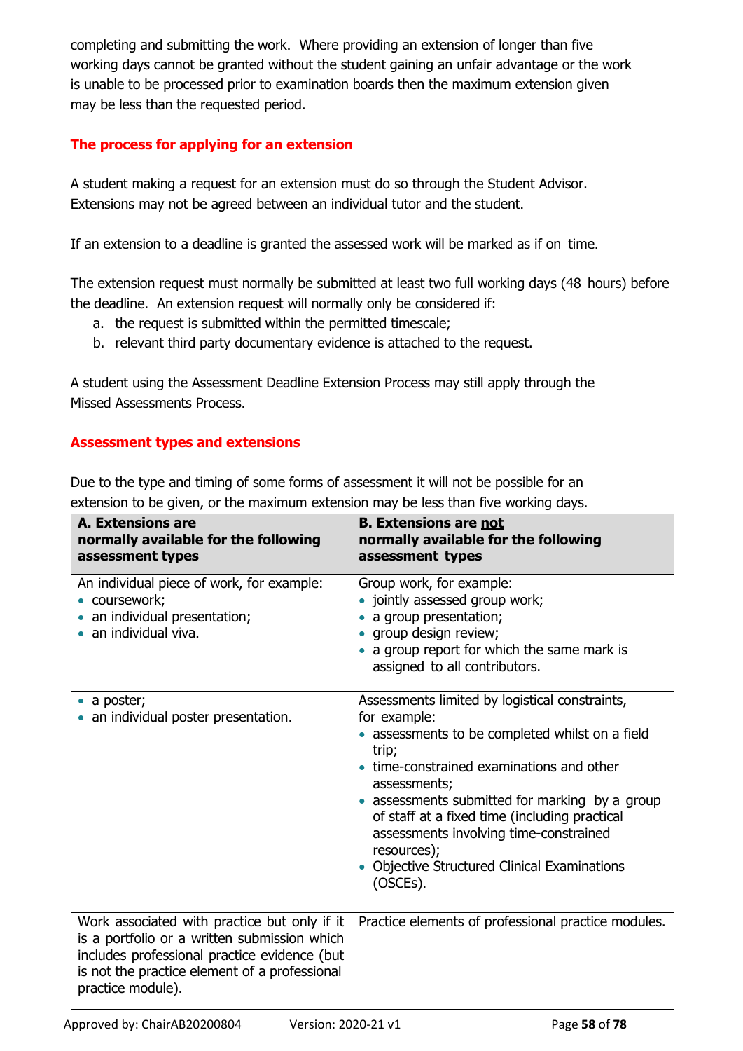completing and submitting the work. Where providing an extension of longer than five working days cannot be granted without the student gaining an unfair advantage or the work is unable to be processed prior to examination boards then the maximum extension given may be less than the requested period.

### The process for applying for an extension

A student making a request for an extension must do so through the Student Advisor. Extensions may not be agreed between an individual tutor and the student.

If an extension to a deadline is granted the assessed work will be marked as if on time.

The extension request must normally be submitted at least two full working days (48 hours) before the deadline. An extension request will normally only be considered if:

a. the request is submitted within the permitted timescale;
b. relevant third party documentary evidence is attached to the request.

A student using the Assessment Deadline Extension Process may still apply through the Missed Assessments Process.

### Assessment types and extensions

Due to the type and timing of some forms of assessment it will not be possible for an extension to be given, or the maximum extension may be less than five working days.

| **A. Extensions are normally available for the following assessment types** | **B. Extensions are <u>not</u> normally available for the following assessment types** |
|---|---|
| An individual piece of work, for example:<br>• coursework;<br>• an individual presentation;<br>• an individual viva. | Group work, for example:<br>• jointly assessed group work;<br>• a group presentation;<br>• group design review;<br>• a group report for which the same mark is assigned to all contributors. |
| • a poster;<br>• an individual poster presentation. | Assessments limited by logistical constraints, for example:<br>• assessments to be completed whilst on a field trip;<br>• time-constrained examinations and other assessments;<br>• assessments submitted for marking by a group of staff at a fixed time (including practical assessments involving time-constrained resources);<br>• Objective Structured Clinical Examinations (OSCEs). |
| Work associated with practice but only if it is a portfolio or a written submission which includes professional practice evidence (but is not the practice element of a professional practice module). | Practice elements of professional practice modules. |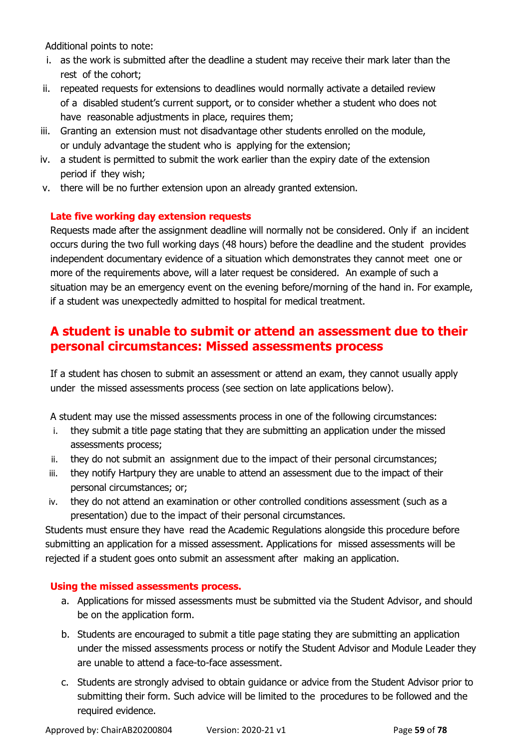Additional points to note:

i. as the work is submitted after the deadline a student may receive their mark later than the rest of the cohort;
ii. repeated requests for extensions to deadlines would normally activate a detailed review of a disabled student's current support, or to consider whether a student who does not have reasonable adjustments in place, requires them;
iii. Granting an extension must not disadvantage other students enrolled on the module, or unduly advantage the student who is applying for the extension;
iv. a student is permitted to submit the work earlier than the expiry date of the extension period if they wish;
v. there will be no further extension upon an already granted extension.

### Late five working day extension requests

Requests made after the assignment deadline will normally not be considered. Only if an incident occurs during the two full working days (48 hours) before the deadline and the student provides independent documentary evidence of a situation which demonstrates they cannot meet one or more of the requirements above, will a later request be considered. An example of such a situation may be an emergency event on the evening before/morning of the hand in. For example, if a student was unexpectedly admitted to hospital for medical treatment.

## A student is unable to submit or attend an assessment due to their personal circumstances: Missed assessments process

If a student has chosen to submit an assessment or attend an exam, they cannot usually apply under the missed assessments process (see section on late applications below).

A student may use the missed assessments process in one of the following circumstances:

i. they submit a title page stating that they are submitting an application under the missed assessments process;
ii. they do not submit an assignment due to the impact of their personal circumstances;
iii. they notify Hartpury they are unable to attend an assessment due to the impact of their personal circumstances; or;
iv. they do not attend an examination or other controlled conditions assessment (such as a presentation) due to the impact of their personal circumstances.

Students must ensure they have read the Academic Regulations alongside this procedure before submitting an application for a missed assessment. Applications for missed assessments will be rejected if a student goes onto submit an assessment after making an application.

### Using the missed assessments process.

a. Applications for missed assessments must be submitted via the Student Advisor, and should be on the application form.

b. Students are encouraged to submit a title page stating they are submitting an application under the missed assessments process or notify the Student Advisor and Module Leader they are unable to attend a face-to-face assessment.

c. Students are strongly advised to obtain guidance or advice from the Student Advisor prior to submitting their form. Such advice will be limited to the procedures to be followed and the required evidence.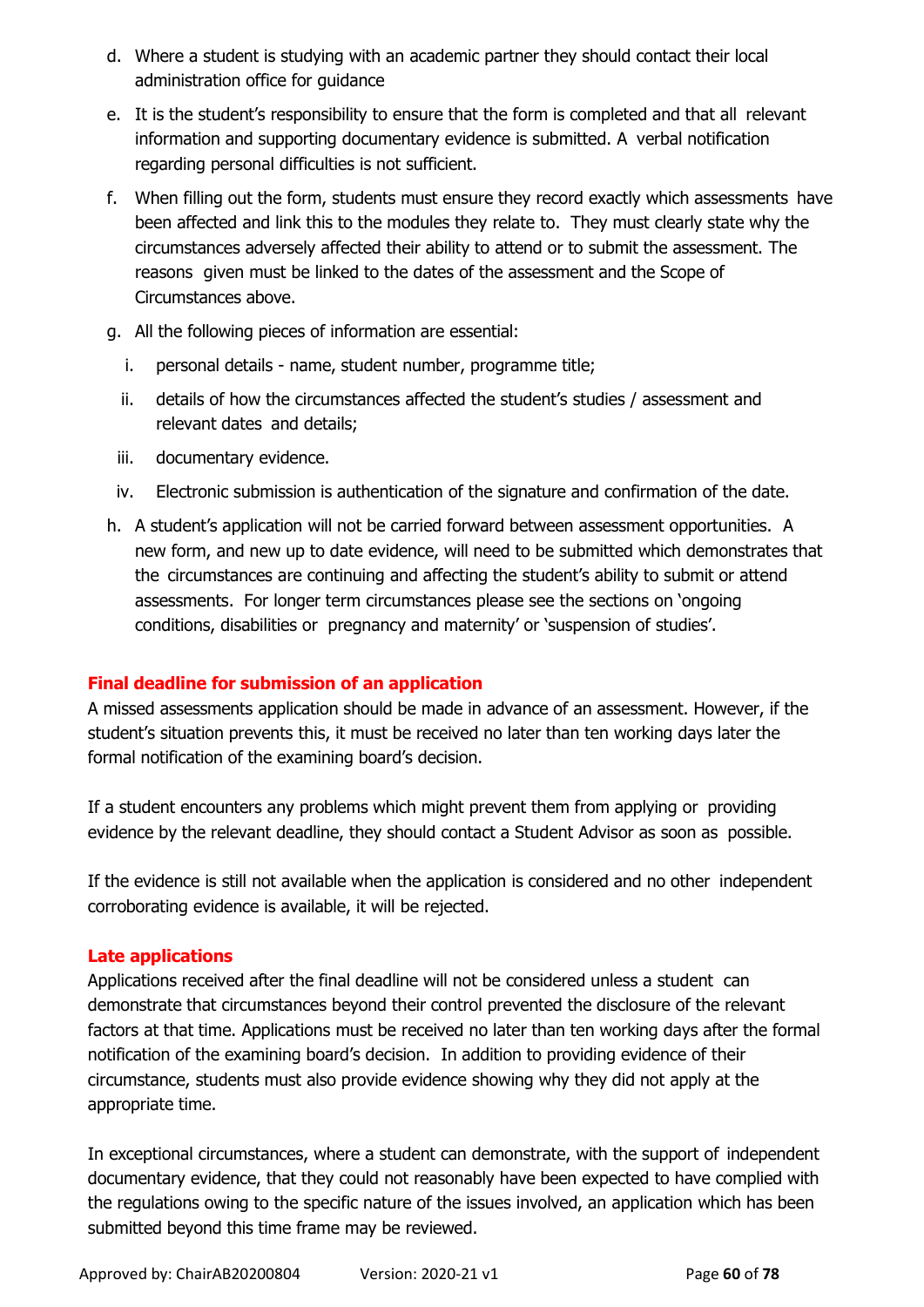d. Where a student is studying with an academic partner they should contact their local administration office for guidance

e. It is the student's responsibility to ensure that the form is completed and that all relevant information and supporting documentary evidence is submitted. A verbal notification regarding personal difficulties is not sufficient.

f. When filling out the form, students must ensure they record exactly which assessments have been affected and link this to the modules they relate to. They must clearly state why the circumstances adversely affected their ability to attend or to submit the assessment. The reasons given must be linked to the dates of the assessment and the Scope of Circumstances above.

g. All the following pieces of information are essential:

   i. personal details - name, student number, programme title;

   ii. details of how the circumstances affected the student's studies / assessment and relevant dates and details;

   iii. documentary evidence.

   iv. Electronic submission is authentication of the signature and confirmation of the date.

h. A student's application will not be carried forward between assessment opportunities. A new form, and new up to date evidence, will need to be submitted which demonstrates that the circumstances are continuing and affecting the student's ability to submit or attend assessments. For longer term circumstances please see the sections on 'ongoing conditions, disabilities or pregnancy and maternity' or 'suspension of studies'.

### Final deadline for submission of an application

A missed assessments application should be made in advance of an assessment. However, if the student's situation prevents this, it must be received no later than ten working days later the formal notification of the examining board's decision.

If a student encounters any problems which might prevent them from applying or providing evidence by the relevant deadline, they should contact a Student Advisor as soon as possible.

If the evidence is still not available when the application is considered and no other independent corroborating evidence is available, it will be rejected.

### Late applications

Applications received after the final deadline will not be considered unless a student can demonstrate that circumstances beyond their control prevented the disclosure of the relevant factors at that time. Applications must be received no later than ten working days after the formal notification of the examining board's decision. In addition to providing evidence of their circumstance, students must also provide evidence showing why they did not apply at the appropriate time.

In exceptional circumstances, where a student can demonstrate, with the support of independent documentary evidence, that they could not reasonably have been expected to have complied with the regulations owing to the specific nature of the issues involved, an application which has been submitted beyond this time frame may be reviewed.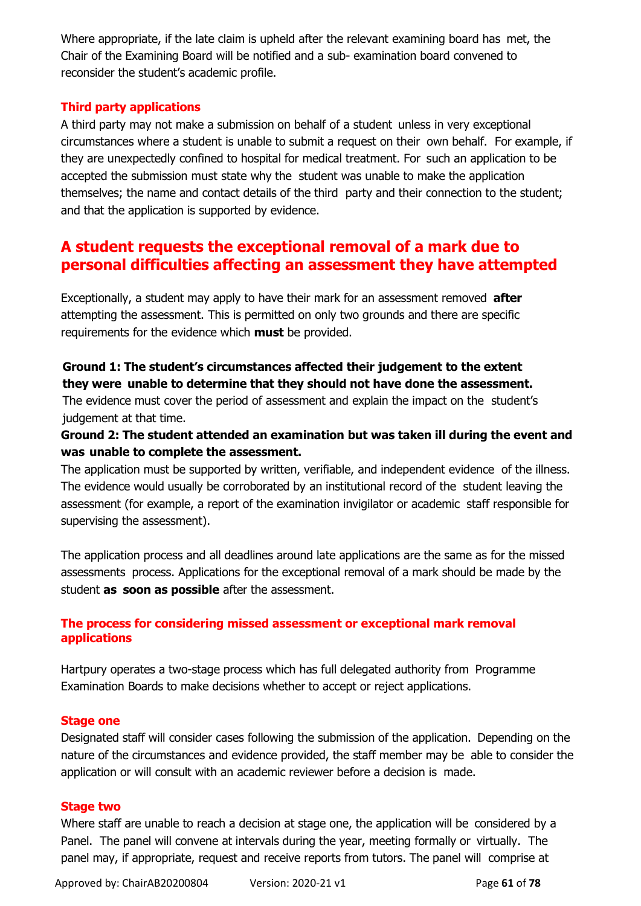Where appropriate, if the late claim is upheld after the relevant examining board has met, the Chair of the Examining Board will be notified and a sub- examination board convened to reconsider the student's academic profile.

### Third party applications

A third party may not make a submission on behalf of a student unless in very exceptional circumstances where a student is unable to submit a request on their own behalf. For example, if they are unexpectedly confined to hospital for medical treatment. For such an application to be accepted the submission must state why the student was unable to make the application themselves; the name and contact details of the third party and their connection to the student; and that the application is supported by evidence.

## A student requests the exceptional removal of a mark due to personal difficulties affecting an assessment they have attempted

Exceptionally, a student may apply to have their mark for an assessment removed **after** attempting the assessment. This is permitted on only two grounds and there are specific requirements for the evidence which **must** be provided.

**Ground 1: The student's circumstances affected their judgement to the extent they were unable to determine that they should not have done the assessment.**
The evidence must cover the period of assessment and explain the impact on the student's judgement at that time.

**Ground 2: The student attended an examination but was taken ill during the event and was unable to complete the assessment.**
The application must be supported by written, verifiable, and independent evidence of the illness. The evidence would usually be corroborated by an institutional record of the student leaving the assessment (for example, a report of the examination invigilator or academic staff responsible for supervising the assessment).

The application process and all deadlines around late applications are the same as for the missed assessments process. Applications for the exceptional removal of a mark should be made by the student **as soon as possible** after the assessment.

### The process for considering missed assessment or exceptional mark removal applications

Hartpury operates a two-stage process which has full delegated authority from Programme Examination Boards to make decisions whether to accept or reject applications.

### Stage one

Designated staff will consider cases following the submission of the application. Depending on the nature of the circumstances and evidence provided, the staff member may be able to consider the application or will consult with an academic reviewer before a decision is made.

### Stage two

Where staff are unable to reach a decision at stage one, the application will be considered by a Panel. The panel will convene at intervals during the year, meeting formally or virtually. The panel may, if appropriate, request and receive reports from tutors. The panel will comprise at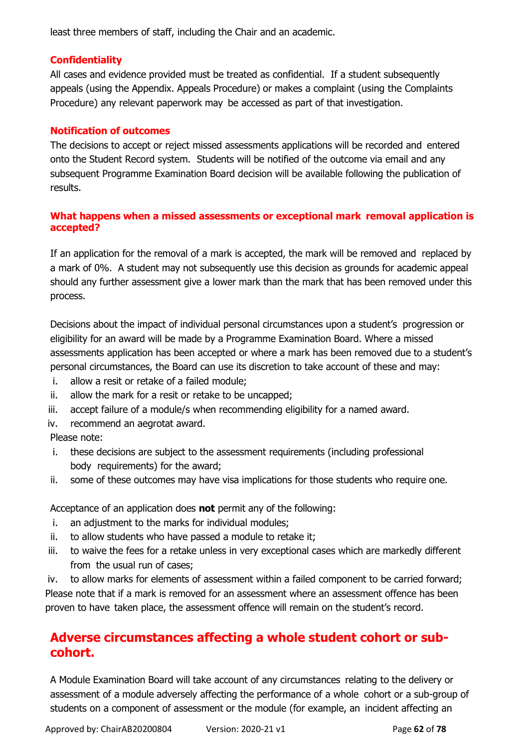least three members of staff, including the Chair and an academic.

### Confidentiality

All cases and evidence provided must be treated as confidential. If a student subsequently appeals (using the Appendix. Appeals Procedure) or makes a complaint (using the Complaints Procedure) any relevant paperwork may be accessed as part of that investigation.

### Notification of outcomes

The decisions to accept or reject missed assessments applications will be recorded and entered onto the Student Record system. Students will be notified of the outcome via email and any subsequent Programme Examination Board decision will be available following the publication of results.

### What happens when a missed assessments or exceptional mark removal application is accepted?

If an application for the removal of a mark is accepted, the mark will be removed and replaced by a mark of 0%. A student may not subsequently use this decision as grounds for academic appeal should any further assessment give a lower mark than the mark that has been removed under this process.

Decisions about the impact of individual personal circumstances upon a student's progression or eligibility for an award will be made by a Programme Examination Board. Where a missed assessments application has been accepted or where a mark has been removed due to a student's personal circumstances, the Board can use its discretion to take account of these and may:

i. allow a resit or retake of a failed module;
ii. allow the mark for a resit or retake to be uncapped;
iii. accept failure of a module/s when recommending eligibility for a named award.
iv. recommend an aegrotat award.

Please note:

i. these decisions are subject to the assessment requirements (including professional body requirements) for the award;
ii. some of these outcomes may have visa implications for those students who require one.

Acceptance of an application does **not** permit any of the following:

i. an adjustment to the marks for individual modules;
ii. to allow students who have passed a module to retake it;
iii. to waive the fees for a retake unless in very exceptional cases which are markedly different from the usual run of cases;
iv. to allow marks for elements of assessment within a failed component to be carried forward;

Please note that if a mark is removed for an assessment where an assessment offence has been proven to have taken place, the assessment offence will remain on the student's record.

## Adverse circumstances affecting a whole student cohort or sub-cohort.

A Module Examination Board will take account of any circumstances relating to the delivery or assessment of a module adversely affecting the performance of a whole cohort or a sub-group of students on a component of assessment or the module (for example, an incident affecting an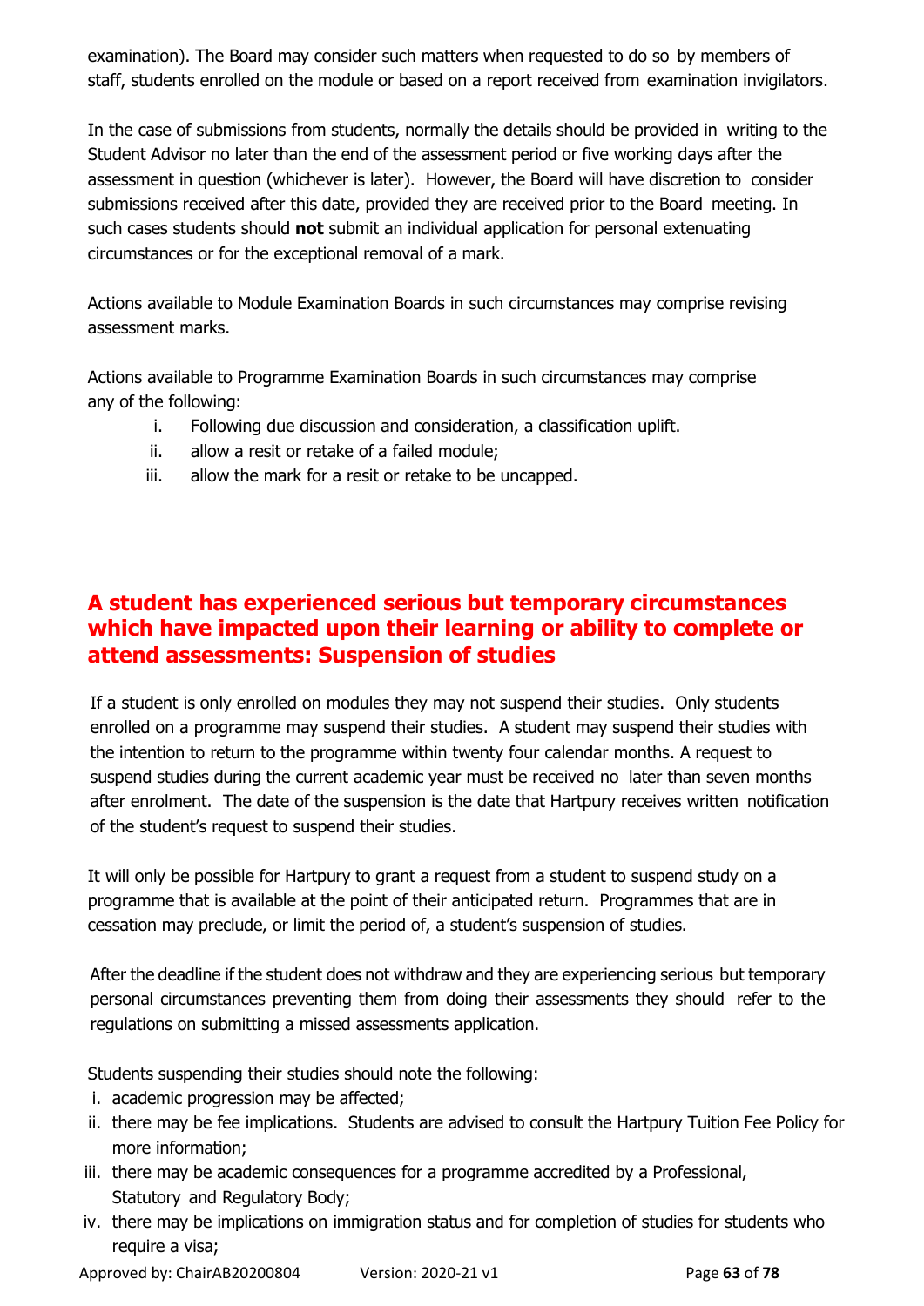examination). The Board may consider such matters when requested to do so by members of staff, students enrolled on the module or based on a report received from examination invigilators.

In the case of submissions from students, normally the details should be provided in writing to the Student Advisor no later than the end of the assessment period or five working days after the assessment in question (whichever is later). However, the Board will have discretion to consider submissions received after this date, provided they are received prior to the Board meeting. In such cases students should **not** submit an individual application for personal extenuating circumstances or for the exceptional removal of a mark.

Actions available to Module Examination Boards in such circumstances may comprise revising assessment marks.

Actions available to Programme Examination Boards in such circumstances may comprise any of the following:

i. Following due discussion and consideration, a classification uplift.
ii. allow a resit or retake of a failed module;
iii. allow the mark for a resit or retake to be uncapped.

## A student has experienced serious but temporary circumstances which have impacted upon their learning or ability to complete or attend assessments: Suspension of studies

If a student is only enrolled on modules they may not suspend their studies. Only students enrolled on a programme may suspend their studies. A student may suspend their studies with the intention to return to the programme within twenty four calendar months. A request to suspend studies during the current academic year must be received no later than seven months after enrolment. The date of the suspension is the date that Hartpury receives written notification of the student's request to suspend their studies.

It will only be possible for Hartpury to grant a request from a student to suspend study on a programme that is available at the point of their anticipated return. Programmes that are in cessation may preclude, or limit the period of, a student's suspension of studies.

After the deadline if the student does not withdraw and they are experiencing serious but temporary personal circumstances preventing them from doing their assessments they should refer to the regulations on submitting a missed assessments application.

Students suspending their studies should note the following:

i. academic progression may be affected;
ii. there may be fee implications. Students are advised to consult the Hartpury Tuition Fee Policy for more information;
iii. there may be academic consequences for a programme accredited by a Professional, Statutory and Regulatory Body;
iv. there may be implications on immigration status and for completion of studies for students who require a visa;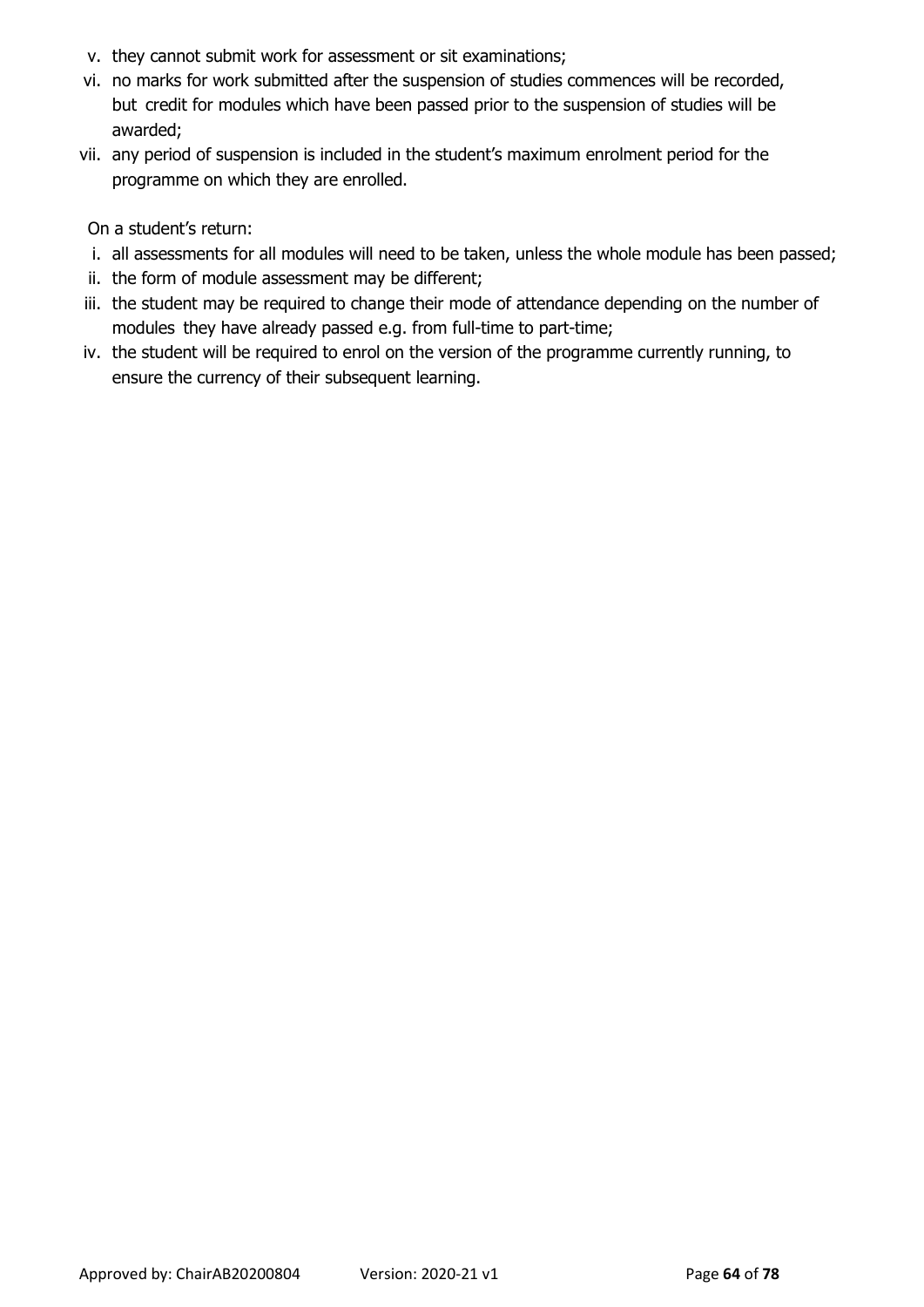v. they cannot submit work for assessment or sit examinations;
vi. no marks for work submitted after the suspension of studies commences will be recorded, but credit for modules which have been passed prior to the suspension of studies will be awarded;
vii. any period of suspension is included in the student's maximum enrolment period for the programme on which they are enrolled.

On a student's return:

i. all assessments for all modules will need to be taken, unless the whole module has been passed;
ii. the form of module assessment may be different;
iii. the student may be required to change their mode of attendance depending on the number of modules they have already passed e.g. from full-time to part-time;
iv. the student will be required to enrol on the version of the programme currently running, to ensure the currency of their subsequent learning.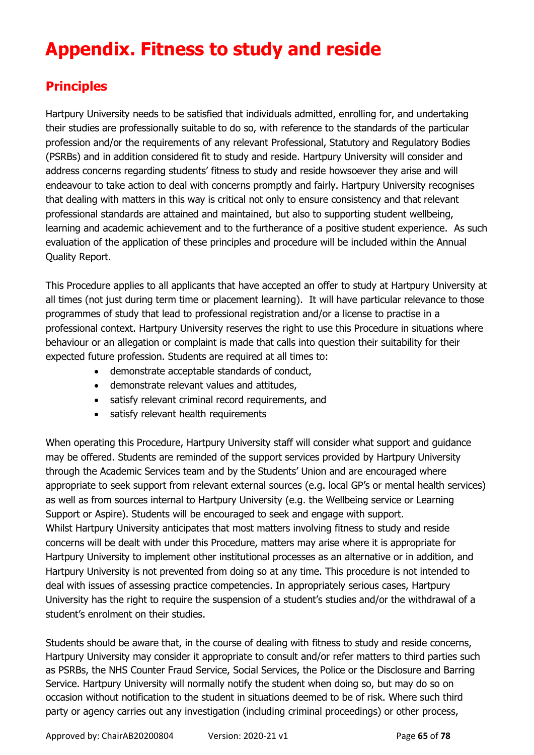# Appendix. Fitness to study and reside

## Principles

Hartpury University needs to be satisfied that individuals admitted, enrolling for, and undertaking their studies are professionally suitable to do so, with reference to the standards of the particular profession and/or the requirements of any relevant Professional, Statutory and Regulatory Bodies (PSRBs) and in addition considered fit to study and reside. Hartpury University will consider and address concerns regarding students' fitness to study and reside howsoever they arise and will endeavour to take action to deal with concerns promptly and fairly. Hartpury University recognises that dealing with matters in this way is critical not only to ensure consistency and that relevant professional standards are attained and maintained, but also to supporting student wellbeing, learning and academic achievement and to the furtherance of a positive student experience. As such evaluation of the application of these principles and procedure will be included within the Annual Quality Report.

This Procedure applies to all applicants that have accepted an offer to study at Hartpury University at all times (not just during term time or placement learning). It will have particular relevance to those programmes of study that lead to professional registration and/or a license to practise in a professional context. Hartpury University reserves the right to use this Procedure in situations where behaviour or an allegation or complaint is made that calls into question their suitability for their expected future profession. Students are required at all times to:

- demonstrate acceptable standards of conduct,
- demonstrate relevant values and attitudes,
- satisfy relevant criminal record requirements, and
- satisfy relevant health requirements

When operating this Procedure, Hartpury University staff will consider what support and guidance may be offered. Students are reminded of the support services provided by Hartpury University through the Academic Services team and by the Students' Union and are encouraged where appropriate to seek support from relevant external sources (e.g. local GP's or mental health services) as well as from sources internal to Hartpury University (e.g. the Wellbeing service or Learning Support or Aspire). Students will be encouraged to seek and engage with support.
Whilst Hartpury University anticipates that most matters involving fitness to study and reside concerns will be dealt with under this Procedure, matters may arise where it is appropriate for Hartpury University to implement other institutional processes as an alternative or in addition, and Hartpury University is not prevented from doing so at any time. This procedure is not intended to deal with issues of assessing practice competencies. In appropriately serious cases, Hartpury University has the right to require the suspension of a student's studies and/or the withdrawal of a student's enrolment on their studies.

Students should be aware that, in the course of dealing with fitness to study and reside concerns, Hartpury University may consider it appropriate to consult and/or refer matters to third parties such as PSRBs, the NHS Counter Fraud Service, Social Services, the Police or the Disclosure and Barring Service. Hartpury University will normally notify the student when doing so, but may do so on occasion without notification to the student in situations deemed to be of risk. Where such third party or agency carries out any investigation (including criminal proceedings) or other process,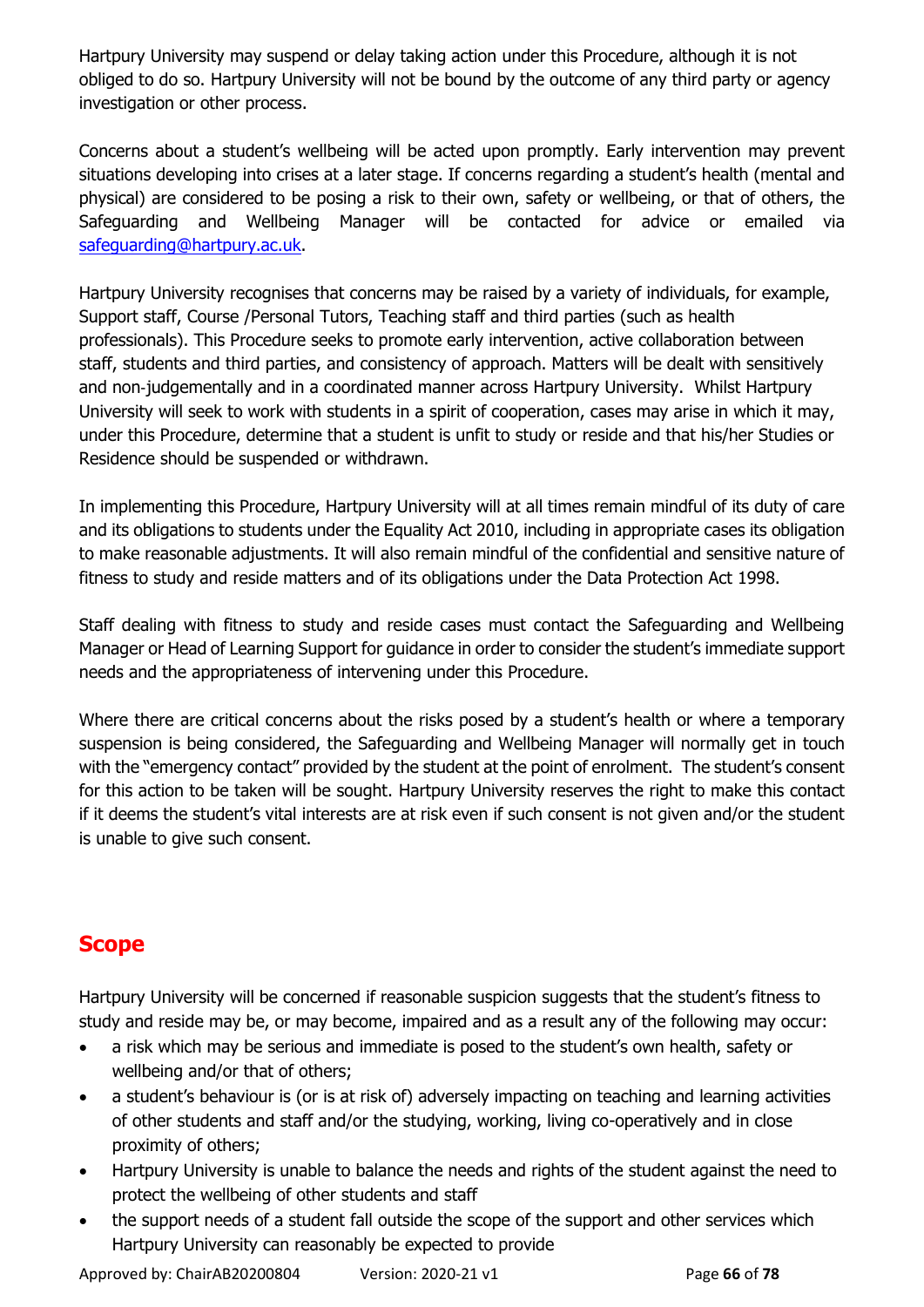Hartpury University may suspend or delay taking action under this Procedure, although it is not obliged to do so. Hartpury University will not be bound by the outcome of any third party or agency investigation or other process.

Concerns about a student's wellbeing will be acted upon promptly. Early intervention may prevent situations developing into crises at a later stage. If concerns regarding a student's health (mental and physical) are considered to be posing a risk to their own, safety or wellbeing, or that of others, the Safeguarding and Wellbeing Manager will be contacted for advice or emailed via safeguarding@hartpury.ac.uk.

Hartpury University recognises that concerns may be raised by a variety of individuals, for example, Support staff, Course /Personal Tutors, Teaching staff and third parties (such as health professionals). This Procedure seeks to promote early intervention, active collaboration between staff, students and third parties, and consistency of approach. Matters will be dealt with sensitively and non-judgementally and in a coordinated manner across Hartpury University. Whilst Hartpury University will seek to work with students in a spirit of cooperation, cases may arise in which it may, under this Procedure, determine that a student is unfit to study or reside and that his/her Studies or Residence should be suspended or withdrawn.

In implementing this Procedure, Hartpury University will at all times remain mindful of its duty of care and its obligations to students under the Equality Act 2010, including in appropriate cases its obligation to make reasonable adjustments. It will also remain mindful of the confidential and sensitive nature of fitness to study and reside matters and of its obligations under the Data Protection Act 1998.

Staff dealing with fitness to study and reside cases must contact the Safeguarding and Wellbeing Manager or Head of Learning Support for guidance in order to consider the student's immediate support needs and the appropriateness of intervening under this Procedure.

Where there are critical concerns about the risks posed by a student's health or where a temporary suspension is being considered, the Safeguarding and Wellbeing Manager will normally get in touch with the "emergency contact" provided by the student at the point of enrolment. The student's consent for this action to be taken will be sought. Hartpury University reserves the right to make this contact if it deems the student's vital interests are at risk even if such consent is not given and/or the student is unable to give such consent.

## Scope

Hartpury University will be concerned if reasonable suspicion suggests that the student's fitness to study and reside may be, or may become, impaired and as a result any of the following may occur:

- a risk which may be serious and immediate is posed to the student's own health, safety or wellbeing and/or that of others;
- a student's behaviour is (or is at risk of) adversely impacting on teaching and learning activities of other students and staff and/or the studying, working, living co-operatively and in close proximity of others;
- Hartpury University is unable to balance the needs and rights of the student against the need to protect the wellbeing of other students and staff
- the support needs of a student fall outside the scope of the support and other services which Hartpury University can reasonably be expected to provide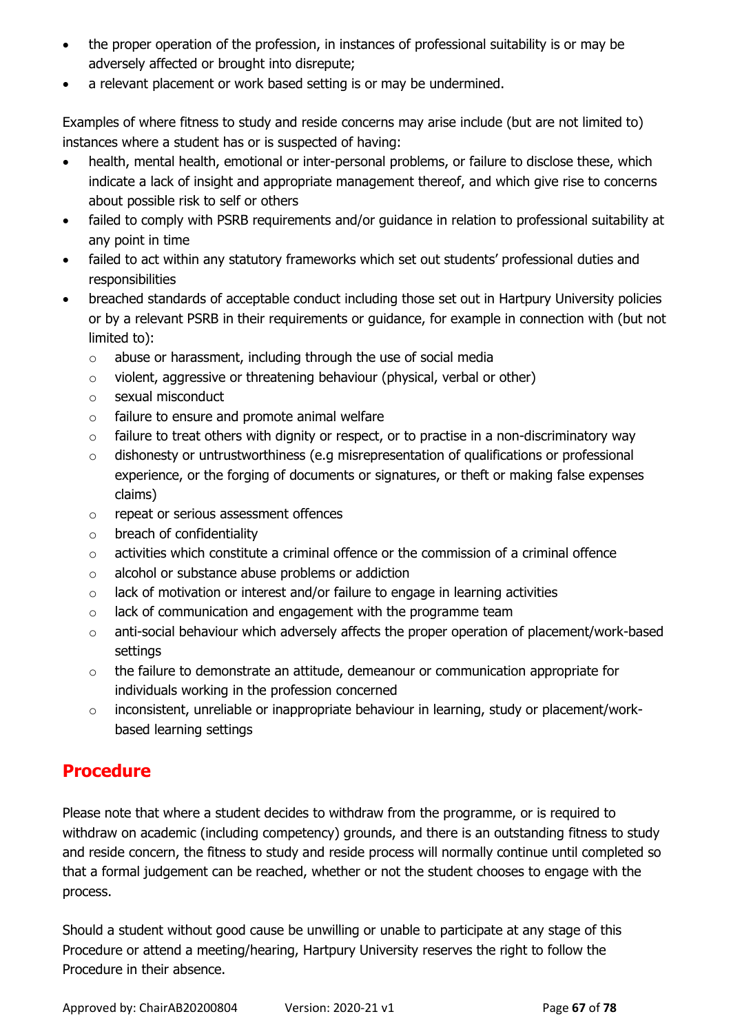- the proper operation of the profession, in instances of professional suitability is or may be adversely affected or brought into disrepute;
- a relevant placement or work based setting is or may be undermined.

Examples of where fitness to study and reside concerns may arise include (but are not limited to) instances where a student has or is suspected of having:

- health, mental health, emotional or inter-personal problems, or failure to disclose these, which indicate a lack of insight and appropriate management thereof, and which give rise to concerns about possible risk to self or others
- failed to comply with PSRB requirements and/or guidance in relation to professional suitability at any point in time
- failed to act within any statutory frameworks which set out students' professional duties and responsibilities
- breached standards of acceptable conduct including those set out in Hartpury University policies or by a relevant PSRB in their requirements or guidance, for example in connection with (but not limited to):
    - abuse or harassment, including through the use of social media
    - violent, aggressive or threatening behaviour (physical, verbal or other)
    - sexual misconduct
    - failure to ensure and promote animal welfare
    - failure to treat others with dignity or respect, or to practise in a non-discriminatory way
    - dishonesty or untrustworthiness (e.g misrepresentation of qualifications or professional experience, or the forging of documents or signatures, or theft or making false expenses claims)
    - repeat or serious assessment offences
    - breach of confidentiality
    - activities which constitute a criminal offence or the commission of a criminal offence
    - alcohol or substance abuse problems or addiction
    - lack of motivation or interest and/or failure to engage in learning activities
    - lack of communication and engagement with the programme team
    - anti-social behaviour which adversely affects the proper operation of placement/work-based settings
    - the failure to demonstrate an attitude, demeanour or communication appropriate for individuals working in the profession concerned
    - inconsistent, unreliable or inappropriate behaviour in learning, study or placement/work-based learning settings

## Procedure

Please note that where a student decides to withdraw from the programme, or is required to withdraw on academic (including competency) grounds, and there is an outstanding fitness to study and reside concern, the fitness to study and reside process will normally continue until completed so that a formal judgement can be reached, whether or not the student chooses to engage with the process.

Should a student without good cause be unwilling or unable to participate at any stage of this Procedure or attend a meeting/hearing, Hartpury University reserves the right to follow the Procedure in their absence.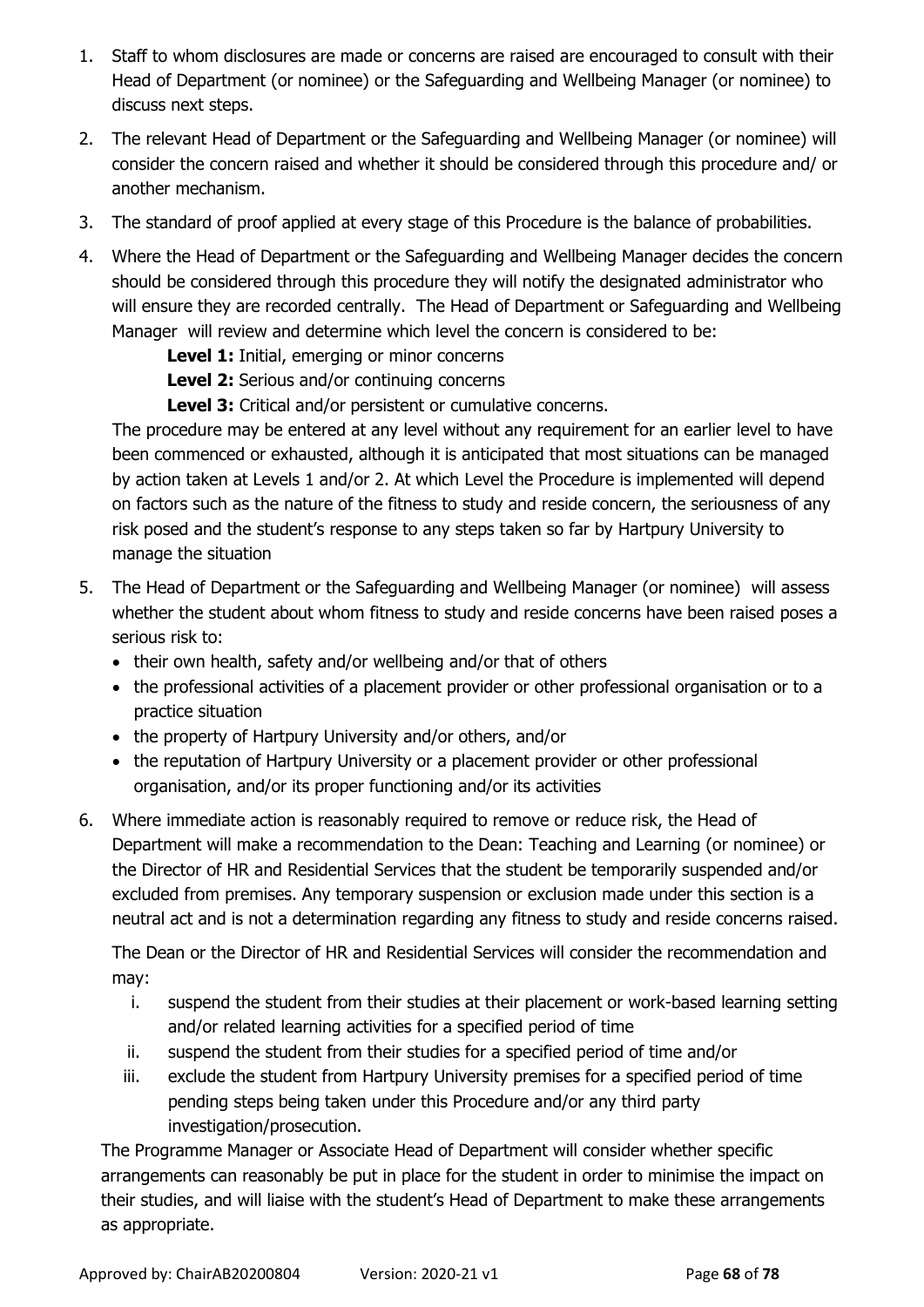1. Staff to whom disclosures are made or concerns are raised are encouraged to consult with their Head of Department (or nominee) or the Safeguarding and Wellbeing Manager (or nominee) to discuss next steps.
2. The relevant Head of Department or the Safeguarding and Wellbeing Manager (or nominee) will consider the concern raised and whether it should be considered through this procedure and/ or another mechanism.
3. The standard of proof applied at every stage of this Procedure is the balance of probabilities.
4. Where the Head of Department or the Safeguarding and Wellbeing Manager decides the concern should be considered through this procedure they will notify the designated administrator who will ensure they are recorded centrally. The Head of Department or Safeguarding and Wellbeing Manager will review and determine which level the concern is considered to be:

   **Level 1:** Initial, emerging or minor concerns

   **Level 2:** Serious and/or continuing concerns

   **Level 3:** Critical and/or persistent or cumulative concerns.

   The procedure may be entered at any level without any requirement for an earlier level to have been commenced or exhausted, although it is anticipated that most situations can be managed by action taken at Levels 1 and/or 2. At which Level the Procedure is implemented will depend on factors such as the nature of the fitness to study and reside concern, the seriousness of any risk posed and the student's response to any steps taken so far by Hartpury University to manage the situation
5. The Head of Department or the Safeguarding and Wellbeing Manager (or nominee) will assess whether the student about whom fitness to study and reside concerns have been raised poses a serious risk to:
   - their own health, safety and/or wellbeing and/or that of others
   - the professional activities of a placement provider or other professional organisation or to a practice situation
   - the property of Hartpury University and/or others, and/or
   - the reputation of Hartpury University or a placement provider or other professional organisation, and/or its proper functioning and/or its activities
6. Where immediate action is reasonably required to remove or reduce risk, the Head of Department will make a recommendation to the Dean: Teaching and Learning (or nominee) or the Director of HR and Residential Services that the student be temporarily suspended and/or excluded from premises. Any temporary suspension or exclusion made under this section is a neutral act and is not a determination regarding any fitness to study and reside concerns raised.

   The Dean or the Director of HR and Residential Services will consider the recommendation and may:

   i. suspend the student from their studies at their placement or work-based learning setting and/or related learning activities for a specified period of time
   ii. suspend the student from their studies for a specified period of time and/or
   iii. exclude the student from Hartpury University premises for a specified period of time pending steps being taken under this Procedure and/or any third party investigation/prosecution.

   The Programme Manager or Associate Head of Department will consider whether specific arrangements can reasonably be put in place for the student in order to minimise the impact on their studies, and will liaise with the student's Head of Department to make these arrangements as appropriate.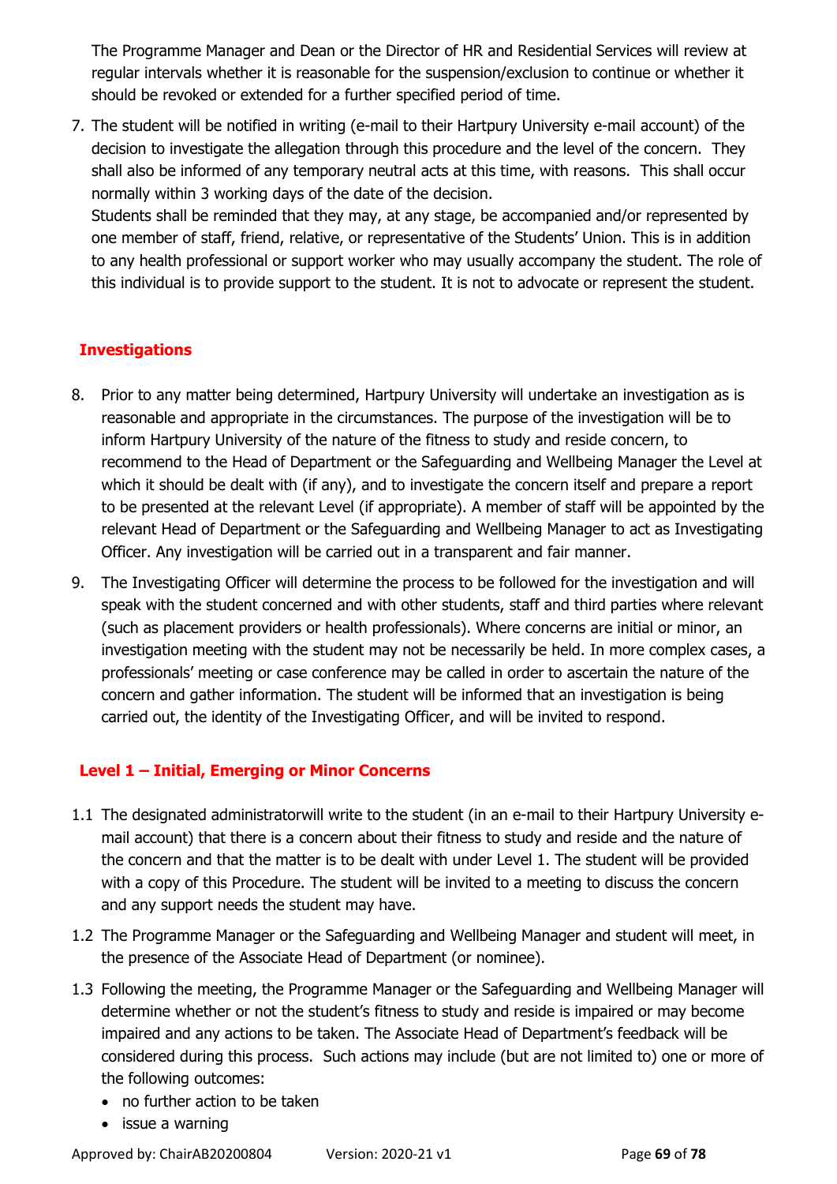The Programme Manager and Dean or the Director of HR and Residential Services will review at regular intervals whether it is reasonable for the suspension/exclusion to continue or whether it should be revoked or extended for a further specified period of time.

7. The student will be notified in writing (e-mail to their Hartpury University e-mail account) of the decision to investigate the allegation through this procedure and the level of the concern. They shall also be informed of any temporary neutral acts at this time, with reasons. This shall occur normally within 3 working days of the date of the decision.
   Students shall be reminded that they may, at any stage, be accompanied and/or represented by one member of staff, friend, relative, or representative of the Students' Union. This is in addition to any health professional or support worker who may usually accompany the student. The role of this individual is to provide support to the student. It is not to advocate or represent the student.

## Investigations

8. Prior to any matter being determined, Hartpury University will undertake an investigation as is reasonable and appropriate in the circumstances. The purpose of the investigation will be to inform Hartpury University of the nature of the fitness to study and reside concern, to recommend to the Head of Department or the Safeguarding and Wellbeing Manager the Level at which it should be dealt with (if any), and to investigate the concern itself and prepare a report to be presented at the relevant Level (if appropriate). A member of staff will be appointed by the relevant Head of Department or the Safeguarding and Wellbeing Manager to act as Investigating Officer. Any investigation will be carried out in a transparent and fair manner.
9. The Investigating Officer will determine the process to be followed for the investigation and will speak with the student concerned and with other students, staff and third parties where relevant (such as placement providers or health professionals). Where concerns are initial or minor, an investigation meeting with the student may not be necessarily be held. In more complex cases, a professionals' meeting or case conference may be called in order to ascertain the nature of the concern and gather information. The student will be informed that an investigation is being carried out, the identity of the Investigating Officer, and will be invited to respond.

## Level 1 – Initial, Emerging or Minor Concerns

1.1 The designated administratorwill write to the student (in an e-mail to their Hartpury University e-mail account) that there is a concern about their fitness to study and reside and the nature of the concern and that the matter is to be dealt with under Level 1. The student will be provided with a copy of this Procedure. The student will be invited to a meeting to discuss the concern and any support needs the student may have.

1.2 The Programme Manager or the Safeguarding and Wellbeing Manager and student will meet, in the presence of the Associate Head of Department (or nominee).

1.3 Following the meeting, the Programme Manager or the Safeguarding and Wellbeing Manager will determine whether or not the student's fitness to study and reside is impaired or may become impaired and any actions to be taken. The Associate Head of Department's feedback will be considered during this process. Such actions may include (but are not limited to) one or more of the following outcomes:

- no further action to be taken
- issue a warning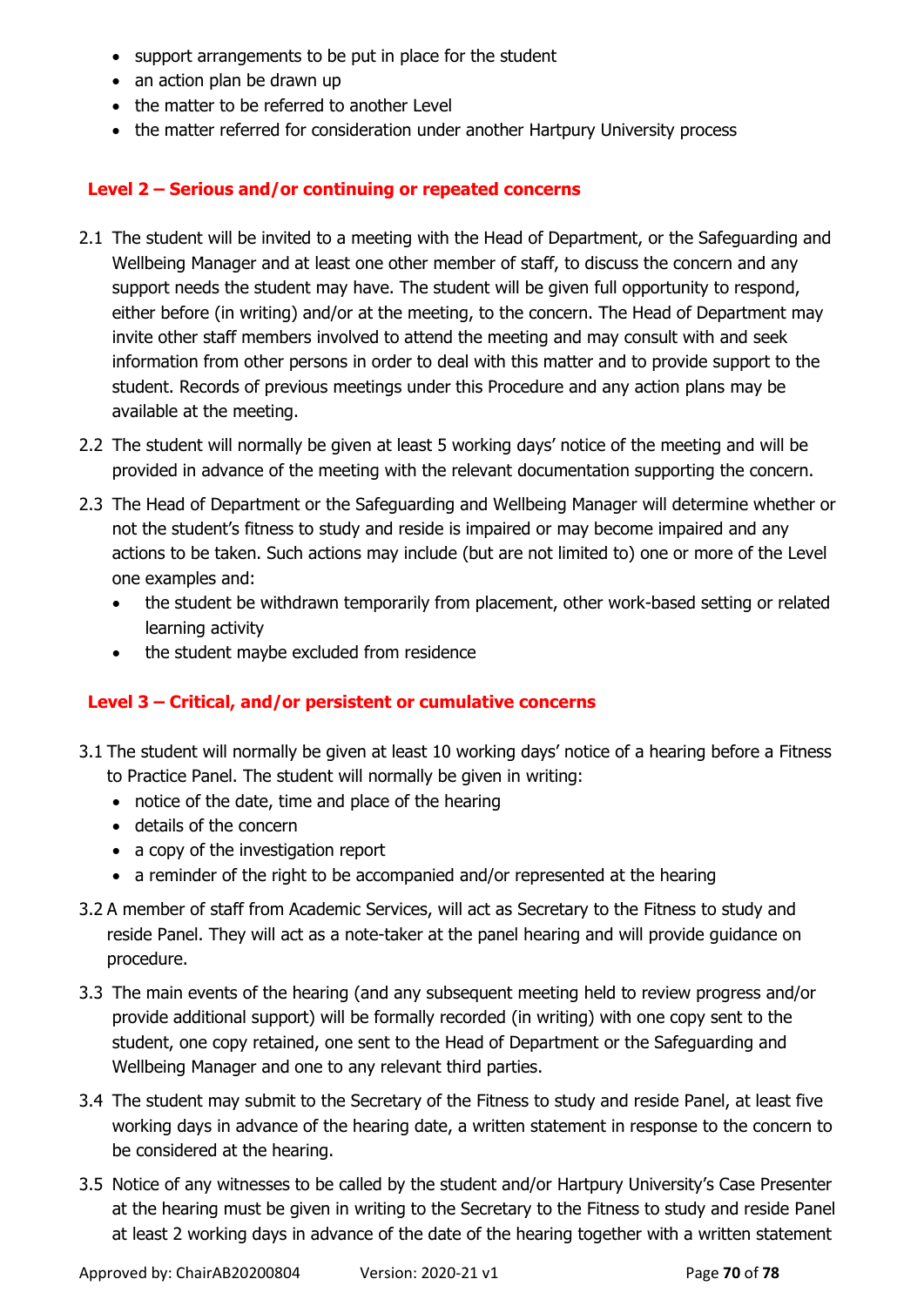- support arrangements to be put in place for the student
- an action plan be drawn up
- the matter to be referred to another Level
- the matter referred for consideration under another Hartpury University process

### Level 2 – Serious and/or continuing or repeated concerns

2.1 The student will be invited to a meeting with the Head of Department, or the Safeguarding and Wellbeing Manager and at least one other member of staff, to discuss the concern and any support needs the student may have. The student will be given full opportunity to respond, either before (in writing) and/or at the meeting, to the concern. The Head of Department may invite other staff members involved to attend the meeting and may consult with and seek information from other persons in order to deal with this matter and to provide support to the student. Records of previous meetings under this Procedure and any action plans may be available at the meeting.

2.2 The student will normally be given at least 5 working days' notice of the meeting and will be provided in advance of the meeting with the relevant documentation supporting the concern.

2.3 The Head of Department or the Safeguarding and Wellbeing Manager will determine whether or not the student's fitness to study and reside is impaired or may become impaired and any actions to be taken. Such actions may include (but are not limited to) one or more of the Level one examples and:

- the student be withdrawn temporarily from placement, other work-based setting or related learning activity
- the student maybe excluded from residence

### Level 3 – Critical, and/or persistent or cumulative concerns

3.1 The student will normally be given at least 10 working days' notice of a hearing before a Fitness to Practice Panel. The student will normally be given in writing:

- notice of the date, time and place of the hearing
- details of the concern
- a copy of the investigation report
- a reminder of the right to be accompanied and/or represented at the hearing

3.2 A member of staff from Academic Services, will act as Secretary to the Fitness to study and reside Panel. They will act as a note-taker at the panel hearing and will provide guidance on procedure.

3.3 The main events of the hearing (and any subsequent meeting held to review progress and/or provide additional support) will be formally recorded (in writing) with one copy sent to the student, one copy retained, one sent to the Head of Department or the Safeguarding and Wellbeing Manager and one to any relevant third parties.

3.4 The student may submit to the Secretary of the Fitness to study and reside Panel, at least five working days in advance of the hearing date, a written statement in response to the concern to be considered at the hearing.

3.5 Notice of any witnesses to be called by the student and/or Hartpury University's Case Presenter at the hearing must be given in writing to the Secretary to the Fitness to study and reside Panel at least 2 working days in advance of the date of the hearing together with a written statement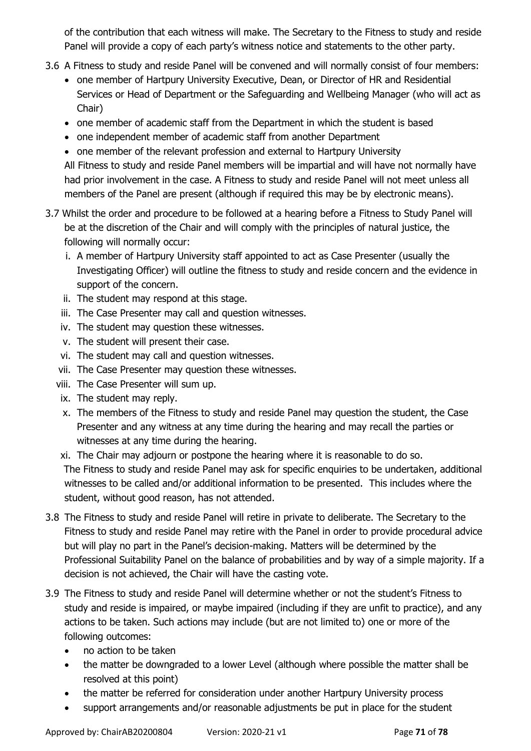of the contribution that each witness will make. The Secretary to the Fitness to study and reside Panel will provide a copy of each party's witness notice and statements to the other party.

3.6 A Fitness to study and reside Panel will be convened and will normally consist of four members:
- one member of Hartpury University Executive, Dean, or Director of HR and Residential Services or Head of Department or the Safeguarding and Wellbeing Manager (who will act as Chair)
- one member of academic staff from the Department in which the student is based
- one independent member of academic staff from another Department
- one member of the relevant profession and external to Hartpury University

All Fitness to study and reside Panel members will be impartial and will have not normally have had prior involvement in the case. A Fitness to study and reside Panel will not meet unless all members of the Panel are present (although if required this may be by electronic means).

3.7 Whilst the order and procedure to be followed at a hearing before a Fitness to Study Panel will be at the discretion of the Chair and will comply with the principles of natural justice, the following will normally occur:

i. A member of Hartpury University staff appointed to act as Case Presenter (usually the Investigating Officer) will outline the fitness to study and reside concern and the evidence in support of the concern.
ii. The student may respond at this stage.
iii. The Case Presenter may call and question witnesses.
iv. The student may question these witnesses.
v. The student will present their case.
vi. The student may call and question witnesses.
vii. The Case Presenter may question these witnesses.
viii. The Case Presenter will sum up.
ix. The student may reply.
x. The members of the Fitness to study and reside Panel may question the student, the Case Presenter and any witness at any time during the hearing and may recall the parties or witnesses at any time during the hearing.
xi. The Chair may adjourn or postpone the hearing where it is reasonable to do so.

The Fitness to study and reside Panel may ask for specific enquiries to be undertaken, additional witnesses to be called and/or additional information to be presented. This includes where the student, without good reason, has not attended.

3.8 The Fitness to study and reside Panel will retire in private to deliberate. The Secretary to the Fitness to study and reside Panel may retire with the Panel in order to provide procedural advice but will play no part in the Panel's decision-making. Matters will be determined by the Professional Suitability Panel on the balance of probabilities and by way of a simple majority. If a decision is not achieved, the Chair will have the casting vote.

3.9 The Fitness to study and reside Panel will determine whether or not the student's Fitness to study and reside is impaired, or maybe impaired (including if they are unfit to practice), and any actions to be taken. Such actions may include (but are not limited to) one or more of the following outcomes:
- no action to be taken
- the matter be downgraded to a lower Level (although where possible the matter shall be resolved at this point)
- the matter be referred for consideration under another Hartpury University process
- support arrangements and/or reasonable adjustments be put in place for the student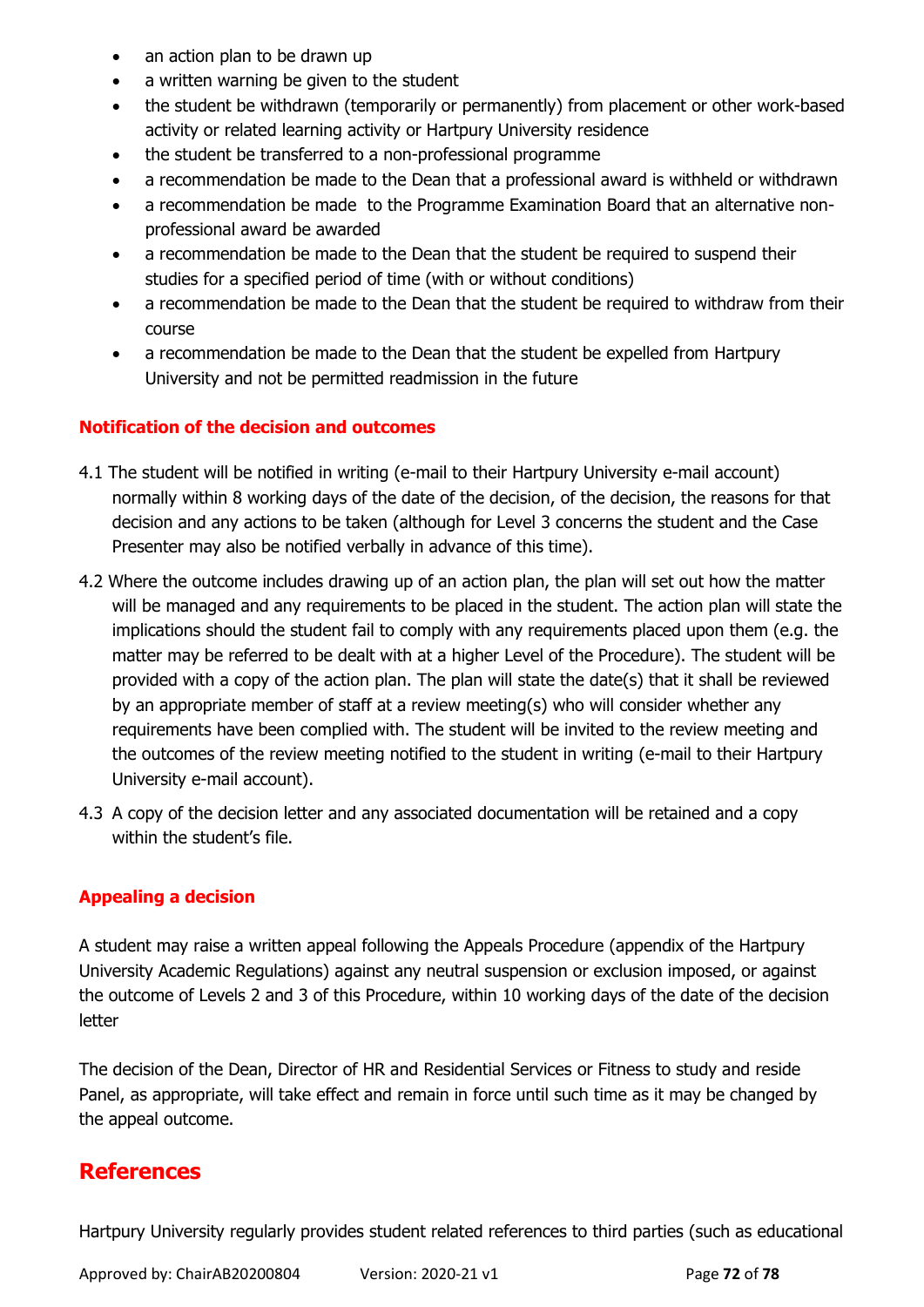- an action plan to be drawn up
- a written warning be given to the student
- the student be withdrawn (temporarily or permanently) from placement or other work-based activity or related learning activity or Hartpury University residence
- the student be transferred to a non-professional programme
- a recommendation be made to the Dean that a professional award is withheld or withdrawn
- a recommendation be made to the Programme Examination Board that an alternative non-professional award be awarded
- a recommendation be made to the Dean that the student be required to suspend their studies for a specified period of time (with or without conditions)
- a recommendation be made to the Dean that the student be required to withdraw from their course
- a recommendation be made to the Dean that the student be expelled from Hartpury University and not be permitted readmission in the future

### Notification of the decision and outcomes

4.1 The student will be notified in writing (e-mail to their Hartpury University e-mail account) normally within 8 working days of the date of the decision, of the decision, the reasons for that decision and any actions to be taken (although for Level 3 concerns the student and the Case Presenter may also be notified verbally in advance of this time).

4.2 Where the outcome includes drawing up of an action plan, the plan will set out how the matter will be managed and any requirements to be placed in the student. The action plan will state the implications should the student fail to comply with any requirements placed upon them (e.g. the matter may be referred to be dealt with at a higher Level of the Procedure). The student will be provided with a copy of the action plan. The plan will state the date(s) that it shall be reviewed by an appropriate member of staff at a review meeting(s) who will consider whether any requirements have been complied with. The student will be invited to the review meeting and the outcomes of the review meeting notified to the student in writing (e-mail to their Hartpury University e-mail account).

4.3 A copy of the decision letter and any associated documentation will be retained and a copy within the student's file.

### Appealing a decision

A student may raise a written appeal following the Appeals Procedure (appendix of the Hartpury University Academic Regulations) against any neutral suspension or exclusion imposed, or against the outcome of Levels 2 and 3 of this Procedure, within 10 working days of the date of the decision letter

The decision of the Dean, Director of HR and Residential Services or Fitness to study and reside Panel, as appropriate, will take effect and remain in force until such time as it may be changed by the appeal outcome.

## References

Hartpury University regularly provides student related references to third parties (such as educational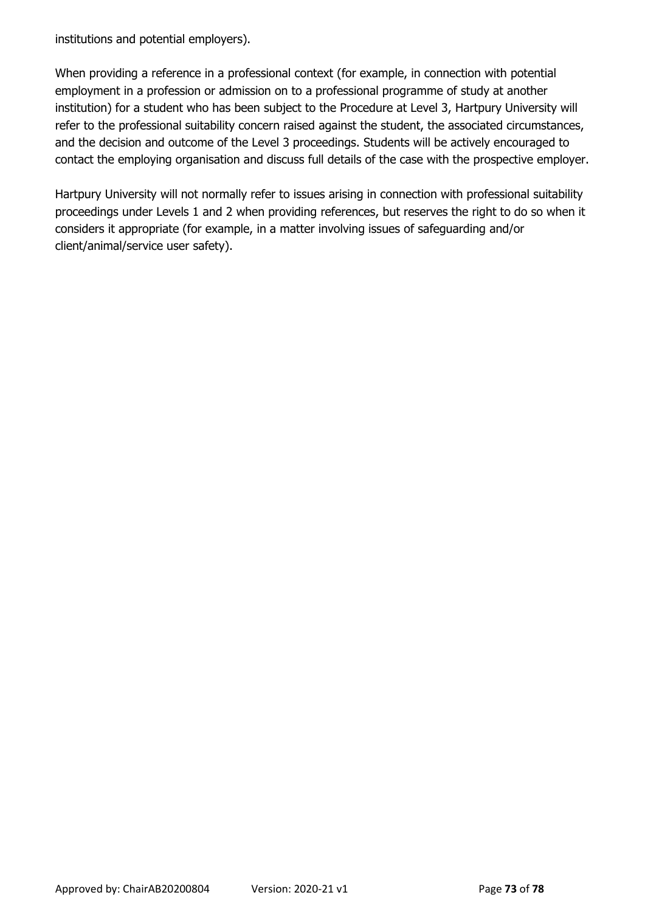institutions and potential employers).

When providing a reference in a professional context (for example, in connection with potential employment in a profession or admission on to a professional programme of study at another institution) for a student who has been subject to the Procedure at Level 3, Hartpury University will refer to the professional suitability concern raised against the student, the associated circumstances, and the decision and outcome of the Level 3 proceedings. Students will be actively encouraged to contact the employing organisation and discuss full details of the case with the prospective employer.

Hartpury University will not normally refer to issues arising in connection with professional suitability proceedings under Levels 1 and 2 when providing references, but reserves the right to do so when it considers it appropriate (for example, in a matter involving issues of safeguarding and/or client/animal/service user safety).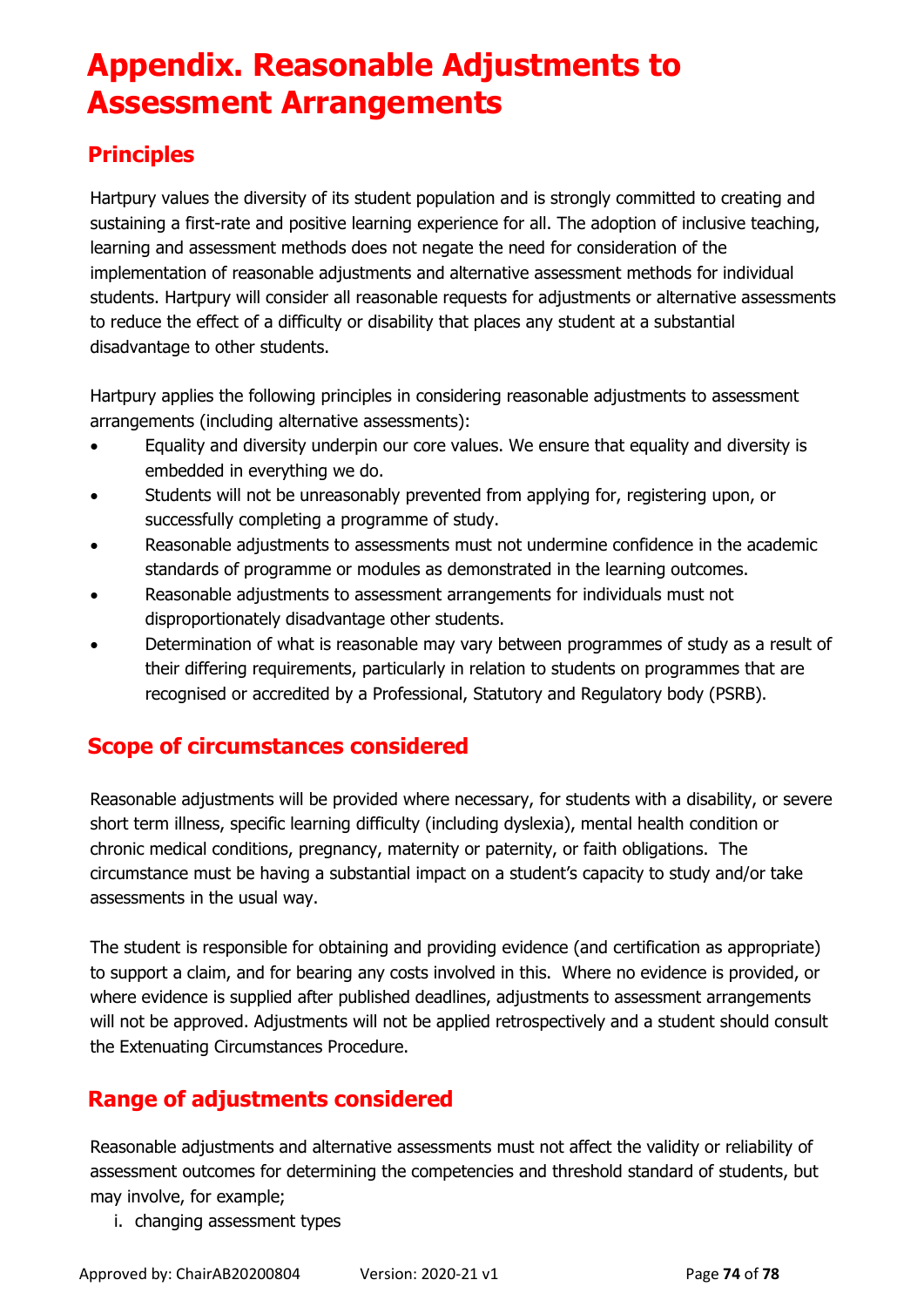# Appendix. Reasonable Adjustments to Assessment Arrangements

## Principles

Hartpury values the diversity of its student population and is strongly committed to creating and sustaining a first-rate and positive learning experience for all. The adoption of inclusive teaching, learning and assessment methods does not negate the need for consideration of the implementation of reasonable adjustments and alternative assessment methods for individual students. Hartpury will consider all reasonable requests for adjustments or alternative assessments to reduce the effect of a difficulty or disability that places any student at a substantial disadvantage to other students.

Hartpury applies the following principles in considering reasonable adjustments to assessment arrangements (including alternative assessments):

- Equality and diversity underpin our core values. We ensure that equality and diversity is embedded in everything we do.
- Students will not be unreasonably prevented from applying for, registering upon, or successfully completing a programme of study.
- Reasonable adjustments to assessments must not undermine confidence in the academic standards of programme or modules as demonstrated in the learning outcomes.
- Reasonable adjustments to assessment arrangements for individuals must not disproportionately disadvantage other students.
- Determination of what is reasonable may vary between programmes of study as a result of their differing requirements, particularly in relation to students on programmes that are recognised or accredited by a Professional, Statutory and Regulatory body (PSRB).

## Scope of circumstances considered

Reasonable adjustments will be provided where necessary, for students with a disability, or severe short term illness, specific learning difficulty (including dyslexia), mental health condition or chronic medical conditions, pregnancy, maternity or paternity, or faith obligations. The circumstance must be having a substantial impact on a student's capacity to study and/or take assessments in the usual way.

The student is responsible for obtaining and providing evidence (and certification as appropriate) to support a claim, and for bearing any costs involved in this. Where no evidence is provided, or where evidence is supplied after published deadlines, adjustments to assessment arrangements will not be approved. Adjustments will not be applied retrospectively and a student should consult the Extenuating Circumstances Procedure.

## Range of adjustments considered

Reasonable adjustments and alternative assessments must not affect the validity or reliability of assessment outcomes for determining the competencies and threshold standard of students, but may involve, for example;

i. changing assessment types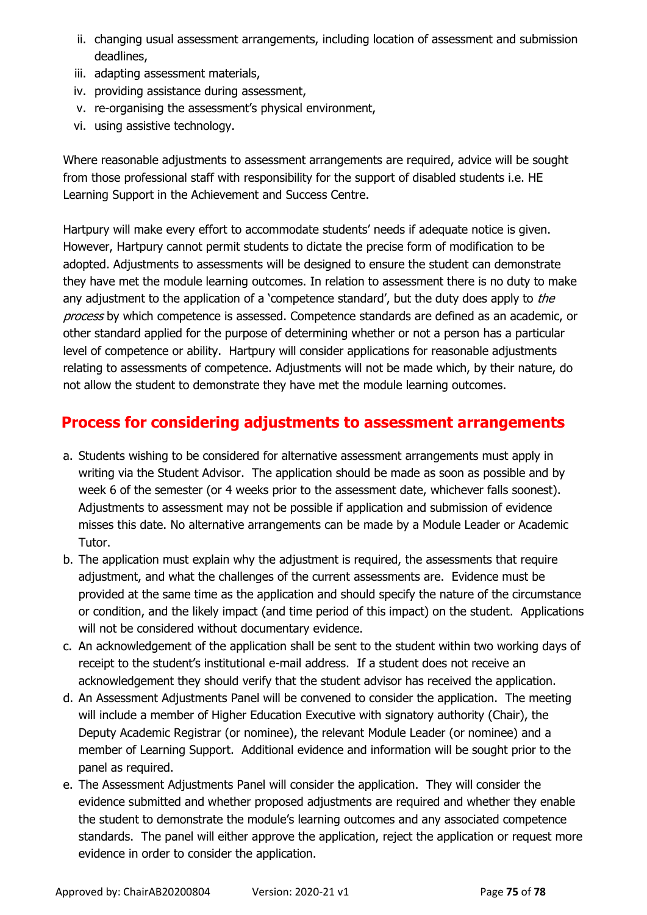ii. changing usual assessment arrangements, including location of assessment and submission deadlines,
iii. adapting assessment materials,
iv. providing assistance during assessment,
v. re-organising the assessment's physical environment,
vi. using assistive technology.

Where reasonable adjustments to assessment arrangements are required, advice will be sought from those professional staff with responsibility for the support of disabled students i.e. HE Learning Support in the Achievement and Success Centre.

Hartpury will make every effort to accommodate students' needs if adequate notice is given. However, Hartpury cannot permit students to dictate the precise form of modification to be adopted. Adjustments to assessments will be designed to ensure the student can demonstrate they have met the module learning outcomes. In relation to assessment there is no duty to make any adjustment to the application of a 'competence standard', but the duty does apply to *the process* by which competence is assessed. Competence standards are defined as an academic, or other standard applied for the purpose of determining whether or not a person has a particular level of competence or ability. Hartpury will consider applications for reasonable adjustments relating to assessments of competence. Adjustments will not be made which, by their nature, do not allow the student to demonstrate they have met the module learning outcomes.

## Process for considering adjustments to assessment arrangements

a. Students wishing to be considered for alternative assessment arrangements must apply in writing via the Student Advisor. The application should be made as soon as possible and by week 6 of the semester (or 4 weeks prior to the assessment date, whichever falls soonest). Adjustments to assessment may not be possible if application and submission of evidence misses this date. No alternative arrangements can be made by a Module Leader or Academic Tutor.
b. The application must explain why the adjustment is required, the assessments that require adjustment, and what the challenges of the current assessments are. Evidence must be provided at the same time as the application and should specify the nature of the circumstance or condition, and the likely impact (and time period of this impact) on the student. Applications will not be considered without documentary evidence.
c. An acknowledgement of the application shall be sent to the student within two working days of receipt to the student's institutional e-mail address. If a student does not receive an acknowledgement they should verify that the student advisor has received the application.
d. An Assessment Adjustments Panel will be convened to consider the application. The meeting will include a member of Higher Education Executive with signatory authority (Chair), the Deputy Academic Registrar (or nominee), the relevant Module Leader (or nominee) and a member of Learning Support. Additional evidence and information will be sought prior to the panel as required.
e. The Assessment Adjustments Panel will consider the application. They will consider the evidence submitted and whether proposed adjustments are required and whether they enable the student to demonstrate the module's learning outcomes and any associated competence standards. The panel will either approve the application, reject the application or request more evidence in order to consider the application.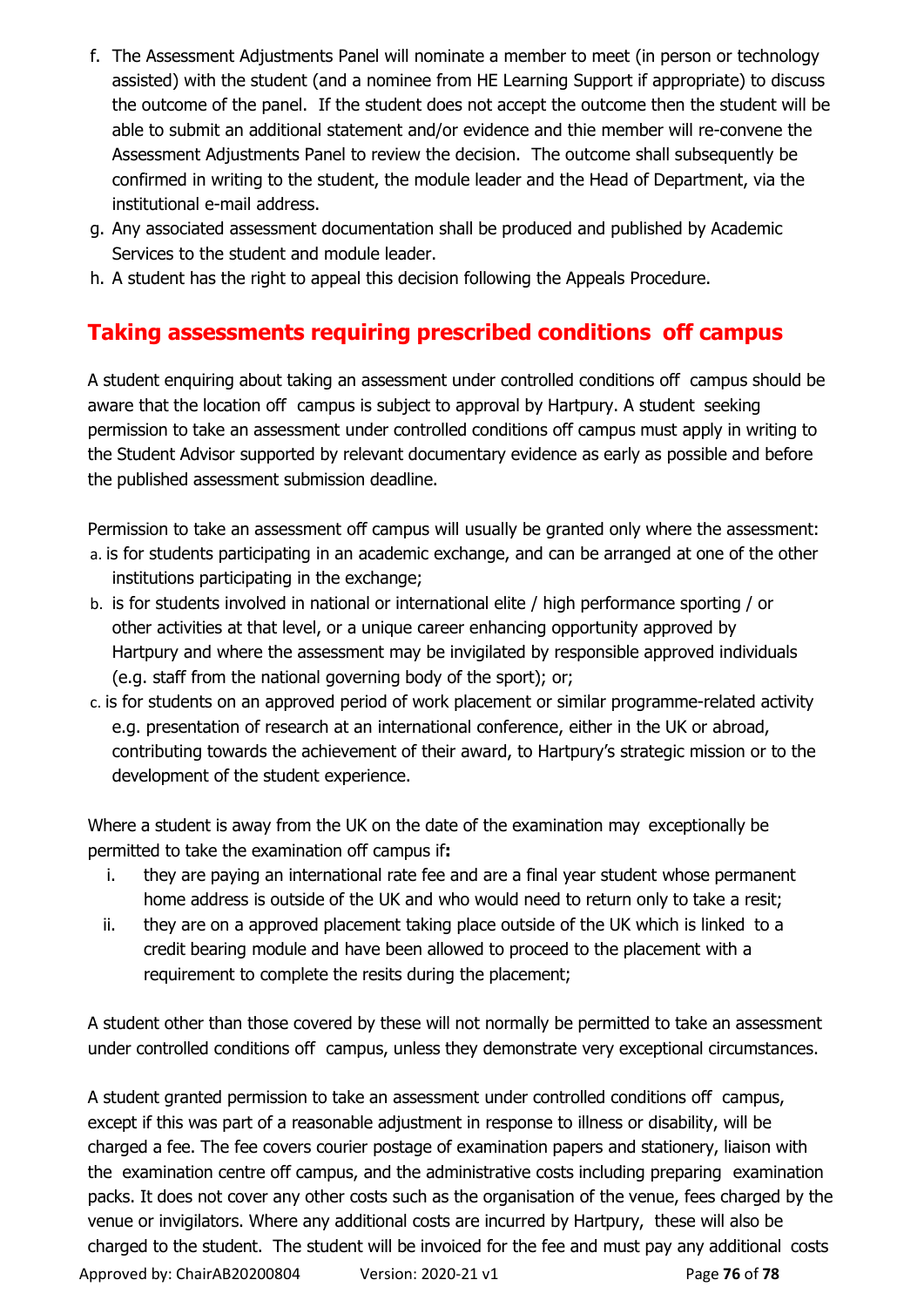f. The Assessment Adjustments Panel will nominate a member to meet (in person or technology assisted) with the student (and a nominee from HE Learning Support if appropriate) to discuss the outcome of the panel. If the student does not accept the outcome then the student will be able to submit an additional statement and/or evidence and thie member will re-convene the Assessment Adjustments Panel to review the decision. The outcome shall subsequently be confirmed in writing to the student, the module leader and the Head of Department, via the institutional e-mail address.
g. Any associated assessment documentation shall be produced and published by Academic Services to the student and module leader.
h. A student has the right to appeal this decision following the Appeals Procedure.

## Taking assessments requiring prescribed conditions off campus

A student enquiring about taking an assessment under controlled conditions off campus should be aware that the location off campus is subject to approval by Hartpury. A student seeking permission to take an assessment under controlled conditions off campus must apply in writing to the Student Advisor supported by relevant documentary evidence as early as possible and before the published assessment submission deadline.

Permission to take an assessment off campus will usually be granted only where the assessment:

a. is for students participating in an academic exchange, and can be arranged at one of the other institutions participating in the exchange;
b. is for students involved in national or international elite / high performance sporting / or other activities at that level, or a unique career enhancing opportunity approved by Hartpury and where the assessment may be invigilated by responsible approved individuals (e.g. staff from the national governing body of the sport); or;
c. is for students on an approved period of work placement or similar programme-related activity e.g. presentation of research at an international conference, either in the UK or abroad, contributing towards the achievement of their award, to Hartpury's strategic mission or to the development of the student experience.

Where a student is away from the UK on the date of the examination may exceptionally be permitted to take the examination off campus if**:**

i. they are paying an international rate fee and are a final year student whose permanent home address is outside of the UK and who would need to return only to take a resit;
ii. they are on a approved placement taking place outside of the UK which is linked to a credit bearing module and have been allowed to proceed to the placement with a requirement to complete the resits during the placement;

A student other than those covered by these will not normally be permitted to take an assessment under controlled conditions off campus, unless they demonstrate very exceptional circumstances.

A student granted permission to take an assessment under controlled conditions off campus, except if this was part of a reasonable adjustment in response to illness or disability, will be charged a fee. The fee covers courier postage of examination papers and stationery, liaison with the examination centre off campus, and the administrative costs including preparing examination packs. It does not cover any other costs such as the organisation of the venue, fees charged by the venue or invigilators. Where any additional costs are incurred by Hartpury, these will also be charged to the student. The student will be invoiced for the fee and must pay any additional costs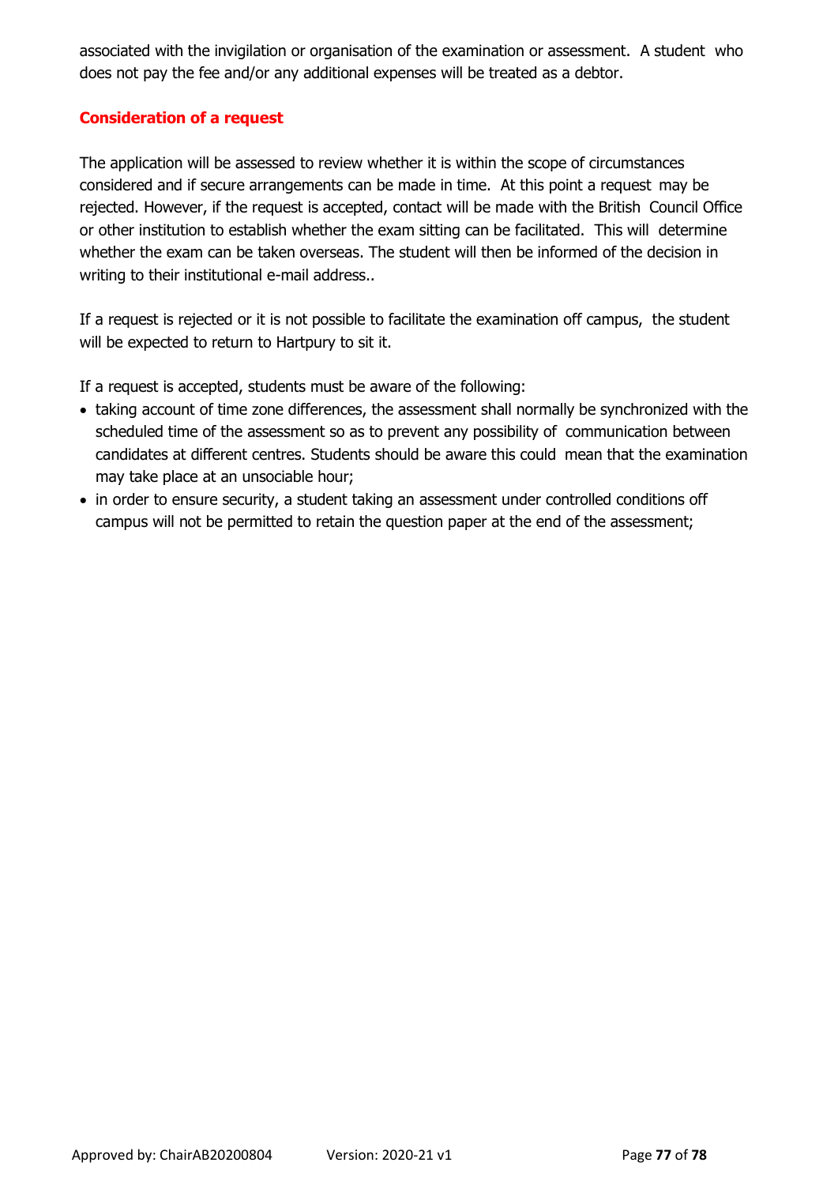associated with the invigilation or organisation of the examination or assessment. A student who does not pay the fee and/or any additional expenses will be treated as a debtor.

### Consideration of a request

The application will be assessed to review whether it is within the scope of circumstances considered and if secure arrangements can be made in time. At this point a request may be rejected. However, if the request is accepted, contact will be made with the British Council Office or other institution to establish whether the exam sitting can be facilitated. This will determine whether the exam can be taken overseas. The student will then be informed of the decision in writing to their institutional e-mail address..

If a request is rejected or it is not possible to facilitate the examination off campus, the student will be expected to return to Hartpury to sit it.

If a request is accepted, students must be aware of the following:

- taking account of time zone differences, the assessment shall normally be synchronized with the scheduled time of the assessment so as to prevent any possibility of communication between candidates at different centres. Students should be aware this could mean that the examination may take place at an unsociable hour;
- in order to ensure security, a student taking an assessment under controlled conditions off campus will not be permitted to retain the question paper at the end of the assessment;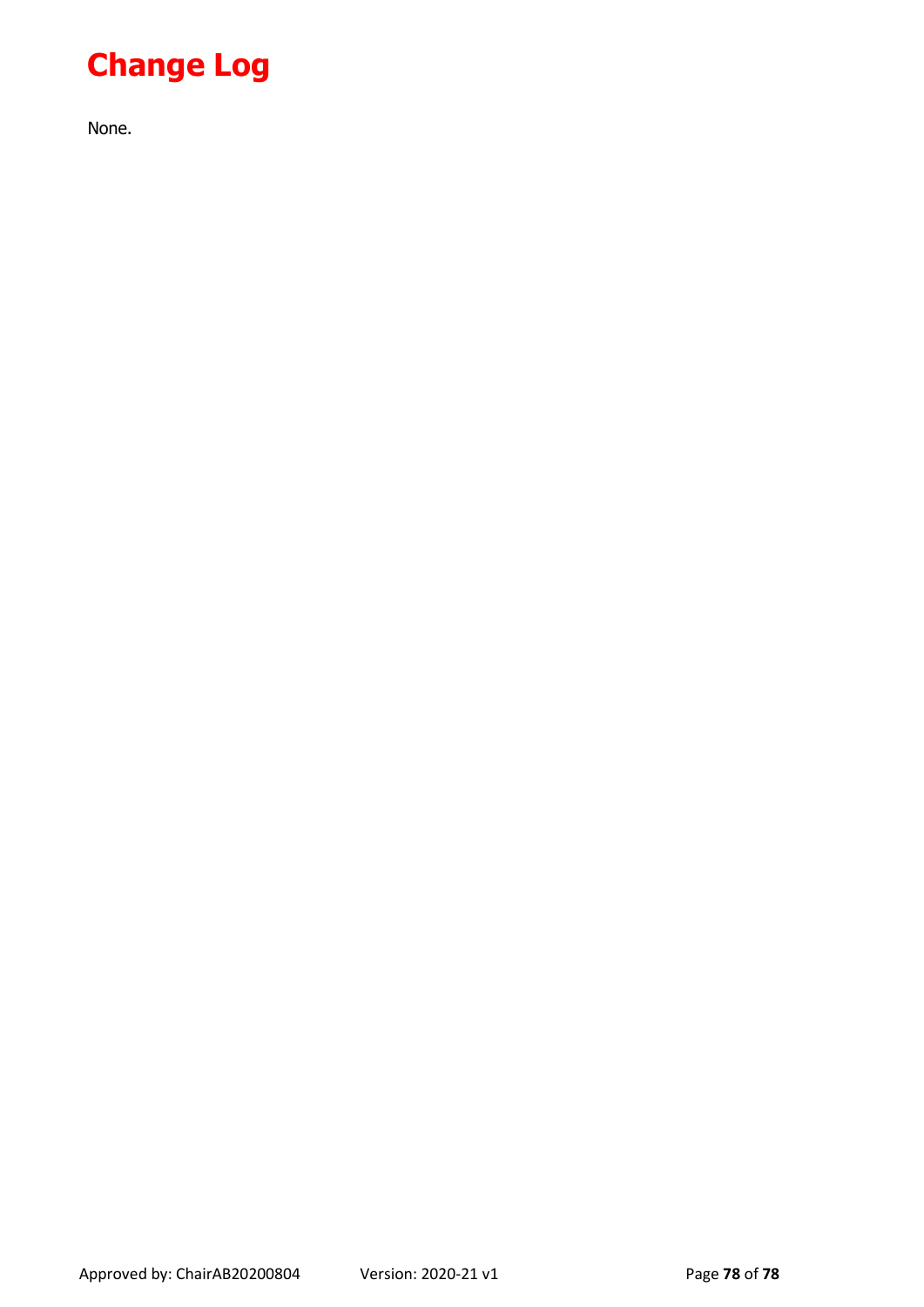# Change Log

None.